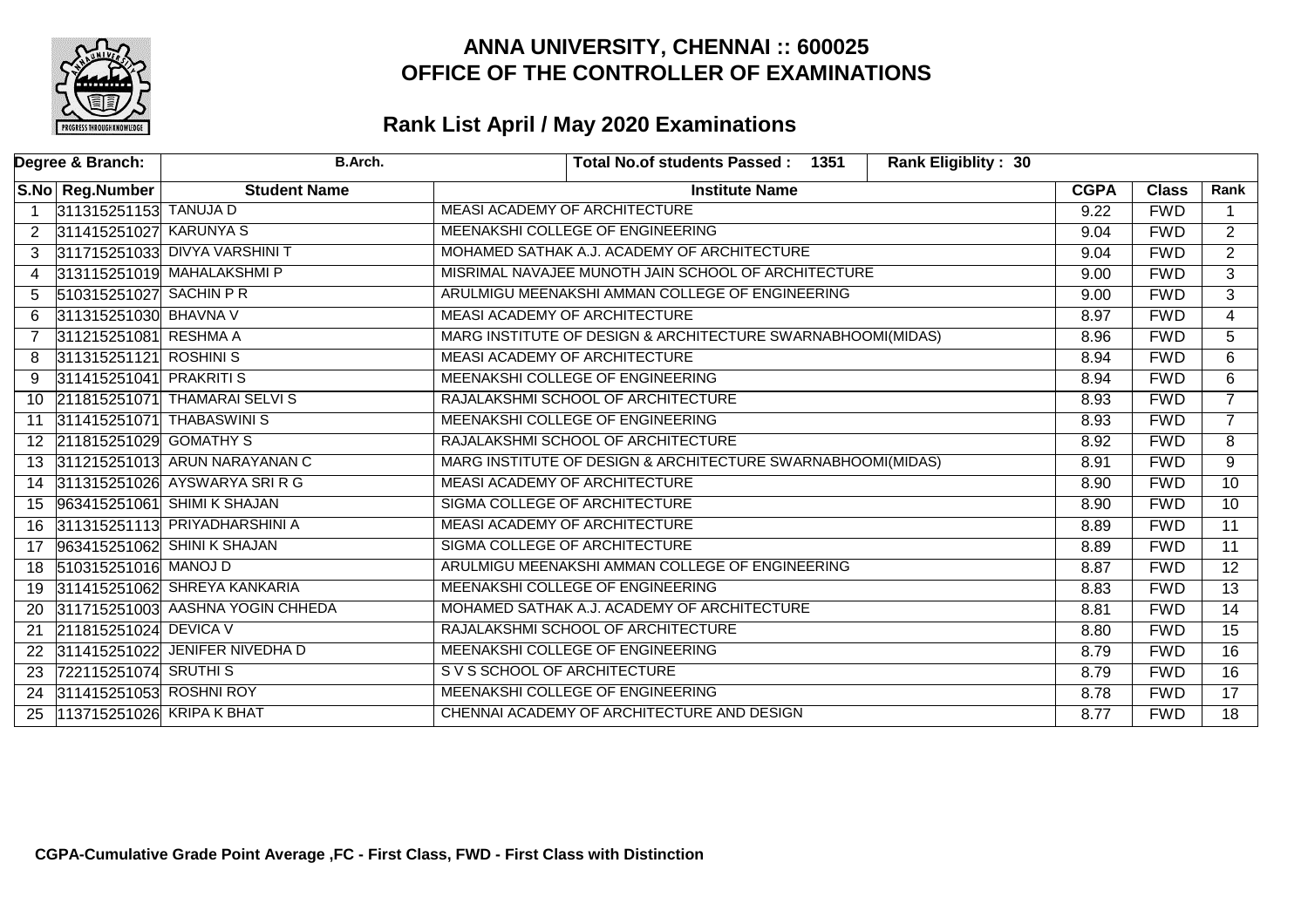# ANNA UNIVERSITY, CHENNAI :: 600025
# OFFICE OF THE CONTROLLER OF EXAMINATIONS

## Rank List April / May 2020 Examinations

| Degree & Branch: | B.Arch. | Total No.of students Passed : 1351 | Rank Eligiblity : 30 | | | |
|---|---|---|---|---|---|---|
| **S.No** | **Reg.Number** | **Student Name** | **Institute Name** | **CGPA** | **Class** | **Rank** |
| 1 | 311315251153 | TANUJA D | MEASI ACADEMY OF ARCHITECTURE | 9.22 | FWD | 1 |
| 2 | 311415251027 | KARUNYA S | MEENAKSHI COLLEGE OF ENGINEERING | 9.04 | FWD | 2 |
| 3 | 311715251033 | DIVYA VARSHINI T | MOHAMED SATHAK A.J. ACADEMY OF ARCHITECTURE | 9.04 | FWD | 2 |
| 4 | 313115251019 | MAHALAKSHMI P | MISRIMAL NAVAJEE MUNOTH JAIN SCHOOL OF ARCHITECTURE | 9.00 | FWD | 3 |
| 5 | 510315251027 | SACHIN P R | ARULMIGU MEENAKSHI AMMAN COLLEGE OF ENGINEERING | 9.00 | FWD | 3 |
| 6 | 311315251030 | BHAVNA V | MEASI ACADEMY OF ARCHITECTURE | 8.97 | FWD | 4 |
| 7 | 311215251081 | RESHMA A | MARG INSTITUTE OF DESIGN & ARCHITECTURE SWARNABHOOMI(MIDAS) | 8.96 | FWD | 5 |
| 8 | 311315251121 | ROSHINI S | MEASI ACADEMY OF ARCHITECTURE | 8.94 | FWD | 6 |
| 9 | 311415251041 | PRAKRITI S | MEENAKSHI COLLEGE OF ENGINEERING | 8.94 | FWD | 6 |
| 10 | 211815251071 | THAMARAI SELVI S | RAJALAKSHMI SCHOOL OF ARCHITECTURE | 8.93 | FWD | 7 |
| 11 | 311415251071 | THABASWINI S | MEENAKSHI COLLEGE OF ENGINEERING | 8.93 | FWD | 7 |
| 12 | 211815251029 | GOMATHY S | RAJALAKSHMI SCHOOL OF ARCHITECTURE | 8.92 | FWD | 8 |
| 13 | 311215251013 | ARUN NARAYANAN C | MARG INSTITUTE OF DESIGN & ARCHITECTURE SWARNABHOOMI(MIDAS) | 8.91 | FWD | 9 |
| 14 | 311315251026 | AYSWARYA SRI R G | MEASI ACADEMY OF ARCHITECTURE | 8.90 | FWD | 10 |
| 15 | 963415251061 | SHIMI K SHAJAN | SIGMA COLLEGE OF ARCHITECTURE | 8.90 | FWD | 10 |
| 16 | 311315251113 | PRIYADHARSHINI A | MEASI ACADEMY OF ARCHITECTURE | 8.89 | FWD | 11 |
| 17 | 963415251062 | SHINI K SHAJAN | SIGMA COLLEGE OF ARCHITECTURE | 8.89 | FWD | 11 |
| 18 | 510315251016 | MANOJ D | ARULMIGU MEENAKSHI AMMAN COLLEGE OF ENGINEERING | 8.87 | FWD | 12 |
| 19 | 311415251062 | SHREYA KANKARIA | MEENAKSHI COLLEGE OF ENGINEERING | 8.83 | FWD | 13 |
| 20 | 311715251003 | AASHNA YOGIN CHHEDA | MOHAMED SATHAK A.J. ACADEMY OF ARCHITECTURE | 8.81 | FWD | 14 |
| 21 | 211815251024 | DEVICA V | RAJALAKSHMI SCHOOL OF ARCHITECTURE | 8.80 | FWD | 15 |
| 22 | 311415251022 | JENIFER NIVEDHA D | MEENAKSHI COLLEGE OF ENGINEERING | 8.79 | FWD | 16 |
| 23 | 722115251074 | SRUTHI S | S V S SCHOOL OF ARCHITECTURE | 8.79 | FWD | 16 |
| 24 | 311415251053 | ROSHNI ROY | MEENAKSHI COLLEGE OF ENGINEERING | 8.78 | FWD | 17 |
| 25 | 113715251026 | KRIPA K BHAT | CHENNAI ACADEMY OF ARCHITECTURE AND DESIGN | 8.77 | FWD | 18 |

**CGPA-Cumulative Grade Point Average ,FC - First Class, FWD - First Class with Distinction**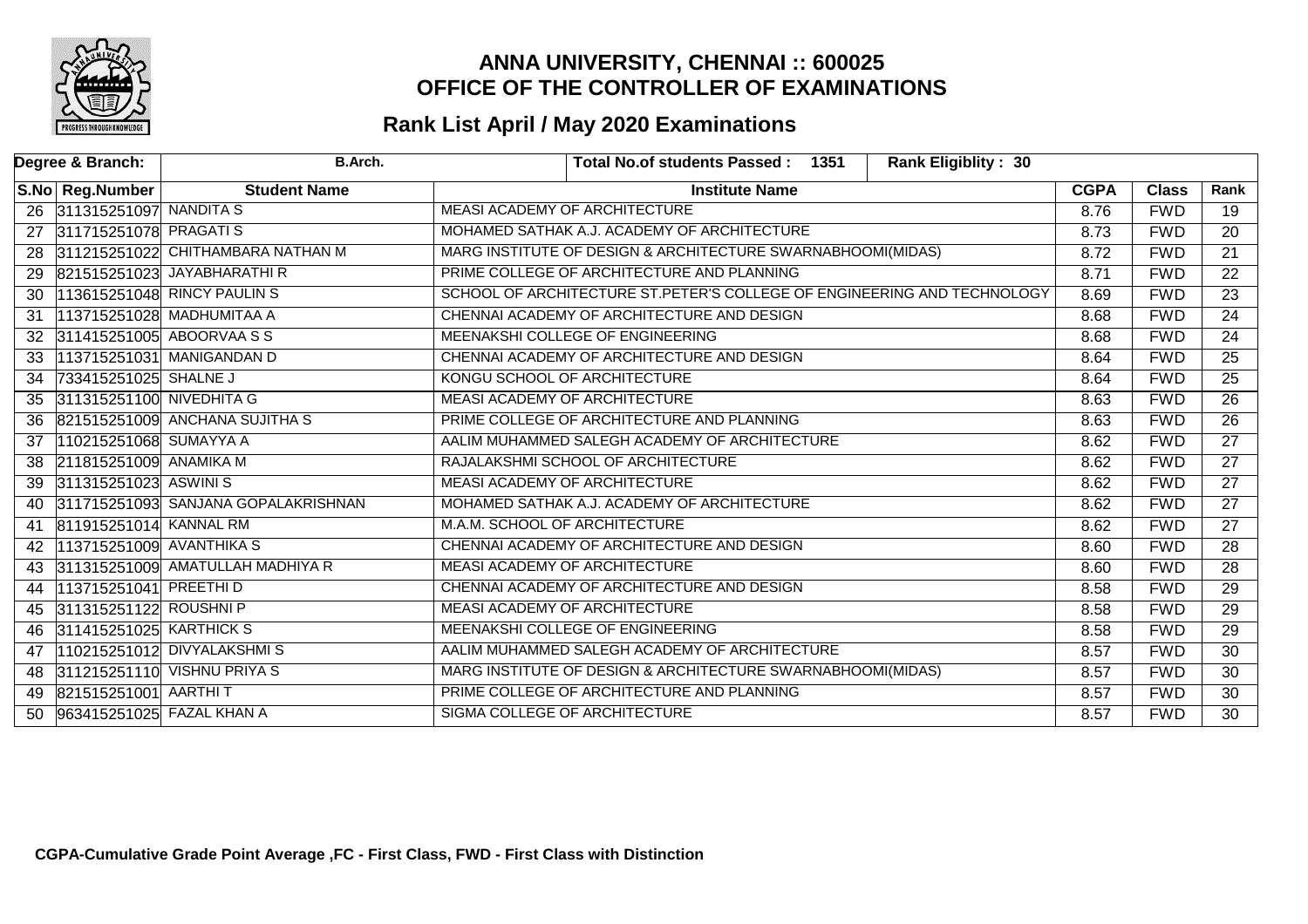# ANNA UNIVERSITY, CHENNAI :: 600025
# OFFICE OF THE CONTROLLER OF EXAMINATIONS

## Rank List April / May 2020 Examinations

| Degree & Branch: | B.Arch. | Total No.of students Passed : 1351 | Rank Eligiblity : 30 | | | |
|---|---|---|---|---|---|---|
| **S.No** | **Reg.Number** | **Student Name** | **Institute Name** | **CGPA** | **Class** | **Rank** |
| 26 | 311315251097 | NANDITA S | MEASI ACADEMY OF ARCHITECTURE | 8.76 | FWD | 19 |
| 27 | 311715251078 | PRAGATI S | MOHAMED SATHAK A.J. ACADEMY OF ARCHITECTURE | 8.73 | FWD | 20 |
| 28 | 311215251022 | CHITHAMBARA NATHAN M | MARG INSTITUTE OF DESIGN & ARCHITECTURE SWARNABHOOMI(MIDAS) | 8.72 | FWD | 21 |
| 29 | 821515251023 | JAYABHARATHI R | PRIME COLLEGE OF ARCHITECTURE AND PLANNING | 8.71 | FWD | 22 |
| 30 | 113615251048 | RINCY PAULIN S | SCHOOL OF ARCHITECTURE ST.PETER'S COLLEGE OF ENGINEERING AND TECHNOLOGY | 8.69 | FWD | 23 |
| 31 | 113715251028 | MADHUMITAA A | CHENNAI ACADEMY OF ARCHITECTURE AND DESIGN | 8.68 | FWD | 24 |
| 32 | 311415251005 | ABOORVAA S S | MEENAKSHI COLLEGE OF ENGINEERING | 8.68 | FWD | 24 |
| 33 | 113715251031 | MANIGANDAN D | CHENNAI ACADEMY OF ARCHITECTURE AND DESIGN | 8.64 | FWD | 25 |
| 34 | 733415251025 | SHALNE J | KONGU SCHOOL OF ARCHITECTURE | 8.64 | FWD | 25 |
| 35 | 311315251100 | NIVEDHITA G | MEASI ACADEMY OF ARCHITECTURE | 8.63 | FWD | 26 |
| 36 | 821515251009 | ANCHANA SUJITHA S | PRIME COLLEGE OF ARCHITECTURE AND PLANNING | 8.63 | FWD | 26 |
| 37 | 110215251068 | SUMAYYA A | AALIM MUHAMMED SALEGH ACADEMY OF ARCHITECTURE | 8.62 | FWD | 27 |
| 38 | 211815251009 | ANAMIKA M | RAJALAKSHMI SCHOOL OF ARCHITECTURE | 8.62 | FWD | 27 |
| 39 | 311315251023 | ASWINI S | MEASI ACADEMY OF ARCHITECTURE | 8.62 | FWD | 27 |
| 40 | 311715251093 | SANJANA GOPALAKRISHNAN | MOHAMED SATHAK A.J. ACADEMY OF ARCHITECTURE | 8.62 | FWD | 27 |
| 41 | 811915251014 | KANNAL RM | M.A.M. SCHOOL OF ARCHITECTURE | 8.62 | FWD | 27 |
| 42 | 113715251009 | AVANTHIKA S | CHENNAI ACADEMY OF ARCHITECTURE AND DESIGN | 8.60 | FWD | 28 |
| 43 | 311315251009 | AMATULLAH MADHIYA R | MEASI ACADEMY OF ARCHITECTURE | 8.60 | FWD | 28 |
| 44 | 113715251041 | PREETHI D | CHENNAI ACADEMY OF ARCHITECTURE AND DESIGN | 8.58 | FWD | 29 |
| 45 | 311315251122 | ROUSHNI P | MEASI ACADEMY OF ARCHITECTURE | 8.58 | FWD | 29 |
| 46 | 311415251025 | KARTHICK S | MEENAKSHI COLLEGE OF ENGINEERING | 8.58 | FWD | 29 |
| 47 | 110215251012 | DIVYALAKSHMI S | AALIM MUHAMMED SALEGH ACADEMY OF ARCHITECTURE | 8.57 | FWD | 30 |
| 48 | 311215251110 | VISHNU PRIYA S | MARG INSTITUTE OF DESIGN & ARCHITECTURE SWARNABHOOMI(MIDAS) | 8.57 | FWD | 30 |
| 49 | 821515251001 | AARTHI T | PRIME COLLEGE OF ARCHITECTURE AND PLANNING | 8.57 | FWD | 30 |
| 50 | 963415251025 | FAZAL KHAN A | SIGMA COLLEGE OF ARCHITECTURE | 8.57 | FWD | 30 |

**CGPA-Cumulative Grade Point Average ,FC - First Class, FWD - First Class with Distinction**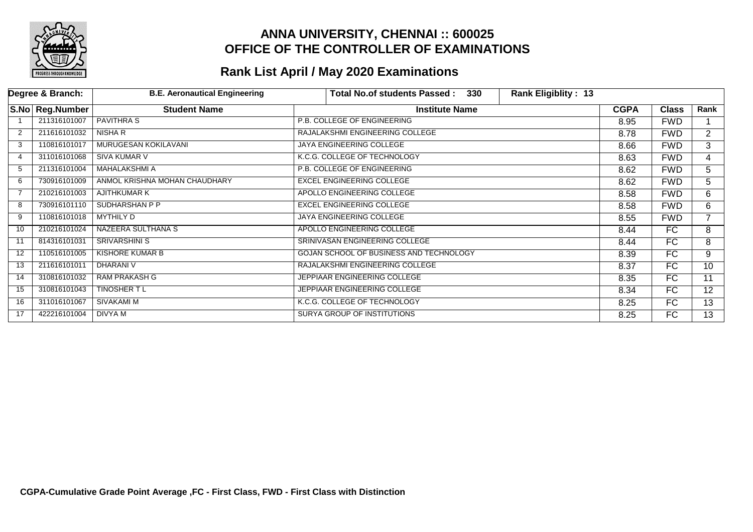# ANNA UNIVERSITY, CHENNAI :: 600025
## OFFICE OF THE CONTROLLER OF EXAMINATIONS

## Rank List April / May 2020 Examinations

| Degree & Branch: | B.E. Aeronautical Engineering | Total No.of students Passed : 330 | Rank Eligiblity : 13 | | | |
|---|---|---|---|---|---|---|
| **S.No** | **Reg.Number** | **Student Name** | **Institute Name** | **CGPA** | **Class** | **Rank** |
| 1 | 211316101007 | PAVITHRA S | P.B. COLLEGE OF ENGINEERING | 8.95 | FWD | 1 |
| 2 | 211616101032 | NISHA R | RAJALAKSHMI ENGINEERING COLLEGE | 8.78 | FWD | 2 |
| 3 | 110816101017 | MURUGESAN KOKILAVANI | JAYA ENGINEERING COLLEGE | 8.66 | FWD | 3 |
| 4 | 311016101068 | SIVA KUMAR V | K.C.G. COLLEGE OF TECHNOLOGY | 8.63 | FWD | 4 |
| 5 | 211316101004 | MAHALAKSHMI A | P.B. COLLEGE OF ENGINEERING | 8.62 | FWD | 5 |
| 6 | 730916101009 | ANMOL KRISHNA MOHAN CHAUDHARY | EXCEL ENGINEERING COLLEGE | 8.62 | FWD | 5 |
| 7 | 210216101003 | AJITHKUMAR K | APOLLO ENGINEERING COLLEGE | 8.58 | FWD | 6 |
| 8 | 730916101110 | SUDHARSHAN P P | EXCEL ENGINEERING COLLEGE | 8.58 | FWD | 6 |
| 9 | 110816101018 | MYTHILY D | JAYA ENGINEERING COLLEGE | 8.55 | FWD | 7 |
| 10 | 210216101024 | NAZEERA SULTHANA S | APOLLO ENGINEERING COLLEGE | 8.44 | FC | 8 |
| 11 | 814316101031 | SRIVARSHINI S | SRINIVASAN ENGINEERING COLLEGE | 8.44 | FC | 8 |
| 12 | 110516101005 | KISHORE KUMAR B | GOJAN SCHOOL OF BUSINESS AND TECHNOLOGY | 8.39 | FC | 9 |
| 13 | 211616101011 | DHARANI V | RAJALAKSHMI ENGINEERING COLLEGE | 8.37 | FC | 10 |
| 14 | 310816101032 | RAM PRAKASH G | JEPPIAAR ENGINEERING COLLEGE | 8.35 | FC | 11 |
| 15 | 310816101043 | TINOSHER T L | JEPPIAAR ENGINEERING COLLEGE | 8.34 | FC | 12 |
| 16 | 311016101067 | SIVAKAMI M | K.C.G. COLLEGE OF TECHNOLOGY | 8.25 | FC | 13 |
| 17 | 422216101004 | DIVYA M | SURYA GROUP OF INSTITUTIONS | 8.25 | FC | 13 |

**CGPA-Cumulative Grade Point Average ,FC - First Class, FWD - First Class with Distinction**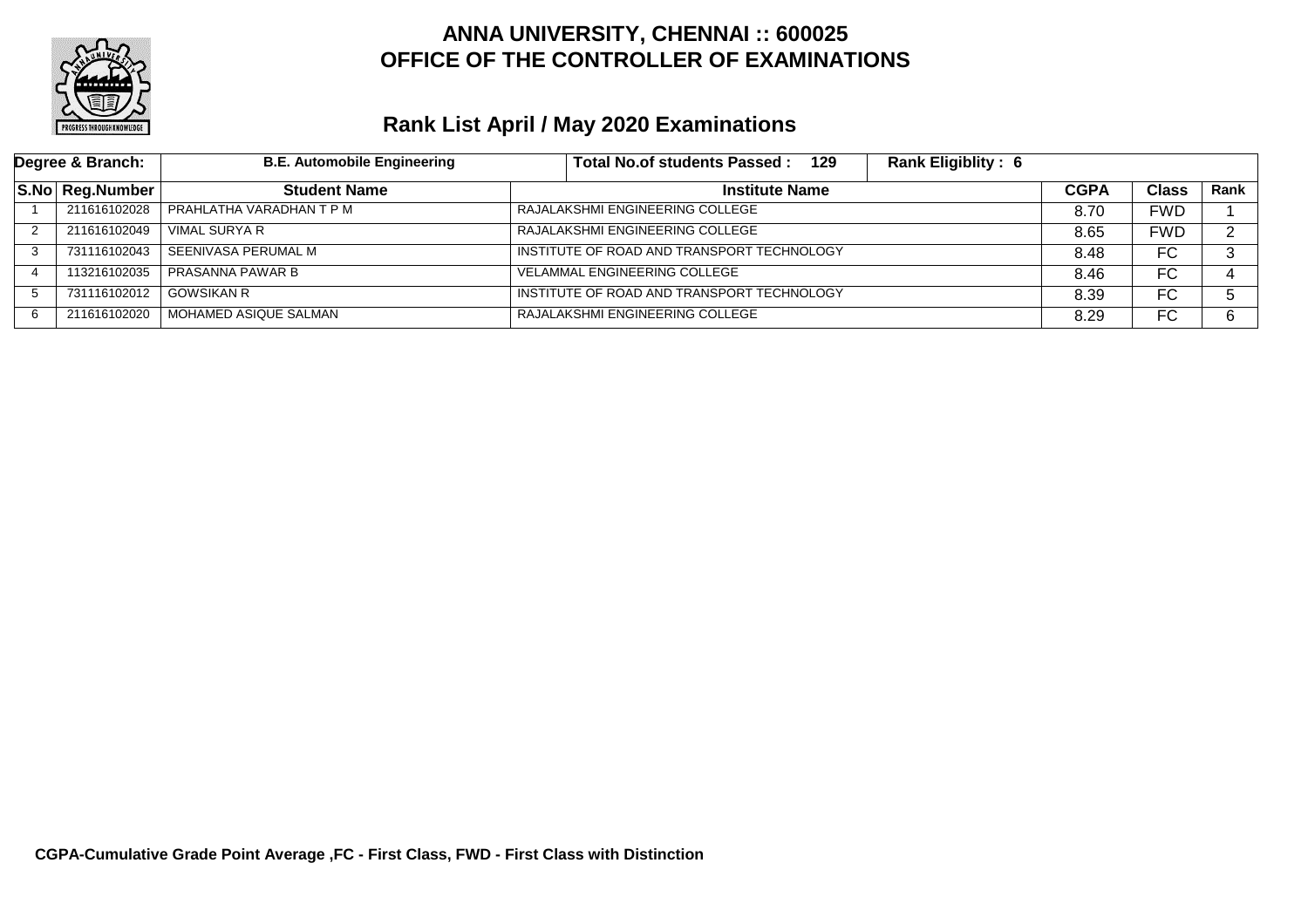# ANNA UNIVERSITY, CHENNAI :: 600025
# OFFICE OF THE CONTROLLER OF EXAMINATIONS

## Rank List April / May 2020 Examinations

| Degree & Branch: | B.E. Automobile Engineering | Total No.of students Passed : 129 | Rank Eligiblity : 6 | | |
|---|---|---|---|---|---|

| S.No | Reg.Number | Student Name | Institute Name | CGPA | Class | Rank |
|---|---|---|---|---|---|---|
| 1 | 211616102028 | PRAHLATHA VARADHAN T P M | RAJALAKSHMI ENGINEERING COLLEGE | 8.70 | FWD | 1 |
| 2 | 211616102049 | VIMAL SURYA R | RAJALAKSHMI ENGINEERING COLLEGE | 8.65 | FWD | 2 |
| 3 | 731116102043 | SEENIVASA PERUMAL M | INSTITUTE OF ROAD AND TRANSPORT TECHNOLOGY | 8.48 | FC | 3 |
| 4 | 113216102035 | PRASANNA PAWAR B | VELAMMAL ENGINEERING COLLEGE | 8.46 | FC | 4 |
| 5 | 731116102012 | GOWSIKAN R | INSTITUTE OF ROAD AND TRANSPORT TECHNOLOGY | 8.39 | FC | 5 |
| 6 | 211616102020 | MOHAMED ASIQUE SALMAN | RAJALAKSHMI ENGINEERING COLLEGE | 8.29 | FC | 6 |

**CGPA-Cumulative Grade Point Average ,FC - First Class, FWD - First Class with Distinction**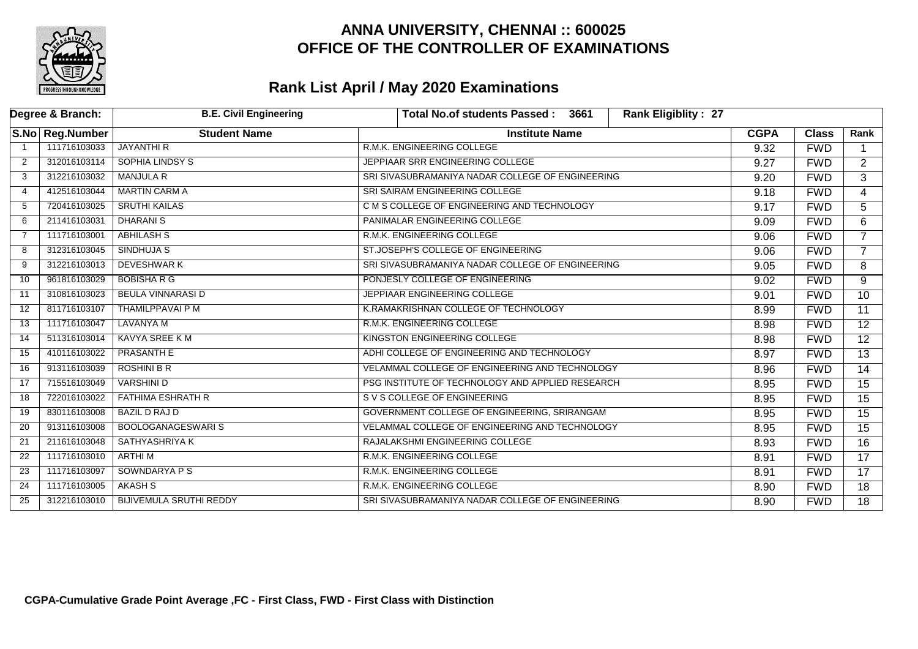# ANNA UNIVERSITY, CHENNAI :: 600025
# OFFICE OF THE CONTROLLER OF EXAMINATIONS

## Rank List April / May 2020 Examinations

| Degree & Branch: | B.E. Civil Engineering | Total No.of students Passed : 3661 | Rank Eligiblity : 27 | | | |
|---|---|---|---|---|---|---|
| **S.No** | **Reg.Number** | **Student Name** | **Institute Name** | **CGPA** | **Class** | **Rank** |
| 1 | 111716103033 | JAYANTHI R | R.M.K. ENGINEERING COLLEGE | 9.32 | FWD | 1 |
| 2 | 312016103114 | SOPHIA LINDSY S | JEPPIAAR SRR ENGINEERING COLLEGE | 9.27 | FWD | 2 |
| 3 | 312216103032 | MANJULA R | SRI SIVASUBRAMANIYA NADAR COLLEGE OF ENGINEERING | 9.20 | FWD | 3 |
| 4 | 412516103044 | MARTIN CARM A | SRI SAIRAM ENGINEERING COLLEGE | 9.18 | FWD | 4 |
| 5 | 720416103025 | SRUTHI KAILAS | C M S COLLEGE OF ENGINEERING AND TECHNOLOGY | 9.17 | FWD | 5 |
| 6 | 211416103031 | DHARANI S | PANIMALAR ENGINEERING COLLEGE | 9.09 | FWD | 6 |
| 7 | 111716103001 | ABHILASH S | R.M.K. ENGINEERING COLLEGE | 9.06 | FWD | 7 |
| 8 | 312316103045 | SINDHUJA S | ST.JOSEPH'S COLLEGE OF ENGINEERING | 9.06 | FWD | 7 |
| 9 | 312216103013 | DEVESHWAR K | SRI SIVASUBRAMANIYA NADAR COLLEGE OF ENGINEERING | 9.05 | FWD | 8 |
| 10 | 961816103029 | BOBISHA R G | PONJESLY COLLEGE OF ENGINEERING | 9.02 | FWD | 9 |
| 11 | 310816103023 | BEULA VINNARASI D | JEPPIAAR ENGINEERING COLLEGE | 9.01 | FWD | 10 |
| 12 | 811716103107 | THAMILPPAVAI P M | K.RAMAKRISHNAN COLLEGE OF TECHNOLOGY | 8.99 | FWD | 11 |
| 13 | 111716103047 | LAVANYA M | R.M.K. ENGINEERING COLLEGE | 8.98 | FWD | 12 |
| 14 | 511316103014 | KAVYA SREE K M | KINGSTON ENGINEERING COLLEGE | 8.98 | FWD | 12 |
| 15 | 410116103022 | PRASANTH E | ADHI COLLEGE OF ENGINEERING AND TECHNOLOGY | 8.97 | FWD | 13 |
| 16 | 913116103039 | ROSHINI B R | VELAMMAL COLLEGE OF ENGINEERING AND TECHNOLOGY | 8.96 | FWD | 14 |
| 17 | 715516103049 | VARSHINI D | PSG INSTITUTE OF TECHNOLOGY AND APPLIED RESEARCH | 8.95 | FWD | 15 |
| 18 | 722016103022 | FATHIMA ESHRATH R | S V S COLLEGE OF ENGINEERING | 8.95 | FWD | 15 |
| 19 | 830116103008 | BAZIL D RAJ D | GOVERNMENT COLLEGE OF ENGINEERING, SRIRANGAM | 8.95 | FWD | 15 |
| 20 | 913116103008 | BOOLOGANAGESWARI S | VELAMMAL COLLEGE OF ENGINEERING AND TECHNOLOGY | 8.95 | FWD | 15 |
| 21 | 211616103048 | SATHYASHRIYA K | RAJALAKSHMI ENGINEERING COLLEGE | 8.93 | FWD | 16 |
| 22 | 111716103010 | ARTHI M | R.M.K. ENGINEERING COLLEGE | 8.91 | FWD | 17 |
| 23 | 111716103097 | SOWNDARYA P S | R.M.K. ENGINEERING COLLEGE | 8.91 | FWD | 17 |
| 24 | 111716103005 | AKASH S | R.M.K. ENGINEERING COLLEGE | 8.90 | FWD | 18 |
| 25 | 312216103010 | BIJIVEMULA SRUTHI REDDY | SRI SIVASUBRAMANIYA NADAR COLLEGE OF ENGINEERING | 8.90 | FWD | 18 |

**CGPA-Cumulative Grade Point Average ,FC - First Class, FWD - First Class with Distinction**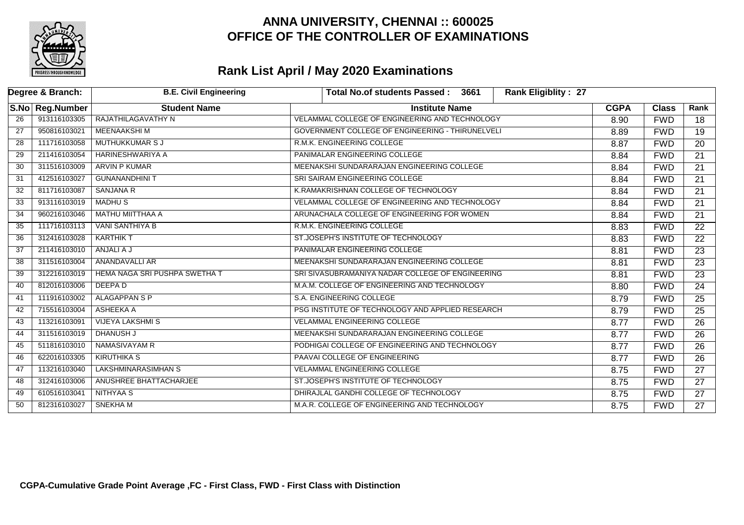# ANNA UNIVERSITY, CHENNAI :: 600025
# OFFICE OF THE CONTROLLER OF EXAMINATIONS

## Rank List April / May 2020 Examinations

| Degree & Branch: | B.E. Civil Engineering | Total No.of students Passed : 3661 | Rank Eligiblity : 27 | | | |
|---|---|---|---|---|---|---|
| **S.No** | **Reg.Number** | **Student Name** | **Institute Name** | **CGPA** | **Class** | **Rank** |
| 26 | 913116103305 | RAJATHILAGAVATHY N | VELAMMAL COLLEGE OF ENGINEERING AND TECHNOLOGY | 8.90 | FWD | 18 |
| 27 | 950816103021 | MEENAAKSHI M | GOVERNMENT COLLEGE OF ENGINEERING - THIRUNELVELI | 8.89 | FWD | 19 |
| 28 | 111716103058 | MUTHUKKUMAR S J | R.M.K. ENGINEERING COLLEGE | 8.87 | FWD | 20 |
| 29 | 211416103054 | HARINESHWARIYA A | PANIMALAR ENGINEERING COLLEGE | 8.84 | FWD | 21 |
| 30 | 311516103009 | ARVIN P KUMAR | MEENAKSHI SUNDARARAJAN ENGINEERING COLLEGE | 8.84 | FWD | 21 |
| 31 | 412516103027 | GUNANANDHINI T | SRI SAIRAM ENGINEERING COLLEGE | 8.84 | FWD | 21 |
| 32 | 811716103087 | SANJANA R | K.RAMAKRISHNAN COLLEGE OF TECHNOLOGY | 8.84 | FWD | 21 |
| 33 | 913116103019 | MADHU S | VELAMMAL COLLEGE OF ENGINEERING AND TECHNOLOGY | 8.84 | FWD | 21 |
| 34 | 960216103046 | MATHU MIITTHAA A | ARUNACHALA COLLEGE OF ENGINEERING FOR WOMEN | 8.84 | FWD | 21 |
| 35 | 111716103113 | VANI SANTHIYA B | R.M.K. ENGINEERING COLLEGE | 8.83 | FWD | 22 |
| 36 | 312416103028 | KARTHIK T | ST.JOSEPH'S INSTITUTE OF TECHNOLOGY | 8.83 | FWD | 22 |
| 37 | 211416103010 | ANJALI A J | PANIMALAR ENGINEERING COLLEGE | 8.81 | FWD | 23 |
| 38 | 311516103004 | ANANDAVALLI AR | MEENAKSHI SUNDARARAJAN ENGINEERING COLLEGE | 8.81 | FWD | 23 |
| 39 | 312216103019 | HEMA NAGA SRI PUSHPA SWETHA T | SRI SIVASUBRAMANIYA NADAR COLLEGE OF ENGINEERING | 8.81 | FWD | 23 |
| 40 | 812016103006 | DEEPA D | M.A.M. COLLEGE OF ENGINEERING AND TECHNOLOGY | 8.80 | FWD | 24 |
| 41 | 111916103002 | ALAGAPPAN S P | S.A. ENGINEERING COLLEGE | 8.79 | FWD | 25 |
| 42 | 715516103004 | ASHEEKA A | PSG INSTITUTE OF TECHNOLOGY AND APPLIED RESEARCH | 8.79 | FWD | 25 |
| 43 | 113216103091 | VIJEYA LAKSHMI S | VELAMMAL ENGINEERING COLLEGE | 8.77 | FWD | 26 |
| 44 | 311516103019 | DHANUSH J | MEENAKSHI SUNDARARAJAN ENGINEERING COLLEGE | 8.77 | FWD | 26 |
| 45 | 511816103010 | NAMASIVAYAM R | PODHIGAI COLLEGE OF ENGINEERING AND TECHNOLOGY | 8.77 | FWD | 26 |
| 46 | 622016103305 | KIRUTHIKA S | PAAVAI COLLEGE OF ENGINEERING | 8.77 | FWD | 26 |
| 47 | 113216103040 | LAKSHMINARASIMHAN S | VELAMMAL ENGINEERING COLLEGE | 8.75 | FWD | 27 |
| 48 | 312416103006 | ANUSHREE BHATTACHARJEE | ST.JOSEPH'S INSTITUTE OF TECHNOLOGY | 8.75 | FWD | 27 |
| 49 | 610516103041 | NITHYAA S | DHIRAJLAL GANDHI COLLEGE OF TECHNOLOGY | 8.75 | FWD | 27 |
| 50 | 812316103027 | SNEKHA M | M.A.R. COLLEGE OF ENGINEERING AND TECHNOLOGY | 8.75 | FWD | 27 |

**CGPA-Cumulative Grade Point Average ,FC - First Class, FWD - First Class with Distinction**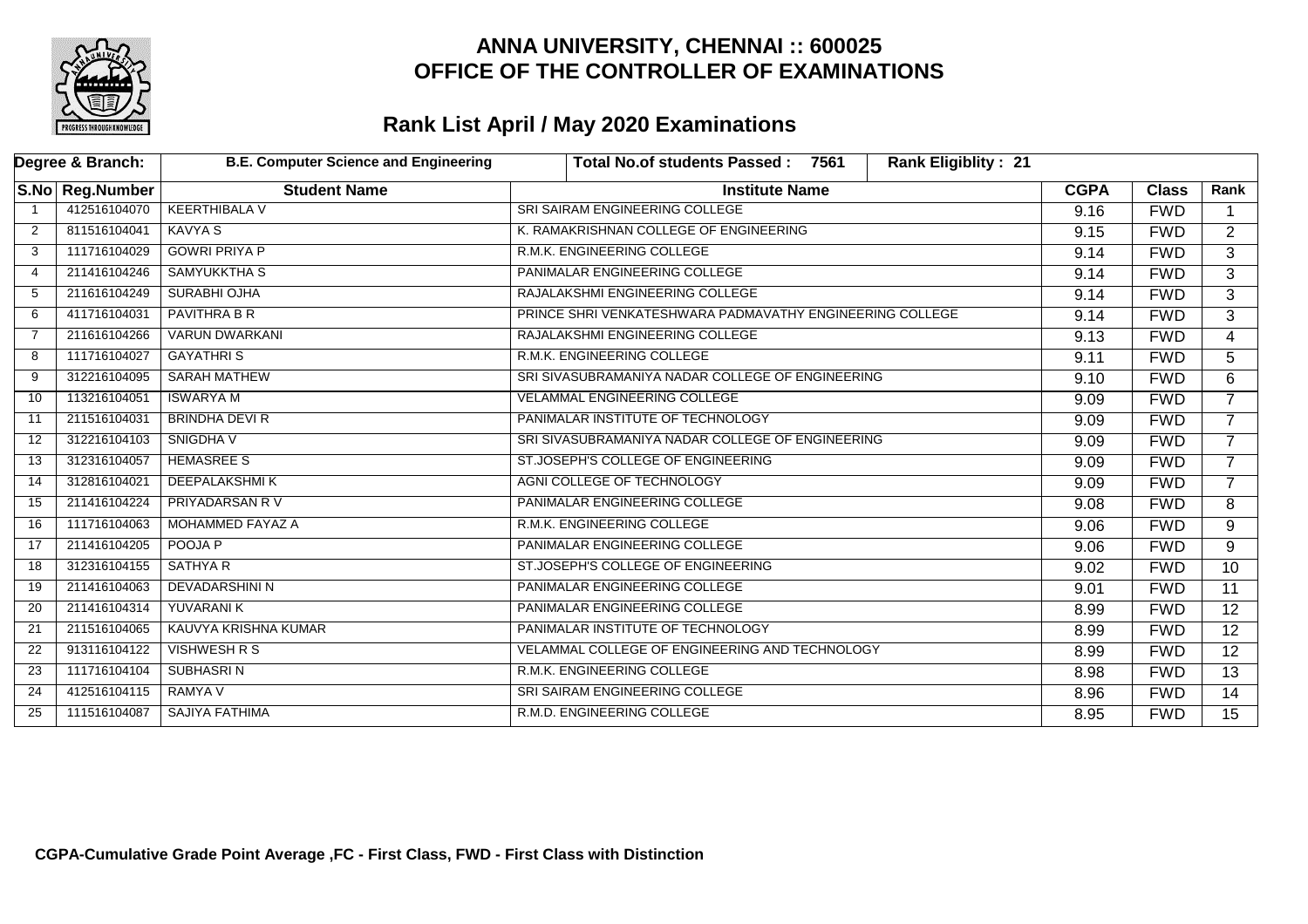# ANNA UNIVERSITY, CHENNAI :: 600025
# OFFICE OF THE CONTROLLER OF EXAMINATIONS

## Rank List April / May 2020 Examinations

| Degree & Branch: | | B.E. Computer Science and Engineering | Total No.of students Passed : 7561 | Rank Eligiblity : 21 | | |
|---|---|---|---|---|---|---|
| **S.No** | **Reg.Number** | **Student Name** | **Institute Name** | **CGPA** | **Class** | **Rank** |
| 1 | 412516104070 | KEERTHIBALA V | SRI SAIRAM ENGINEERING COLLEGE | 9.16 | FWD | 1 |
| 2 | 811516104041 | KAVYA S | K. RAMAKRISHNAN COLLEGE OF ENGINEERING | 9.15 | FWD | 2 |
| 3 | 111716104029 | GOWRI PRIYA P | R.M.K. ENGINEERING COLLEGE | 9.14 | FWD | 3 |
| 4 | 211416104246 | SAMYUKKTHA S | PANIMALAR ENGINEERING COLLEGE | 9.14 | FWD | 3 |
| 5 | 211616104249 | SURABHI OJHA | RAJALAKSHMI ENGINEERING COLLEGE | 9.14 | FWD | 3 |
| 6 | 411716104031 | PAVITHRA B R | PRINCE SHRI VENKATESHWARA PADMAVATHY ENGINEERING COLLEGE | 9.14 | FWD | 3 |
| 7 | 211616104266 | VARUN DWARKANI | RAJALAKSHMI ENGINEERING COLLEGE | 9.13 | FWD | 4 |
| 8 | 111716104027 | GAYATHRI S | R.M.K. ENGINEERING COLLEGE | 9.11 | FWD | 5 |
| 9 | 312216104095 | SARAH MATHEW | SRI SIVASUBRAMANIYA NADAR COLLEGE OF ENGINEERING | 9.10 | FWD | 6 |
| 10 | 113216104051 | ISWARYA M | VELAMMAL ENGINEERING COLLEGE | 9.09 | FWD | 7 |
| 11 | 211516104031 | BRINDHA DEVI R | PANIMALAR INSTITUTE OF TECHNOLOGY | 9.09 | FWD | 7 |
| 12 | 312216104103 | SNIGDHA V | SRI SIVASUBRAMANIYA NADAR COLLEGE OF ENGINEERING | 9.09 | FWD | 7 |
| 13 | 312316104057 | HEMASREE S | ST.JOSEPH'S COLLEGE OF ENGINEERING | 9.09 | FWD | 7 |
| 14 | 312816104021 | DEEPALAKSHMI K | AGNI COLLEGE OF TECHNOLOGY | 9.09 | FWD | 7 |
| 15 | 211416104224 | PRIYADARSAN R V | PANIMALAR ENGINEERING COLLEGE | 9.08 | FWD | 8 |
| 16 | 111716104063 | MOHAMMED FAYAZ A | R.M.K. ENGINEERING COLLEGE | 9.06 | FWD | 9 |
| 17 | 211416104205 | POOJA P | PANIMALAR ENGINEERING COLLEGE | 9.06 | FWD | 9 |
| 18 | 312316104155 | SATHYA R | ST.JOSEPH'S COLLEGE OF ENGINEERING | 9.02 | FWD | 10 |
| 19 | 211416104063 | DEVADARSHINI N | PANIMALAR ENGINEERING COLLEGE | 9.01 | FWD | 11 |
| 20 | 211416104314 | YUVARANI K | PANIMALAR ENGINEERING COLLEGE | 8.99 | FWD | 12 |
| 21 | 211516104065 | KAUVYA KRISHNA KUMAR | PANIMALAR INSTITUTE OF TECHNOLOGY | 8.99 | FWD | 12 |
| 22 | 913116104122 | VISHWESH R S | VELAMMAL COLLEGE OF ENGINEERING AND TECHNOLOGY | 8.99 | FWD | 12 |
| 23 | 111716104104 | SUBHASRI N | R.M.K. ENGINEERING COLLEGE | 8.98 | FWD | 13 |
| 24 | 412516104115 | RAMYA V | SRI SAIRAM ENGINEERING COLLEGE | 8.96 | FWD | 14 |
| 25 | 111516104087 | SAJIYA FATHIMA | R.M.D. ENGINEERING COLLEGE | 8.95 | FWD | 15 |

**CGPA-Cumulative Grade Point Average ,FC - First Class, FWD - First Class with Distinction**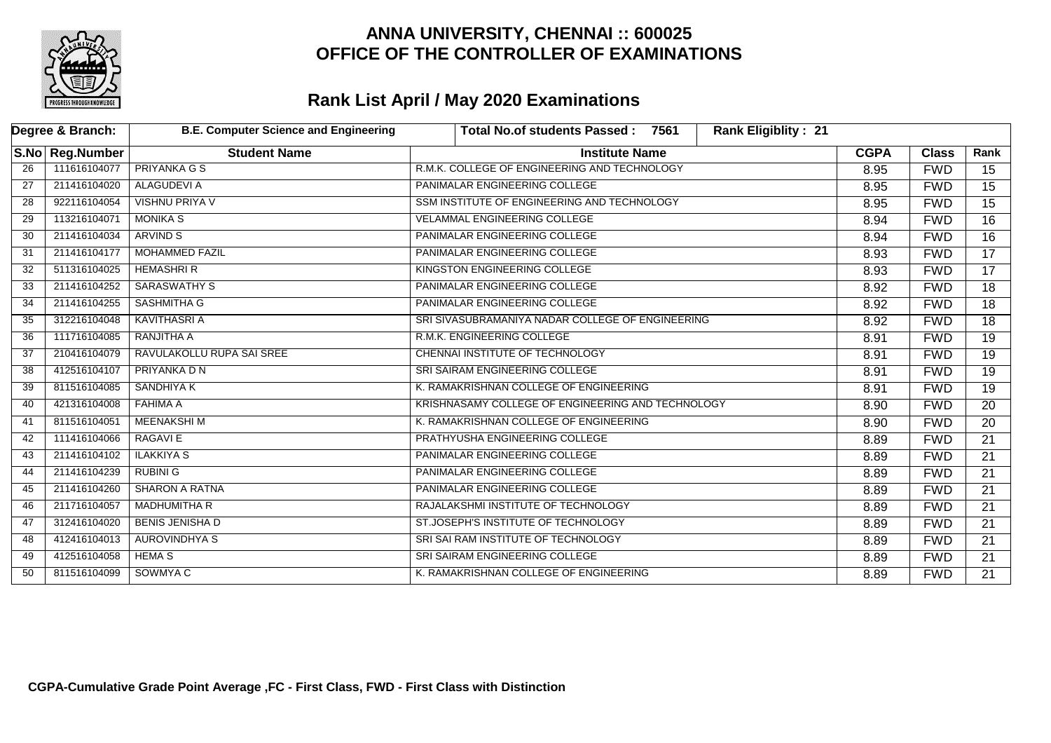# ANNA UNIVERSITY, CHENNAI :: 600025
# OFFICE OF THE CONTROLLER OF EXAMINATIONS

## Rank List April / May 2020 Examinations

| Degree & Branch: | B.E. Computer Science and Engineering | Total No.of students Passed : 7561 | Rank Eligiblity : 21 | | | |
|---|---|---|---|---|---|---|
| **S.No** | **Reg.Number** | **Student Name** | **Institute Name** | **CGPA** | **Class** | **Rank** |
| 26 | 111616104077 | PRIYANKA G S | R.M.K. COLLEGE OF ENGINEERING AND TECHNOLOGY | 8.95 | FWD | 15 |
| 27 | 211416104020 | ALAGUDEVI A | PANIMALAR ENGINEERING COLLEGE | 8.95 | FWD | 15 |
| 28 | 922116104054 | VISHNU PRIYA V | SSM INSTITUTE OF ENGINEERING AND TECHNOLOGY | 8.95 | FWD | 15 |
| 29 | 113216104071 | MONIKA S | VELAMMAL ENGINEERING COLLEGE | 8.94 | FWD | 16 |
| 30 | 211416104034 | ARVIND S | PANIMALAR ENGINEERING COLLEGE | 8.94 | FWD | 16 |
| 31 | 211416104177 | MOHAMMED FAZIL | PANIMALAR ENGINEERING COLLEGE | 8.93 | FWD | 17 |
| 32 | 511316104025 | HEMASHRI R | KINGSTON ENGINEERING COLLEGE | 8.93 | FWD | 17 |
| 33 | 211416104252 | SARASWATHY S | PANIMALAR ENGINEERING COLLEGE | 8.92 | FWD | 18 |
| 34 | 211416104255 | SASHMITHA G | PANIMALAR ENGINEERING COLLEGE | 8.92 | FWD | 18 |
| 35 | 312216104048 | KAVITHASRI A | SRI SIVASUBRAMANIYA NADAR COLLEGE OF ENGINEERING | 8.92 | FWD | 18 |
| 36 | 111716104085 | RANJITHA A | R.M.K. ENGINEERING COLLEGE | 8.91 | FWD | 19 |
| 37 | 210416104079 | RAVULAKOLLU RUPA SAI SREE | CHENNAI INSTITUTE OF TECHNOLOGY | 8.91 | FWD | 19 |
| 38 | 412516104107 | PRIYANKA D N | SRI SAIRAM ENGINEERING COLLEGE | 8.91 | FWD | 19 |
| 39 | 811516104085 | SANDHIYA K | K. RAMAKRISHNAN COLLEGE OF ENGINEERING | 8.91 | FWD | 19 |
| 40 | 421316104008 | FAHIMA A | KRISHNASAMY COLLEGE OF ENGINEERING AND TECHNOLOGY | 8.90 | FWD | 20 |
| 41 | 811516104051 | MEENAKSHI M | K. RAMAKRISHNAN COLLEGE OF ENGINEERING | 8.90 | FWD | 20 |
| 42 | 111416104066 | RAGAVI E | PRATHYUSHA ENGINEERING COLLEGE | 8.89 | FWD | 21 |
| 43 | 211416104102 | ILAKKIYA S | PANIMALAR ENGINEERING COLLEGE | 8.89 | FWD | 21 |
| 44 | 211416104239 | RUBINI G | PANIMALAR ENGINEERING COLLEGE | 8.89 | FWD | 21 |
| 45 | 211416104260 | SHARON A RATNA | PANIMALAR ENGINEERING COLLEGE | 8.89 | FWD | 21 |
| 46 | 211716104057 | MADHUMITHA R | RAJALAKSHMI INSTITUTE OF TECHNOLOGY | 8.89 | FWD | 21 |
| 47 | 312416104020 | BENIS JENISHA D | ST.JOSEPH'S INSTITUTE OF TECHNOLOGY | 8.89 | FWD | 21 |
| 48 | 412416104013 | AUROVINDHYA S | SRI SAI RAM INSTITUTE OF TECHNOLOGY | 8.89 | FWD | 21 |
| 49 | 412516104058 | HEMA S | SRI SAIRAM ENGINEERING COLLEGE | 8.89 | FWD | 21 |
| 50 | 811516104099 | SOWMYA C | K. RAMAKRISHNAN COLLEGE OF ENGINEERING | 8.89 | FWD | 21 |

**CGPA-Cumulative Grade Point Average ,FC - First Class, FWD - First Class with Distinction**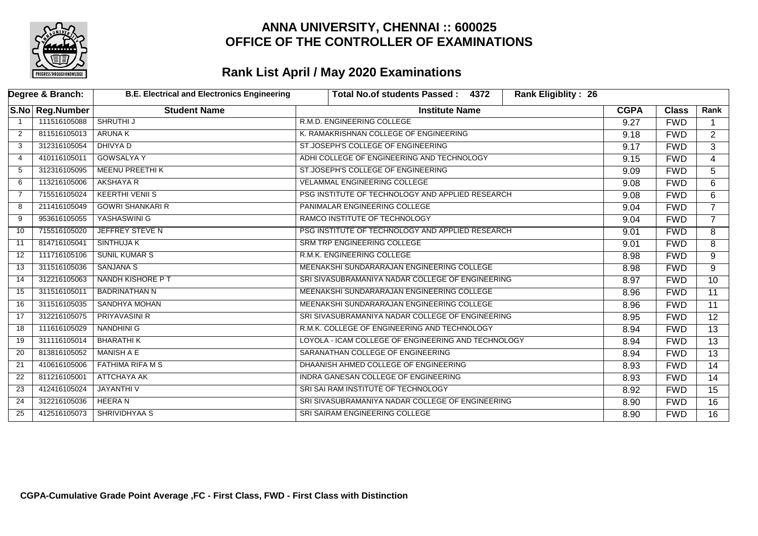# ANNA UNIVERSITY, CHENNAI :: 600025
# OFFICE OF THE CONTROLLER OF EXAMINATIONS

## Rank List April / May 2020 Examinations

| Degree & Branch: | | B.E. Electrical and Electronics Engineering | Total No.of students Passed : 4372 | Rank Eligiblity : 26 | | |
|---|---|---|---|---|---|---|
| S.No | Reg.Number | Student Name | Institute Name | CGPA | Class | Rank |
| 1 | 111516105088 | SHRUTHI J | R.M.D. ENGINEERING COLLEGE | 9.27 | FWD | 1 |
| 2 | 811516105013 | ARUNA K | K. RAMAKRISHNAN COLLEGE OF ENGINEERING | 9.18 | FWD | 2 |
| 3 | 312316105054 | DHIVYA D | ST.JOSEPH'S COLLEGE OF ENGINEERING | 9.17 | FWD | 3 |
| 4 | 410116105011 | GOWSALYA Y | ADHI COLLEGE OF ENGINEERING AND TECHNOLOGY | 9.15 | FWD | 4 |
| 5 | 312316105095 | MEENU PREETHI K | ST.JOSEPH'S COLLEGE OF ENGINEERING | 9.09 | FWD | 5 |
| 6 | 113216105006 | AKSHAYA R | VELAMMAL ENGINEERING COLLEGE | 9.08 | FWD | 6 |
| 7 | 715516105024 | KEERTHI VENII S | PSG INSTITUTE OF TECHNOLOGY AND APPLIED RESEARCH | 9.08 | FWD | 6 |
| 8 | 211416105049 | GOWRI SHANKARI R | PANIMALAR ENGINEERING COLLEGE | 9.04 | FWD | 7 |
| 9 | 953616105055 | YASHASWINI G | RAMCO INSTITUTE OF TECHNOLOGY | 9.04 | FWD | 7 |
| 10 | 715516105020 | JEFFREY STEVE N | PSG INSTITUTE OF TECHNOLOGY AND APPLIED RESEARCH | 9.01 | FWD | 8 |
| 11 | 814716105041 | SINTHUJA K | SRM TRP ENGINEERING COLLEGE | 9.01 | FWD | 8 |
| 12 | 111716105106 | SUNIL KUMAR S | R.M.K. ENGINEERING COLLEGE | 8.98 | FWD | 9 |
| 13 | 311516105036 | SANJANA S | MEENAKSHI SUNDARARAJAN ENGINEERING COLLEGE | 8.98 | FWD | 9 |
| 14 | 312216105063 | NANDH KISHORE P T | SRI SIVASUBRAMANIYA NADAR COLLEGE OF ENGINEERING | 8.97 | FWD | 10 |
| 15 | 311516105011 | BADRINATHAN N | MEENAKSHI SUNDARARAJAN ENGINEERING COLLEGE | 8.96 | FWD | 11 |
| 16 | 311516105035 | SANDHYA MOHAN | MEENAKSHI SUNDARARAJAN ENGINEERING COLLEGE | 8.96 | FWD | 11 |
| 17 | 312216105075 | PRIYAVASINI R | SRI SIVASUBRAMANIYA NADAR COLLEGE OF ENGINEERING | 8.95 | FWD | 12 |
| 18 | 111616105029 | NANDHINI G | R.M.K. COLLEGE OF ENGINEERING AND TECHNOLOGY | 8.94 | FWD | 13 |
| 19 | 311116105014 | BHARATHI K | LOYOLA - ICAM COLLEGE OF ENGINEERING AND TECHNOLOGY | 8.94 | FWD | 13 |
| 20 | 813816105052 | MANISH A E | SARANATHAN COLLEGE OF ENGINEERING | 8.94 | FWD | 13 |
| 21 | 410616105006 | FATHIMA RIFA M S | DHAANISH AHMED COLLEGE OF ENGINEERING | 8.93 | FWD | 14 |
| 22 | 811216105001 | ATTCHAYA AK | INDRA GANESAN COLLEGE OF ENGINEERING | 8.93 | FWD | 14 |
| 23 | 412416105024 | JAYANTHI V | SRI SAI RAM INSTITUTE OF TECHNOLOGY | 8.92 | FWD | 15 |
| 24 | 312216105036 | HEERA N | SRI SIVASUBRAMANIYA NADAR COLLEGE OF ENGINEERING | 8.90 | FWD | 16 |
| 25 | 412516105073 | SHRIVIDHYAA S | SRI SAIRAM ENGINEERING COLLEGE | 8.90 | FWD | 16 |

**CGPA-Cumulative Grade Point Average ,FC - First Class, FWD - First Class with Distinction**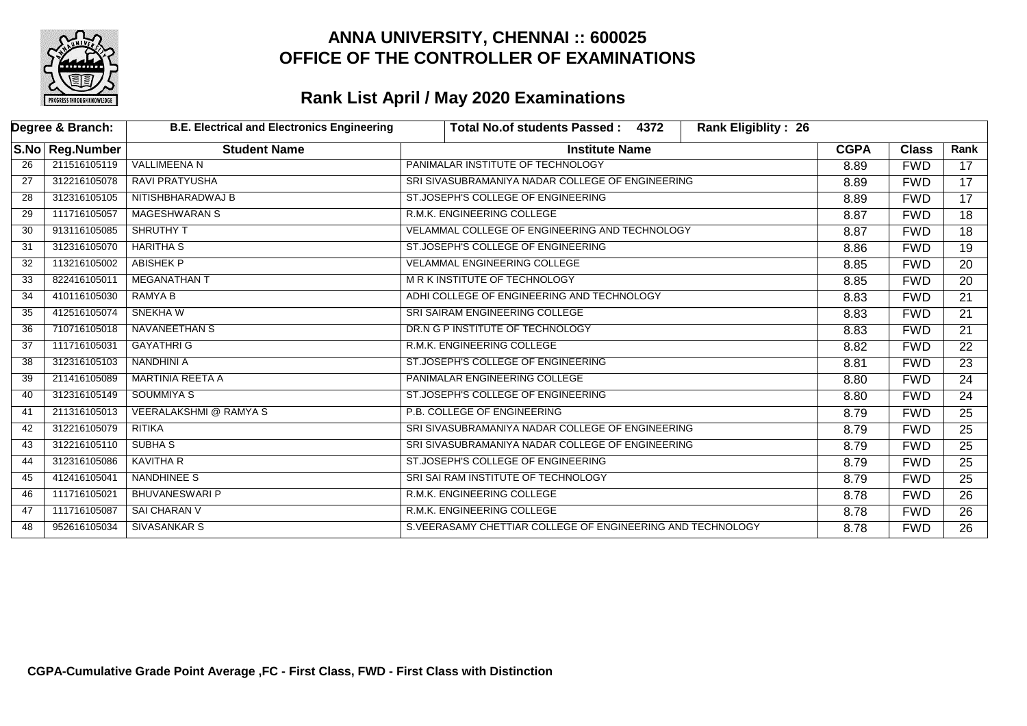# ANNA UNIVERSITY, CHENNAI :: 600025
# OFFICE OF THE CONTROLLER OF EXAMINATIONS

## Rank List April / May 2020 Examinations

| Degree & Branch: | B.E. Electrical and Electronics Engineering | Total No.of students Passed : 4372 | Rank Eligiblity : 26 | | | |
|---|---|---|---|---|---|---|
| **S.No** | **Reg.Number** | **Student Name** | **Institute Name** | **CGPA** | **Class** | **Rank** |
| 26 | 211516105119 | VALLIMEENA N | PANIMALAR INSTITUTE OF TECHNOLOGY | 8.89 | FWD | 17 |
| 27 | 312216105078 | RAVI PRATYUSHA | SRI SIVASUBRAMANIYA NADAR COLLEGE OF ENGINEERING | 8.89 | FWD | 17 |
| 28 | 312316105105 | NITISHBHARADWAJ B | ST.JOSEPH'S COLLEGE OF ENGINEERING | 8.89 | FWD | 17 |
| 29 | 111716105057 | MAGESHWARAN S | R.M.K. ENGINEERING COLLEGE | 8.87 | FWD | 18 |
| 30 | 913116105085 | SHRUTHY T | VELAMMAL COLLEGE OF ENGINEERING AND TECHNOLOGY | 8.87 | FWD | 18 |
| 31 | 312316105070 | HARITHA S | ST.JOSEPH'S COLLEGE OF ENGINEERING | 8.86 | FWD | 19 |
| 32 | 113216105002 | ABISHEK P | VELAMMAL ENGINEERING COLLEGE | 8.85 | FWD | 20 |
| 33 | 822416105011 | MEGANATHAN T | M R K INSTITUTE OF TECHNOLOGY | 8.85 | FWD | 20 |
| 34 | 410116105030 | RAMYA B | ADHI COLLEGE OF ENGINEERING AND TECHNOLOGY | 8.83 | FWD | 21 |
| 35 | 412516105074 | SNEKHA W | SRI SAIRAM ENGINEERING COLLEGE | 8.83 | FWD | 21 |
| 36 | 710716105018 | NAVANEETHAN S | DR.N G P INSTITUTE OF TECHNOLOGY | 8.83 | FWD | 21 |
| 37 | 111716105031 | GAYATHRI G | R.M.K. ENGINEERING COLLEGE | 8.82 | FWD | 22 |
| 38 | 312316105103 | NANDHINI A | ST.JOSEPH'S COLLEGE OF ENGINEERING | 8.81 | FWD | 23 |
| 39 | 211416105089 | MARTINIA REETA A | PANIMALAR ENGINEERING COLLEGE | 8.80 | FWD | 24 |
| 40 | 312316105149 | SOUMMIYA S | ST.JOSEPH'S COLLEGE OF ENGINEERING | 8.80 | FWD | 24 |
| 41 | 211316105013 | VEERALAKSHMI @ RAMYA S | P.B. COLLEGE OF ENGINEERING | 8.79 | FWD | 25 |
| 42 | 312216105079 | RITIKA | SRI SIVASUBRAMANIYA NADAR COLLEGE OF ENGINEERING | 8.79 | FWD | 25 |
| 43 | 312216105110 | SUBHA S | SRI SIVASUBRAMANIYA NADAR COLLEGE OF ENGINEERING | 8.79 | FWD | 25 |
| 44 | 312316105086 | KAVITHA R | ST.JOSEPH'S COLLEGE OF ENGINEERING | 8.79 | FWD | 25 |
| 45 | 412416105041 | NANDHINEE S | SRI SAI RAM INSTITUTE OF TECHNOLOGY | 8.79 | FWD | 25 |
| 46 | 111716105021 | BHUVANESWARI P | R.M.K. ENGINEERING COLLEGE | 8.78 | FWD | 26 |
| 47 | 111716105087 | SAI CHARAN V | R.M.K. ENGINEERING COLLEGE | 8.78 | FWD | 26 |
| 48 | 952616105034 | SIVASANKAR S | S.VEERASAMY CHETTIAR COLLEGE OF ENGINEERING AND TECHNOLOGY | 8.78 | FWD | 26 |

**CGPA-Cumulative Grade Point Average ,FC - First Class, FWD - First Class with Distinction**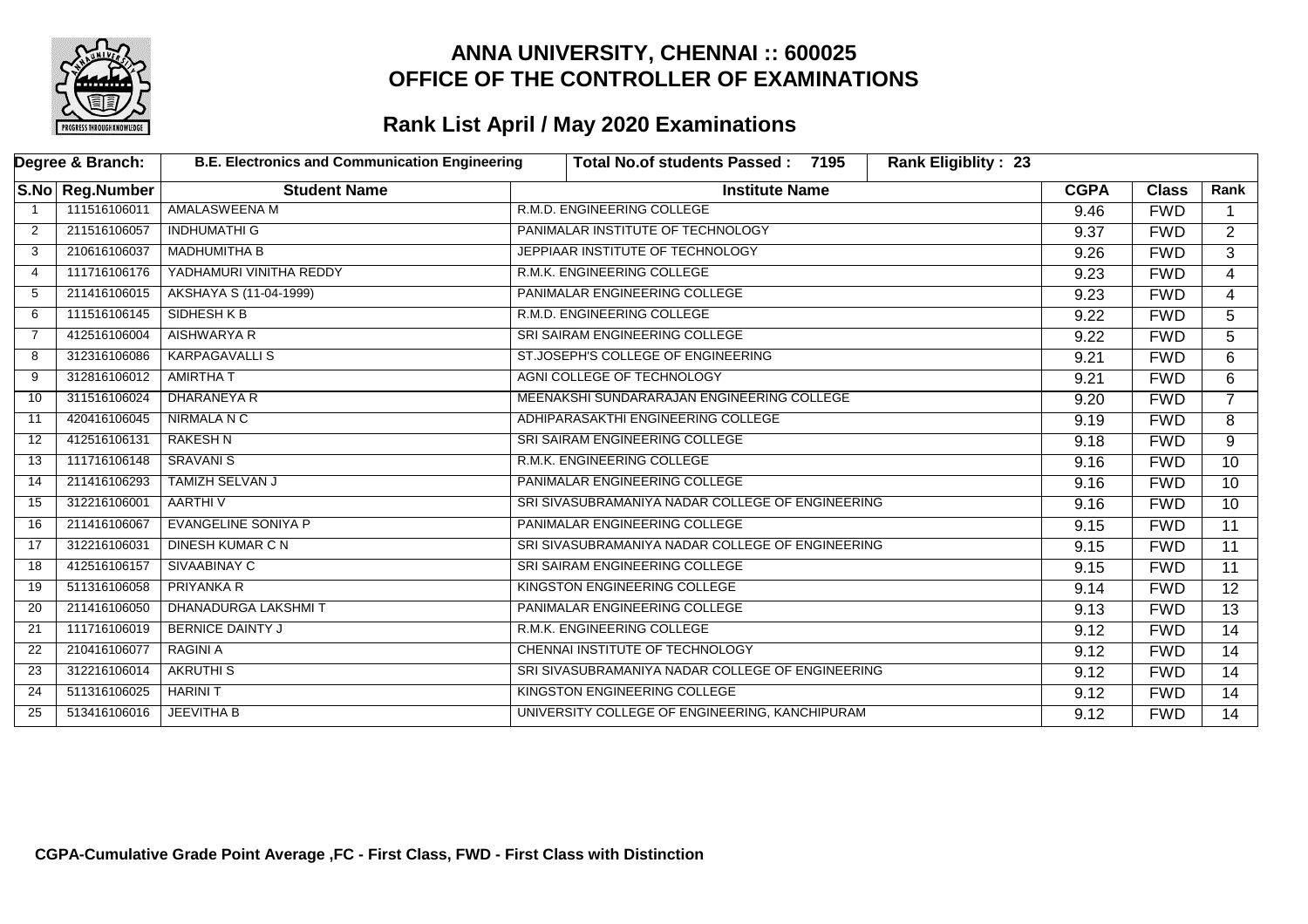# ANNA UNIVERSITY, CHENNAI :: 600025
# OFFICE OF THE CONTROLLER OF EXAMINATIONS

## Rank List April / May 2020 Examinations

| Degree & Branch: | B.E. Electronics and Communication Engineering | Total No.of students Passed : 7195 | Rank Eligiblity : 23 | | | |
|---|---|---|---|---|---|---|
| **S.No** | **Reg.Number** | **Student Name** | **Institute Name** | **CGPA** | **Class** | **Rank** |
| 1 | 111516106011 | AMALASWEENA M | R.M.D. ENGINEERING COLLEGE | 9.46 | FWD | 1 |
| 2 | 211516106057 | INDHUMATHI G | PANIMALAR INSTITUTE OF TECHNOLOGY | 9.37 | FWD | 2 |
| 3 | 210616106037 | MADHUMITHA B | JEPPIAAR INSTITUTE OF TECHNOLOGY | 9.26 | FWD | 3 |
| 4 | 111716106176 | YADHAMURI VINITHA REDDY | R.M.K. ENGINEERING COLLEGE | 9.23 | FWD | 4 |
| 5 | 211416106015 | AKSHAYA S (11-04-1999) | PANIMALAR ENGINEERING COLLEGE | 9.23 | FWD | 4 |
| 6 | 111516106145 | SIDHESH K B | R.M.D. ENGINEERING COLLEGE | 9.22 | FWD | 5 |
| 7 | 412516106004 | AISHWARYA R | SRI SAIRAM ENGINEERING COLLEGE | 9.22 | FWD | 5 |
| 8 | 312316106086 | KARPAGAVALLI S | ST.JOSEPH'S COLLEGE OF ENGINEERING | 9.21 | FWD | 6 |
| 9 | 312816106012 | AMIRTHA T | AGNI COLLEGE OF TECHNOLOGY | 9.21 | FWD | 6 |
| 10 | 311516106024 | DHARANEYA R | MEENAKSHI SUNDARARAJAN ENGINEERING COLLEGE | 9.20 | FWD | 7 |
| 11 | 420416106045 | NIRMALA N C | ADHIPARASAKTHI ENGINEERING COLLEGE | 9.19 | FWD | 8 |
| 12 | 412516106131 | RAKESH N | SRI SAIRAM ENGINEERING COLLEGE | 9.18 | FWD | 9 |
| 13 | 111716106148 | SRAVANI S | R.M.K. ENGINEERING COLLEGE | 9.16 | FWD | 10 |
| 14 | 211416106293 | TAMIZH SELVAN J | PANIMALAR ENGINEERING COLLEGE | 9.16 | FWD | 10 |
| 15 | 312216106001 | AARTHI V | SRI SIVASUBRAMANIYA NADAR COLLEGE OF ENGINEERING | 9.16 | FWD | 10 |
| 16 | 211416106067 | EVANGELINE SONIYA P | PANIMALAR ENGINEERING COLLEGE | 9.15 | FWD | 11 |
| 17 | 312216106031 | DINESH KUMAR C N | SRI SIVASUBRAMANIYA NADAR COLLEGE OF ENGINEERING | 9.15 | FWD | 11 |
| 18 | 412516106157 | SIVAABINAY C | SRI SAIRAM ENGINEERING COLLEGE | 9.15 | FWD | 11 |
| 19 | 511316106058 | PRIYANKA R | KINGSTON ENGINEERING COLLEGE | 9.14 | FWD | 12 |
| 20 | 211416106050 | DHANADURGA LAKSHMI T | PANIMALAR ENGINEERING COLLEGE | 9.13 | FWD | 13 |
| 21 | 111716106019 | BERNICE DAINTY J | R.M.K. ENGINEERING COLLEGE | 9.12 | FWD | 14 |
| 22 | 210416106077 | RAGINI A | CHENNAI INSTITUTE OF TECHNOLOGY | 9.12 | FWD | 14 |
| 23 | 312216106014 | AKRUTHI S | SRI SIVASUBRAMANIYA NADAR COLLEGE OF ENGINEERING | 9.12 | FWD | 14 |
| 24 | 511316106025 | HARINI T | KINGSTON ENGINEERING COLLEGE | 9.12 | FWD | 14 |
| 25 | 513416106016 | JEEVITHA B | UNIVERSITY COLLEGE OF ENGINEERING, KANCHIPURAM | 9.12 | FWD | 14 |

**CGPA-Cumulative Grade Point Average ,FC - First Class, FWD - First Class with Distinction**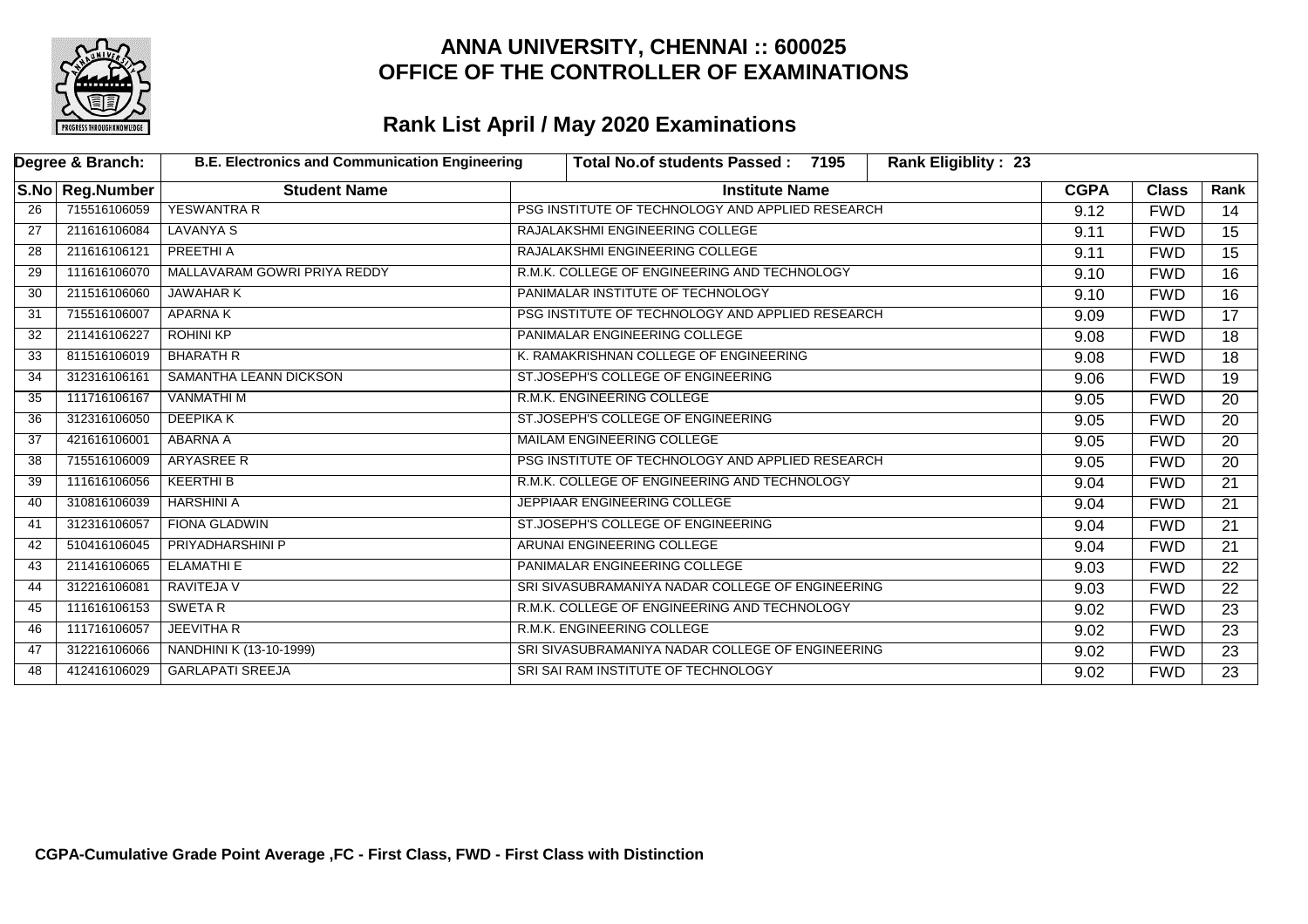# ANNA UNIVERSITY, CHENNAI :: 600025
# OFFICE OF THE CONTROLLER OF EXAMINATIONS

## Rank List April / May 2020 Examinations

| Degree & Branch: | B.E. Electronics and Communication Engineering | Total No.of students Passed : 7195 | Rank Eligiblity : 23 | | | |
|---|---|---|---|---|---|---|
| **S.No** | **Reg.Number** | **Student Name** | **Institute Name** | **CGPA** | **Class** | **Rank** |
| 26 | 715516106059 | YESWANTRA R | PSG INSTITUTE OF TECHNOLOGY AND APPLIED RESEARCH | 9.12 | FWD | 14 |
| 27 | 211616106084 | LAVANYA S | RAJALAKSHMI ENGINEERING COLLEGE | 9.11 | FWD | 15 |
| 28 | 211616106121 | PREETHI A | RAJALAKSHMI ENGINEERING COLLEGE | 9.11 | FWD | 15 |
| 29 | 111616106070 | MALLAVARAM GOWRI PRIYA REDDY | R.M.K. COLLEGE OF ENGINEERING AND TECHNOLOGY | 9.10 | FWD | 16 |
| 30 | 211516106060 | JAWAHAR K | PANIMALAR INSTITUTE OF TECHNOLOGY | 9.10 | FWD | 16 |
| 31 | 715516106007 | APARNA K | PSG INSTITUTE OF TECHNOLOGY AND APPLIED RESEARCH | 9.09 | FWD | 17 |
| 32 | 211416106227 | ROHINI KP | PANIMALAR ENGINEERING COLLEGE | 9.08 | FWD | 18 |
| 33 | 811516106019 | BHARATH R | K. RAMAKRISHNAN COLLEGE OF ENGINEERING | 9.08 | FWD | 18 |
| 34 | 312316106161 | SAMANTHA LEANN DICKSON | ST.JOSEPH'S COLLEGE OF ENGINEERING | 9.06 | FWD | 19 |
| 35 | 111716106167 | VANMATHI M | R.M.K. ENGINEERING COLLEGE | 9.05 | FWD | 20 |
| 36 | 312316106050 | DEEPIKA K | ST.JOSEPH'S COLLEGE OF ENGINEERING | 9.05 | FWD | 20 |
| 37 | 421616106001 | ABARNA A | MAILAM ENGINEERING COLLEGE | 9.05 | FWD | 20 |
| 38 | 715516106009 | ARYASREE R | PSG INSTITUTE OF TECHNOLOGY AND APPLIED RESEARCH | 9.05 | FWD | 20 |
| 39 | 111616106056 | KEERTHI B | R.M.K. COLLEGE OF ENGINEERING AND TECHNOLOGY | 9.04 | FWD | 21 |
| 40 | 310816106039 | HARSHINI A | JEPPIAAR ENGINEERING COLLEGE | 9.04 | FWD | 21 |
| 41 | 312316106057 | FIONA GLADWIN | ST.JOSEPH'S COLLEGE OF ENGINEERING | 9.04 | FWD | 21 |
| 42 | 510416106045 | PRIYADHARSHINI P | ARUNAI ENGINEERING COLLEGE | 9.04 | FWD | 21 |
| 43 | 211416106065 | ELAMATHI E | PANIMALAR ENGINEERING COLLEGE | 9.03 | FWD | 22 |
| 44 | 312216106081 | RAVITEJA V | SRI SIVASUBRAMANIYA NADAR COLLEGE OF ENGINEERING | 9.03 | FWD | 22 |
| 45 | 111616106153 | SWETA R | R.M.K. COLLEGE OF ENGINEERING AND TECHNOLOGY | 9.02 | FWD | 23 |
| 46 | 111716106057 | JEEVITHA R | R.M.K. ENGINEERING COLLEGE | 9.02 | FWD | 23 |
| 47 | 312216106066 | NANDHINI K (13-10-1999) | SRI SIVASUBRAMANIYA NADAR COLLEGE OF ENGINEERING | 9.02 | FWD | 23 |
| 48 | 412416106029 | GARLAPATI SREEJA | SRI SAI RAM INSTITUTE OF TECHNOLOGY | 9.02 | FWD | 23 |

**CGPA-Cumulative Grade Point Average ,FC - First Class, FWD - First Class with Distinction**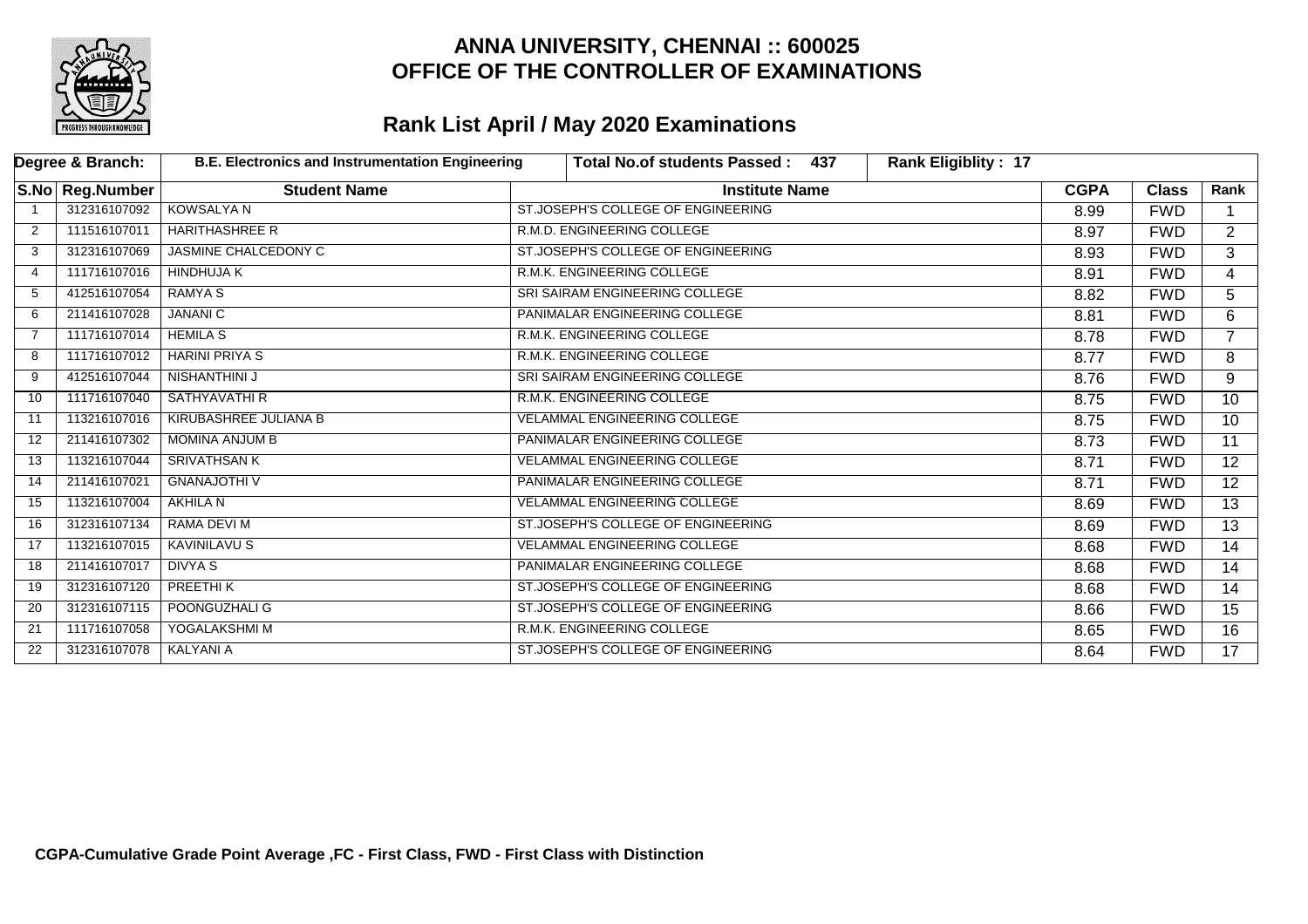# ANNA UNIVERSITY, CHENNAI :: 600025
# OFFICE OF THE CONTROLLER OF EXAMINATIONS

## Rank List April / May 2020 Examinations

| Degree & Branch: | B.E. Electronics and Instrumentation Engineering | Total No.of students Passed : 437 | Rank Eligiblity : 17 | | | |
|---|---|---|---|---|---|---|
| **S.No** | **Reg.Number** | **Student Name** | **Institute Name** | **CGPA** | **Class** | **Rank** |
| 1 | 312316107092 | KOWSALYA N | ST.JOSEPH'S COLLEGE OF ENGINEERING | 8.99 | FWD | 1 |
| 2 | 111516107011 | HARITHASHREE R | R.M.D. ENGINEERING COLLEGE | 8.97 | FWD | 2 |
| 3 | 312316107069 | JASMINE CHALCEDONY C | ST.JOSEPH'S COLLEGE OF ENGINEERING | 8.93 | FWD | 3 |
| 4 | 111716107016 | HINDHUJA K | R.M.K. ENGINEERING COLLEGE | 8.91 | FWD | 4 |
| 5 | 412516107054 | RAMYA S | SRI SAIRAM ENGINEERING COLLEGE | 8.82 | FWD | 5 |
| 6 | 211416107028 | JANANI C | PANIMALAR ENGINEERING COLLEGE | 8.81 | FWD | 6 |
| 7 | 111716107014 | HEMILA S | R.M.K. ENGINEERING COLLEGE | 8.78 | FWD | 7 |
| 8 | 111716107012 | HARINI PRIYA S | R.M.K. ENGINEERING COLLEGE | 8.77 | FWD | 8 |
| 9 | 412516107044 | NISHANTHINI J | SRI SAIRAM ENGINEERING COLLEGE | 8.76 | FWD | 9 |
| 10 | 111716107040 | SATHYAVATHI R | R.M.K. ENGINEERING COLLEGE | 8.75 | FWD | 10 |
| 11 | 113216107016 | KIRUBASHREE JULIANA B | VELAMMAL ENGINEERING COLLEGE | 8.75 | FWD | 10 |
| 12 | 211416107302 | MOMINA ANJUM B | PANIMALAR ENGINEERING COLLEGE | 8.73 | FWD | 11 |
| 13 | 113216107044 | SRIVATHSAN K | VELAMMAL ENGINEERING COLLEGE | 8.71 | FWD | 12 |
| 14 | 211416107021 | GNANAJOTHI V | PANIMALAR ENGINEERING COLLEGE | 8.71 | FWD | 12 |
| 15 | 113216107004 | AKHILA N | VELAMMAL ENGINEERING COLLEGE | 8.69 | FWD | 13 |
| 16 | 312316107134 | RAMA DEVI M | ST.JOSEPH'S COLLEGE OF ENGINEERING | 8.69 | FWD | 13 |
| 17 | 113216107015 | KAVINILAVU S | VELAMMAL ENGINEERING COLLEGE | 8.68 | FWD | 14 |
| 18 | 211416107017 | DIVYA S | PANIMALAR ENGINEERING COLLEGE | 8.68 | FWD | 14 |
| 19 | 312316107120 | PREETHI K | ST.JOSEPH'S COLLEGE OF ENGINEERING | 8.68 | FWD | 14 |
| 20 | 312316107115 | POONGUZHALI G | ST.JOSEPH'S COLLEGE OF ENGINEERING | 8.66 | FWD | 15 |
| 21 | 111716107058 | YOGALAKSHMI M | R.M.K. ENGINEERING COLLEGE | 8.65 | FWD | 16 |
| 22 | 312316107078 | KALYANI A | ST.JOSEPH'S COLLEGE OF ENGINEERING | 8.64 | FWD | 17 |

**CGPA-Cumulative Grade Point Average ,FC - First Class, FWD - First Class with Distinction**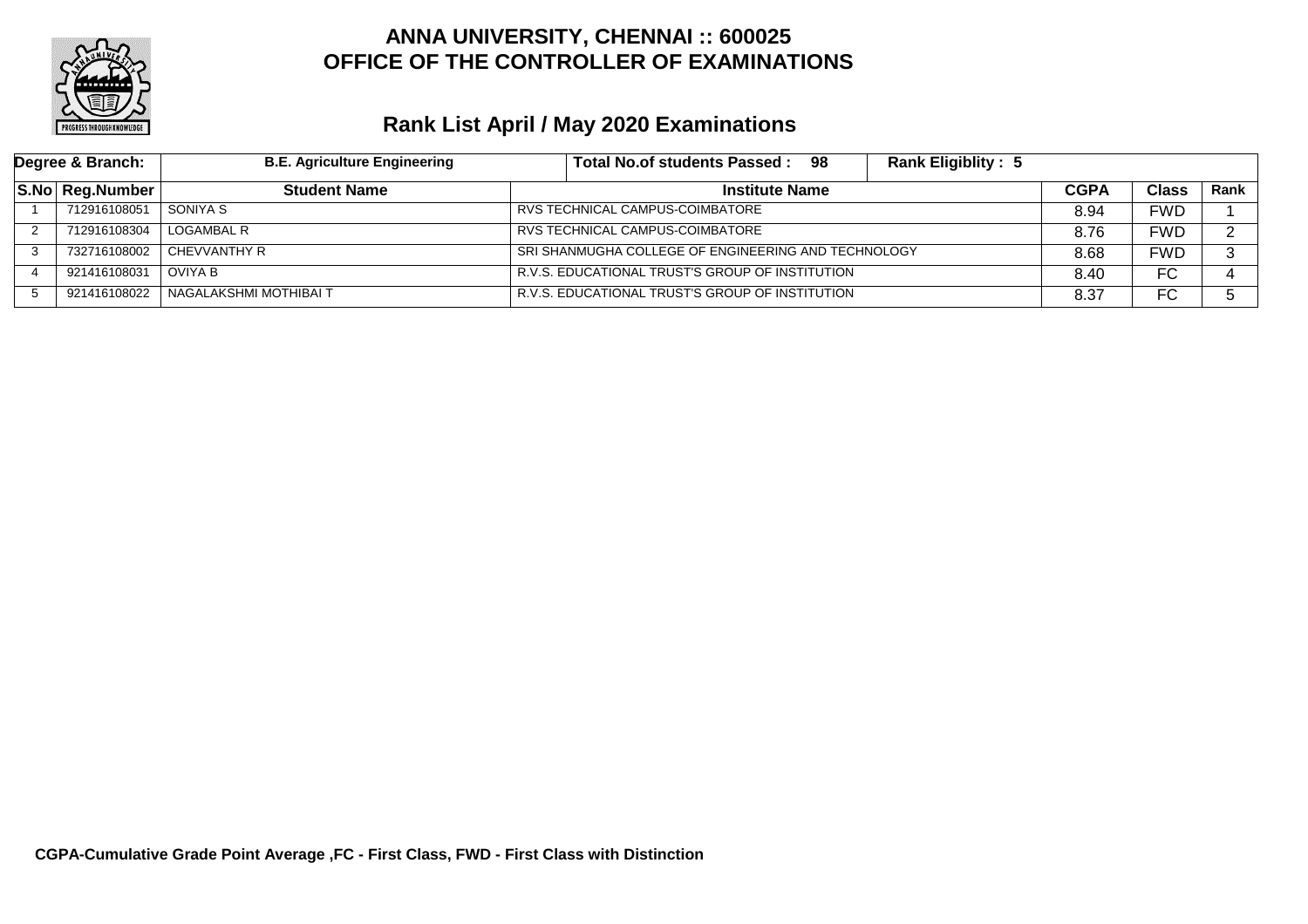# ANNA UNIVERSITY, CHENNAI :: 600025
# OFFICE OF THE CONTROLLER OF EXAMINATIONS

## Rank List April / May 2020 Examinations

| Degree & Branch: | B.E. Agriculture Engineering | | Total No.of students Passed : 98 | Rank Eligiblity : 5 | | |
|---|---|---|---|---|---|---|
| **S.No** | **Reg.Number** | **Student Name** | **Institute Name** | **CGPA** | **Class** | **Rank** |
| 1 | 712916108051 | SONIYA S | RVS TECHNICAL CAMPUS-COIMBATORE | 8.94 | FWD | 1 |
| 2 | 712916108304 | LOGAMBAL R | RVS TECHNICAL CAMPUS-COIMBATORE | 8.76 | FWD | 2 |
| 3 | 732716108002 | CHEVVANTHY R | SRI SHANMUGHA COLLEGE OF ENGINEERING AND TECHNOLOGY | 8.68 | FWD | 3 |
| 4 | 921416108031 | OVIYA B | R.V.S. EDUCATIONAL TRUST'S GROUP OF INSTITUTION | 8.40 | FC | 4 |
| 5 | 921416108022 | NAGALAKSHMI MOTHIBAI T | R.V.S. EDUCATIONAL TRUST'S GROUP OF INSTITUTION | 8.37 | FC | 5 |

**CGPA-Cumulative Grade Point Average ,FC - First Class, FWD - First Class with Distinction**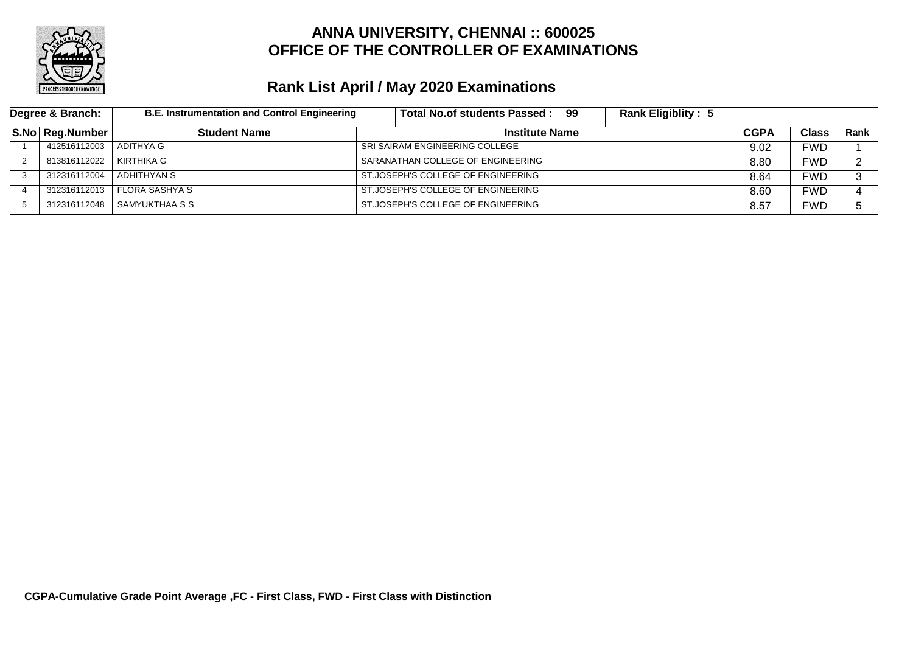# ANNA UNIVERSITY, CHENNAI :: 600025
# OFFICE OF THE CONTROLLER OF EXAMINATIONS

## Rank List April / May 2020 Examinations

| Degree & Branch: | B.E. Instrumentation and Control Engineering | Total No.of students Passed : 99 | Rank Eligiblity : 5 | | | |
|---|---|---|---|---|---|---|
| **S.No** | **Reg.Number** | **Student Name** | **Institute Name** | **CGPA** | **Class** | **Rank** |
| 1 | 412516112003 | ADITHYA G | SRI SAIRAM ENGINEERING COLLEGE | 9.02 | FWD | 1 |
| 2 | 813816112022 | KIRTHIKA G | SARANATHAN COLLEGE OF ENGINEERING | 8.80 | FWD | 2 |
| 3 | 312316112004 | ADHITHYAN S | ST.JOSEPH'S COLLEGE OF ENGINEERING | 8.64 | FWD | 3 |
| 4 | 312316112013 | FLORA SASHYA S | ST.JOSEPH'S COLLEGE OF ENGINEERING | 8.60 | FWD | 4 |
| 5 | 312316112048 | SAMYUKTHAA S S | ST.JOSEPH'S COLLEGE OF ENGINEERING | 8.57 | FWD | 5 |

**CGPA-Cumulative Grade Point Average ,FC - First Class, FWD - First Class with Distinction**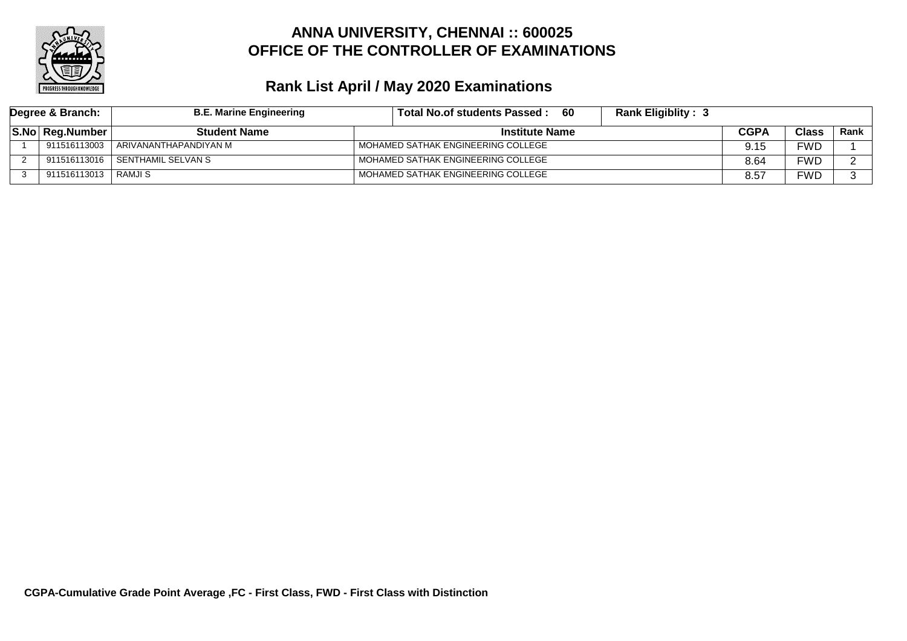# ANNA UNIVERSITY, CHENNAI :: 600025
# OFFICE OF THE CONTROLLER OF EXAMINATIONS

## Rank List April / May 2020 Examinations

| Degree & Branch: | B.E. Marine Engineering | Total No.of students Passed : 60 | Rank Eligiblity : 3 | | | |
|---|---|---|---|---|---|---|
| **S.No** | **Reg.Number** | **Student Name** | **Institute Name** | **CGPA** | **Class** | **Rank** |
| 1 | 911516113003 | ARIVANANTHAPANDIYAN M | MOHAMED SATHAK ENGINEERING COLLEGE | 9.15 | FWD | 1 |
| 2 | 911516113016 | SENTHAMIL SELVAN S | MOHAMED SATHAK ENGINEERING COLLEGE | 8.64 | FWD | 2 |
| 3 | 911516113013 | RAMJI S | MOHAMED SATHAK ENGINEERING COLLEGE | 8.57 | FWD | 3 |

**CGPA-Cumulative Grade Point Average ,FC - First Class, FWD - First Class with Distinction**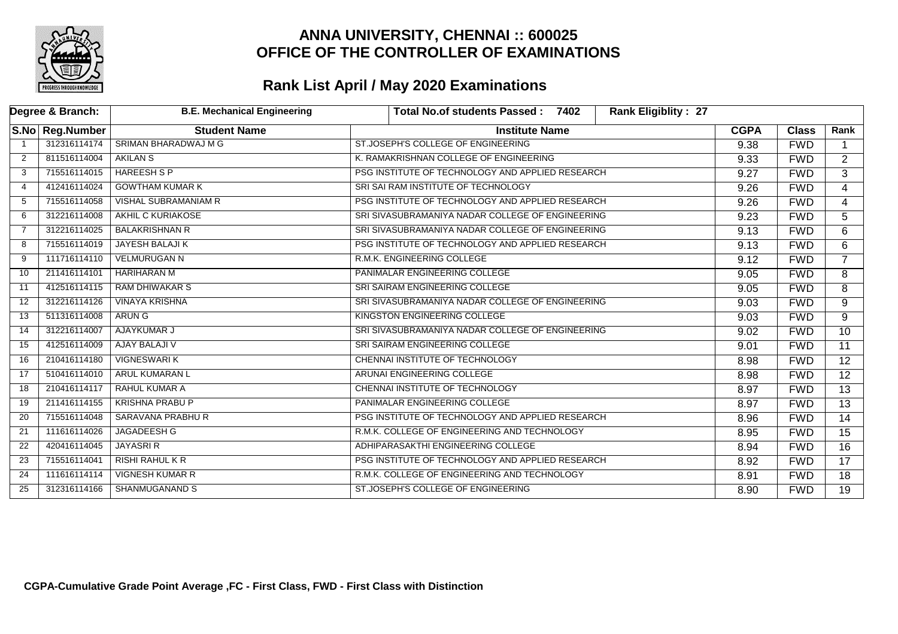# ANNA UNIVERSITY, CHENNAI :: 600025
## OFFICE OF THE CONTROLLER OF EXAMINATIONS

## Rank List April / May 2020 Examinations

| Degree & Branch: | | B.E. Mechanical Engineering | Total No.of students Passed : 7402 | Rank Eligiblity : 27 | | |
|---|---|---|---|---|---|---|
| **S.No** | **Reg.Number** | **Student Name** | **Institute Name** | **CGPA** | **Class** | **Rank** |
| 1 | 312316114174 | SRIMAN BHARADWAJ M G | ST.JOSEPH'S COLLEGE OF ENGINEERING | 9.38 | FWD | 1 |
| 2 | 811516114004 | AKILAN S | K. RAMAKRISHNAN COLLEGE OF ENGINEERING | 9.33 | FWD | 2 |
| 3 | 715516114015 | HAREESH S P | PSG INSTITUTE OF TECHNOLOGY AND APPLIED RESEARCH | 9.27 | FWD | 3 |
| 4 | 412416114024 | GOWTHAM KUMAR K | SRI SAI RAM INSTITUTE OF TECHNOLOGY | 9.26 | FWD | 4 |
| 5 | 715516114058 | VISHAL SUBRAMANIAM R | PSG INSTITUTE OF TECHNOLOGY AND APPLIED RESEARCH | 9.26 | FWD | 4 |
| 6 | 312216114008 | AKHIL C KURIAKOSE | SRI SIVASUBRAMANIYA NADAR COLLEGE OF ENGINEERING | 9.23 | FWD | 5 |
| 7 | 312216114025 | BALAKRISHNAN R | SRI SIVASUBRAMANIYA NADAR COLLEGE OF ENGINEERING | 9.13 | FWD | 6 |
| 8 | 715516114019 | JAYESH BALAJI K | PSG INSTITUTE OF TECHNOLOGY AND APPLIED RESEARCH | 9.13 | FWD | 6 |
| 9 | 111716114110 | VELMURUGAN N | R.M.K. ENGINEERING COLLEGE | 9.12 | FWD | 7 |
| 10 | 211416114101 | HARIHARAN M | PANIMALAR ENGINEERING COLLEGE | 9.05 | FWD | 8 |
| 11 | 412516114115 | RAM DHIWAKAR S | SRI SAIRAM ENGINEERING COLLEGE | 9.05 | FWD | 8 |
| 12 | 312216114126 | VINAYA KRISHNA | SRI SIVASUBRAMANIYA NADAR COLLEGE OF ENGINEERING | 9.03 | FWD | 9 |
| 13 | 511316114008 | ARUN G | KINGSTON ENGINEERING COLLEGE | 9.03 | FWD | 9 |
| 14 | 312216114007 | AJAYKUMAR J | SRI SIVASUBRAMANIYA NADAR COLLEGE OF ENGINEERING | 9.02 | FWD | 10 |
| 15 | 412516114009 | AJAY BALAJI V | SRI SAIRAM ENGINEERING COLLEGE | 9.01 | FWD | 11 |
| 16 | 210416114180 | VIGNESWARI K | CHENNAI INSTITUTE OF TECHNOLOGY | 8.98 | FWD | 12 |
| 17 | 510416114010 | ARUL KUMARAN L | ARUNAI ENGINEERING COLLEGE | 8.98 | FWD | 12 |
| 18 | 210416114117 | RAHUL KUMAR A | CHENNAI INSTITUTE OF TECHNOLOGY | 8.97 | FWD | 13 |
| 19 | 211416114155 | KRISHNA PRABU P | PANIMALAR ENGINEERING COLLEGE | 8.97 | FWD | 13 |
| 20 | 715516114048 | SARAVANA PRABHU R | PSG INSTITUTE OF TECHNOLOGY AND APPLIED RESEARCH | 8.96 | FWD | 14 |
| 21 | 111616114026 | JAGADEESH G | R.M.K. COLLEGE OF ENGINEERING AND TECHNOLOGY | 8.95 | FWD | 15 |
| 22 | 420416114045 | JAYASRI R | ADHIPARASAKTHI ENGINEERING COLLEGE | 8.94 | FWD | 16 |
| 23 | 715516114041 | RISHI RAHUL K R | PSG INSTITUTE OF TECHNOLOGY AND APPLIED RESEARCH | 8.92 | FWD | 17 |
| 24 | 111616114114 | VIGNESH KUMAR R | R.M.K. COLLEGE OF ENGINEERING AND TECHNOLOGY | 8.91 | FWD | 18 |
| 25 | 312316114166 | SHANMUGANAND S | ST.JOSEPH'S COLLEGE OF ENGINEERING | 8.90 | FWD | 19 |

**CGPA-Cumulative Grade Point Average ,FC - First Class, FWD - First Class with Distinction**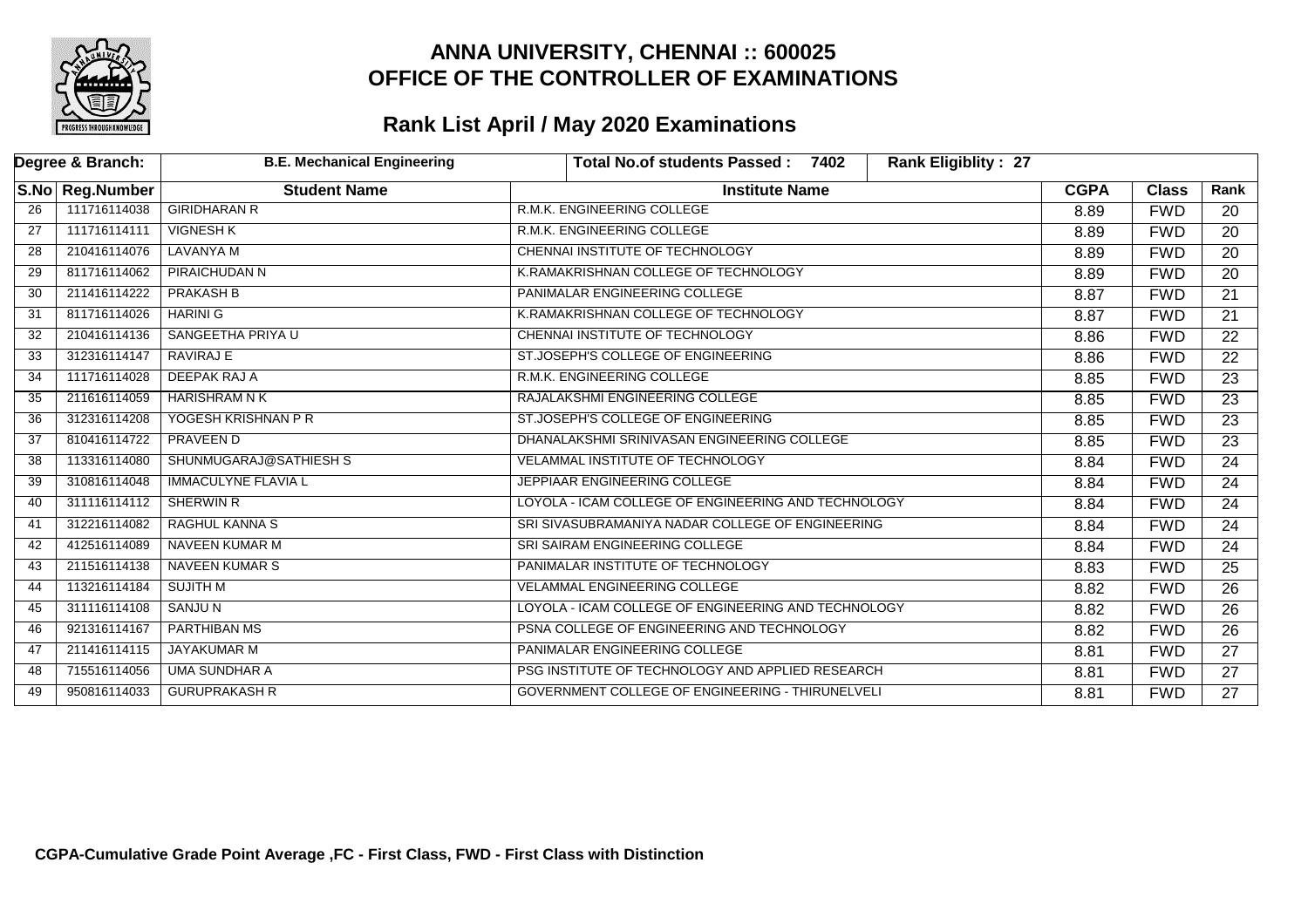# ANNA UNIVERSITY, CHENNAI :: 600025
## OFFICE OF THE CONTROLLER OF EXAMINATIONS

## Rank List April / May 2020 Examinations

| Degree & Branch: | | B.E. Mechanical Engineering | Total No.of students Passed : 7402 | Rank Eligiblity : 27 | | |
|---|---|---|---|---|---|---|
| S.No | Reg.Number | Student Name | Institute Name | CGPA | Class | Rank |
| 26 | 111716114038 | GIRIDHARAN R | R.M.K. ENGINEERING COLLEGE | 8.89 | FWD | 20 |
| 27 | 111716114111 | VIGNESH K | R.M.K. ENGINEERING COLLEGE | 8.89 | FWD | 20 |
| 28 | 210416114076 | LAVANYA M | CHENNAI INSTITUTE OF TECHNOLOGY | 8.89 | FWD | 20 |
| 29 | 811716114062 | PIRAICHUDAN N | K.RAMAKRISHNAN COLLEGE OF TECHNOLOGY | 8.89 | FWD | 20 |
| 30 | 211416114222 | PRAKASH B | PANIMALAR ENGINEERING COLLEGE | 8.87 | FWD | 21 |
| 31 | 811716114026 | HARINI G | K.RAMAKRISHNAN COLLEGE OF TECHNOLOGY | 8.87 | FWD | 21 |
| 32 | 210416114136 | SANGEETHA PRIYA U | CHENNAI INSTITUTE OF TECHNOLOGY | 8.86 | FWD | 22 |
| 33 | 312316114147 | RAVIRAJ E | ST.JOSEPH'S COLLEGE OF ENGINEERING | 8.86 | FWD | 22 |
| 34 | 111716114028 | DEEPAK RAJ A | R.M.K. ENGINEERING COLLEGE | 8.85 | FWD | 23 |
| 35 | 211616114059 | HARISHRAM N K | RAJALAKSHMI ENGINEERING COLLEGE | 8.85 | FWD | 23 |
| 36 | 312316114208 | YOGESH KRISHNAN P R | ST.JOSEPH'S COLLEGE OF ENGINEERING | 8.85 | FWD | 23 |
| 37 | 810416114722 | PRAVEEN D | DHANALAKSHMI SRINIVASAN ENGINEERING COLLEGE | 8.85 | FWD | 23 |
| 38 | 113316114080 | SHUNMUGARAJ@SATHIESH S | VELAMMAL INSTITUTE OF TECHNOLOGY | 8.84 | FWD | 24 |
| 39 | 310816114048 | IMMACULYNE FLAVIA L | JEPPIAAR ENGINEERING COLLEGE | 8.84 | FWD | 24 |
| 40 | 311116114112 | SHERWIN R | LOYOLA - ICAM COLLEGE OF ENGINEERING AND TECHNOLOGY | 8.84 | FWD | 24 |
| 41 | 312216114082 | RAGHUL KANNA S | SRI SIVASUBRAMANIYA NADAR COLLEGE OF ENGINEERING | 8.84 | FWD | 24 |
| 42 | 412516114089 | NAVEEN KUMAR M | SRI SAIRAM ENGINEERING COLLEGE | 8.84 | FWD | 24 |
| 43 | 211516114138 | NAVEEN KUMAR S | PANIMALAR INSTITUTE OF TECHNOLOGY | 8.83 | FWD | 25 |
| 44 | 113216114184 | SUJITH M | VELAMMAL ENGINEERING COLLEGE | 8.82 | FWD | 26 |
| 45 | 311116114108 | SANJU N | LOYOLA - ICAM COLLEGE OF ENGINEERING AND TECHNOLOGY | 8.82 | FWD | 26 |
| 46 | 921316114167 | PARTHIBAN MS | PSNA COLLEGE OF ENGINEERING AND TECHNOLOGY | 8.82 | FWD | 26 |
| 47 | 211416114115 | JAYAKUMAR M | PANIMALAR ENGINEERING COLLEGE | 8.81 | FWD | 27 |
| 48 | 715516114056 | UMA SUNDHAR A | PSG INSTITUTE OF TECHNOLOGY AND APPLIED RESEARCH | 8.81 | FWD | 27 |
| 49 | 950816114033 | GURUPRAKASH R | GOVERNMENT COLLEGE OF ENGINEERING - THIRUNELVELI | 8.81 | FWD | 27 |

**CGPA-Cumulative Grade Point Average ,FC - First Class, FWD - First Class with Distinction**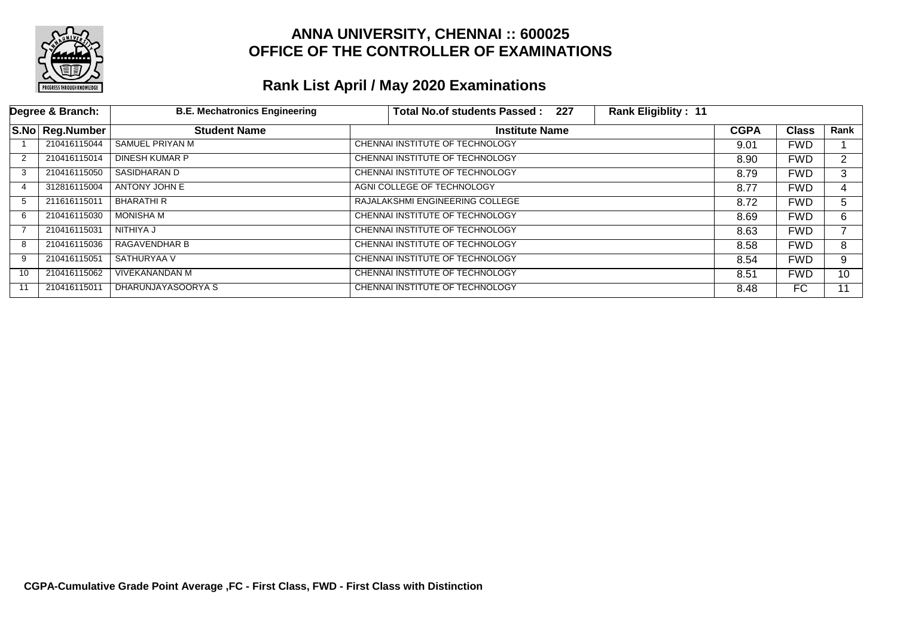# ANNA UNIVERSITY, CHENNAI :: 600025
# OFFICE OF THE CONTROLLER OF EXAMINATIONS

## Rank List April / May 2020 Examinations

| Degree & Branch: | | B.E. Mechatronics Engineering | Total No.of students Passed : 227 | Rank Eligiblity : 11 | | |
|---|---|---|---|---|---|---|
| **S.No** | **Reg.Number** | **Student Name** | **Institute Name** | **CGPA** | **Class** | **Rank** |
| 1 | 210416115044 | SAMUEL PRIYAN M | CHENNAI INSTITUTE OF TECHNOLOGY | 9.01 | FWD | 1 |
| 2 | 210416115014 | DINESH KUMAR P | CHENNAI INSTITUTE OF TECHNOLOGY | 8.90 | FWD | 2 |
| 3 | 210416115050 | SASIDHARAN D | CHENNAI INSTITUTE OF TECHNOLOGY | 8.79 | FWD | 3 |
| 4 | 312816115004 | ANTONY JOHN E | AGNI COLLEGE OF TECHNOLOGY | 8.77 | FWD | 4 |
| 5 | 211616115011 | BHARATHI R | RAJALAKSHMI ENGINEERING COLLEGE | 8.72 | FWD | 5 |
| 6 | 210416115030 | MONISHA M | CHENNAI INSTITUTE OF TECHNOLOGY | 8.69 | FWD | 6 |
| 7 | 210416115031 | NITHIYA J | CHENNAI INSTITUTE OF TECHNOLOGY | 8.63 | FWD | 7 |
| 8 | 210416115036 | RAGAVENDHAR B | CHENNAI INSTITUTE OF TECHNOLOGY | 8.58 | FWD | 8 |
| 9 | 210416115051 | SATHURYAA V | CHENNAI INSTITUTE OF TECHNOLOGY | 8.54 | FWD | 9 |
| 10 | 210416115062 | VIVEKANANDAN M | CHENNAI INSTITUTE OF TECHNOLOGY | 8.51 | FWD | 10 |
| 11 | 210416115011 | DHARUNJAYASOORYA S | CHENNAI INSTITUTE OF TECHNOLOGY | 8.48 | FC | 11 |

**CGPA-Cumulative Grade Point Average ,FC - First Class, FWD - First Class with Distinction**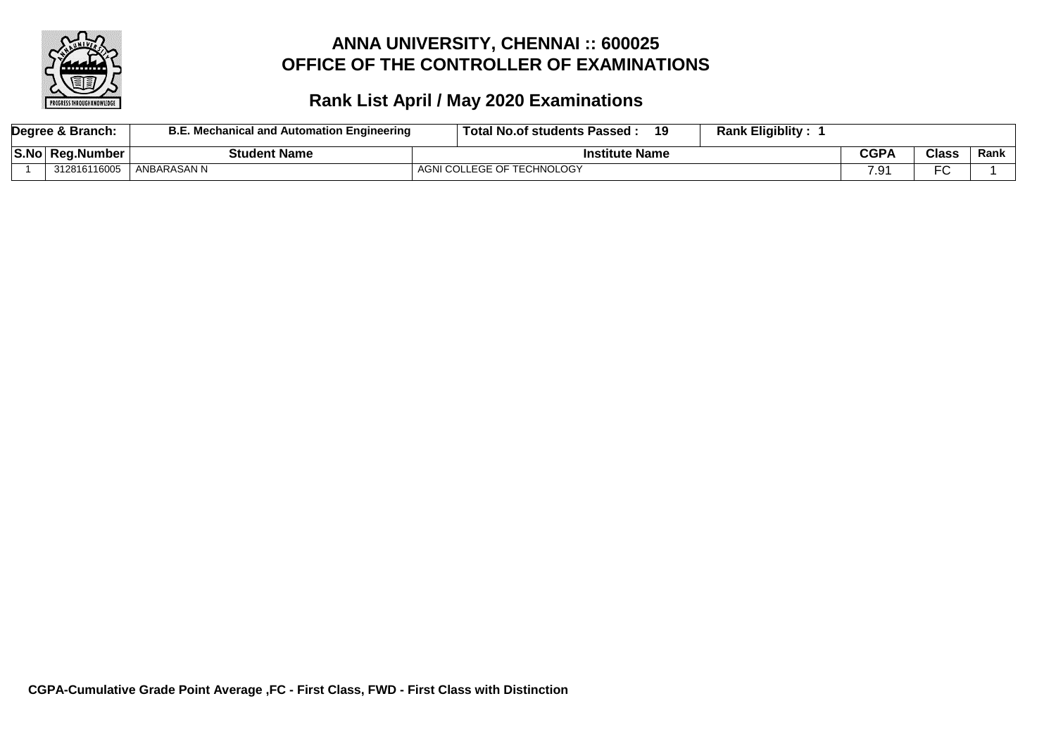# ANNA UNIVERSITY, CHENNAI :: 600025
# OFFICE OF THE CONTROLLER OF EXAMINATIONS

## Rank List April / May 2020 Examinations

| Degree & Branch: | B.E. Mechanical and Automation Engineering | Total No.of students Passed : 19 | Rank Eligiblity : 1 | | |
|---|---|---|---|---|---|

| S.No | Reg.Number | Student Name | Institute Name | CGPA | Class | Rank |
|---|---|---|---|---|---|---|
| 1 | 312816116005 | ANBARASAN N | AGNI COLLEGE OF TECHNOLOGY | 7.91 | FC | 1 |

**CGPA-Cumulative Grade Point Average ,FC - First Class, FWD - First Class with Distinction**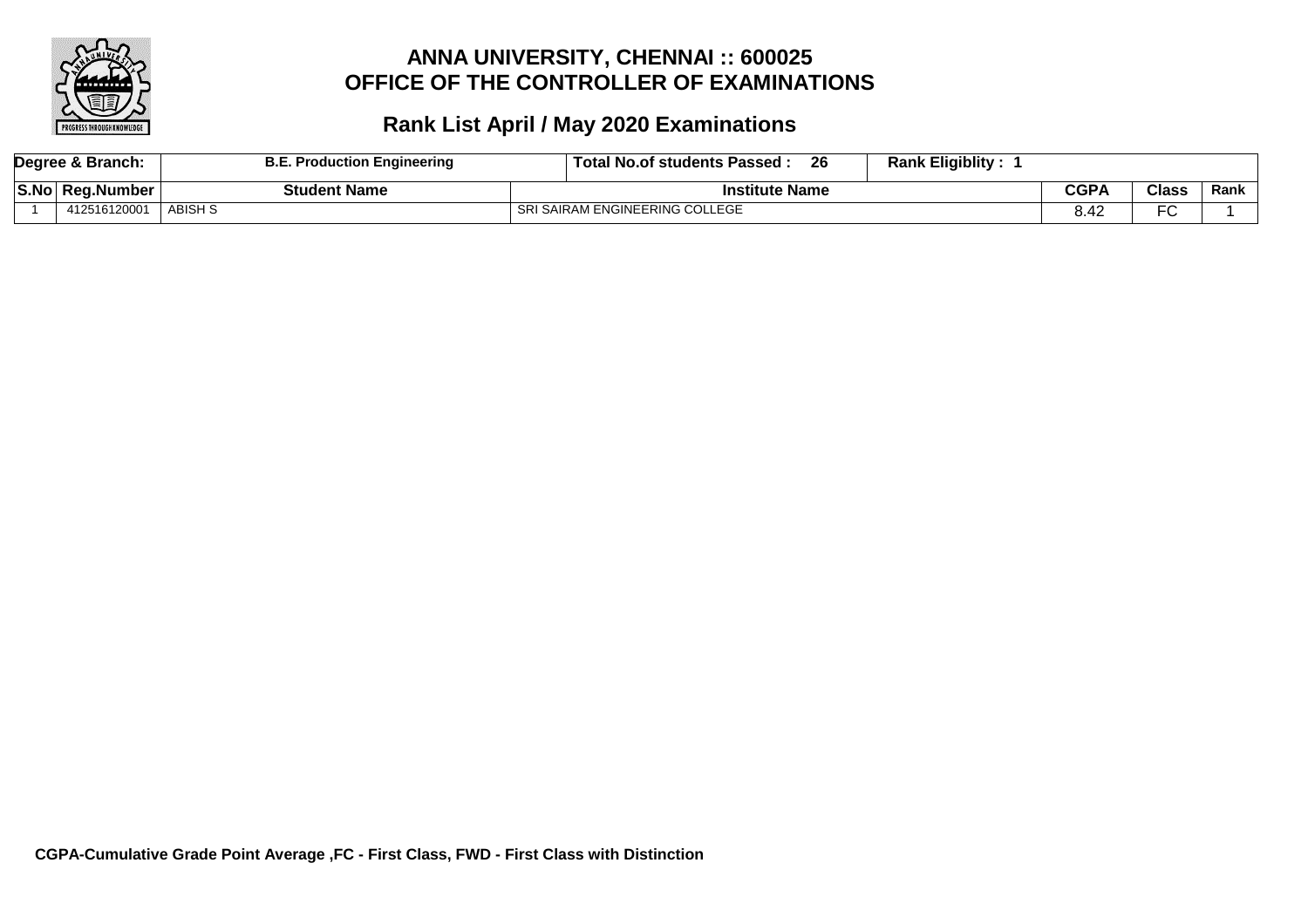# ANNA UNIVERSITY, CHENNAI :: 600025
# OFFICE OF THE CONTROLLER OF EXAMINATIONS

## Rank List April / May 2020 Examinations

| Degree & Branch: | B.E. Production Engineering | Total No.of students Passed : 26 | Rank Eligiblity : 1 | | |
|---|---|---|---|---|---|
| **S.No** **Reg.Number** | **Student Name** | **Institute Name** | **CGPA** | **Class** | **Rank** |
| 1 412516120001 | ABISH S | SRI SAIRAM ENGINEERING COLLEGE | 8.42 | FC | 1 |

**CGPA-Cumulative Grade Point Average ,FC - First Class, FWD - First Class with Distinction**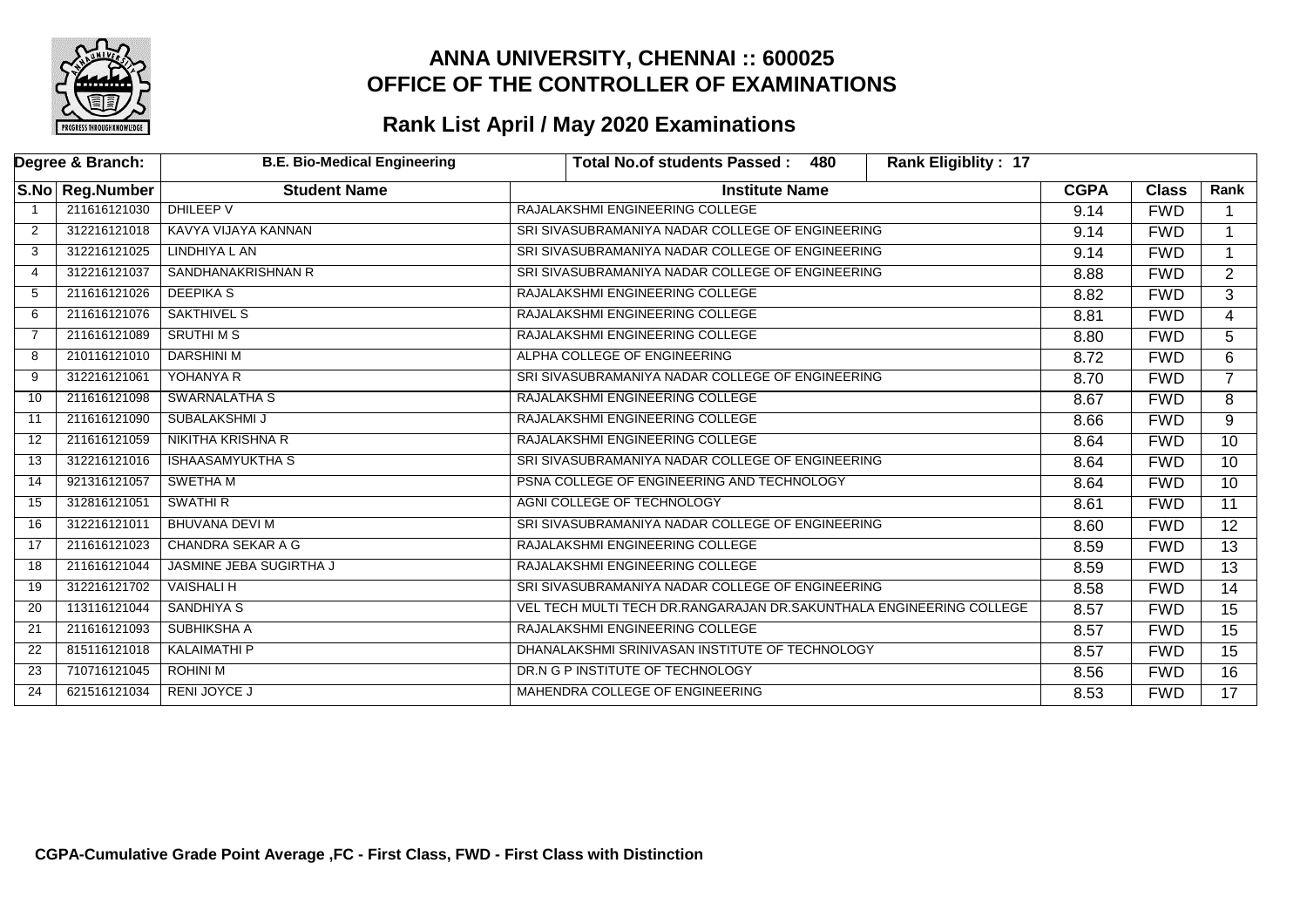# ANNA UNIVERSITY, CHENNAI :: 600025
## OFFICE OF THE CONTROLLER OF EXAMINATIONS
### Rank List April / May 2020 Examinations

| Degree & Branch: | | B.E. Bio-Medical Engineering | Total No.of students Passed : 480 | Rank Eligiblity : 17 | | |
|---|---|---|---|---|---|---|
| **S.No** | **Reg.Number** | **Student Name** | **Institute Name** | **CGPA** | **Class** | **Rank** |
| 1 | 211616121030 | DHILEEP V | RAJALAKSHMI ENGINEERING COLLEGE | 9.14 | FWD | 1 |
| 2 | 312216121018 | KAVYA VIJAYA KANNAN | SRI SIVASUBRAMANIYA NADAR COLLEGE OF ENGINEERING | 9.14 | FWD | 1 |
| 3 | 312216121025 | LINDHIYA L AN | SRI SIVASUBRAMANIYA NADAR COLLEGE OF ENGINEERING | 9.14 | FWD | 1 |
| 4 | 312216121037 | SANDHANAKRISHNAN R | SRI SIVASUBRAMANIYA NADAR COLLEGE OF ENGINEERING | 8.88 | FWD | 2 |
| 5 | 211616121026 | DEEPIKA S | RAJALAKSHMI ENGINEERING COLLEGE | 8.82 | FWD | 3 |
| 6 | 211616121076 | SAKTHIVEL S | RAJALAKSHMI ENGINEERING COLLEGE | 8.81 | FWD | 4 |
| 7 | 211616121089 | SRUTHI M S | RAJALAKSHMI ENGINEERING COLLEGE | 8.80 | FWD | 5 |
| 8 | 210116121010 | DARSHINI M | ALPHA COLLEGE OF ENGINEERING | 8.72 | FWD | 6 |
| 9 | 312216121061 | YOHANYA R | SRI SIVASUBRAMANIYA NADAR COLLEGE OF ENGINEERING | 8.70 | FWD | 7 |
| 10 | 211616121098 | SWARNALATHA S | RAJALAKSHMI ENGINEERING COLLEGE | 8.67 | FWD | 8 |
| 11 | 211616121090 | SUBALAKSHMI J | RAJALAKSHMI ENGINEERING COLLEGE | 8.66 | FWD | 9 |
| 12 | 211616121059 | NIKITHA KRISHNA R | RAJALAKSHMI ENGINEERING COLLEGE | 8.64 | FWD | 10 |
| 13 | 312216121016 | ISHAASAMYUKTHA S | SRI SIVASUBRAMANIYA NADAR COLLEGE OF ENGINEERING | 8.64 | FWD | 10 |
| 14 | 921316121057 | SWETHA M | PSNA COLLEGE OF ENGINEERING AND TECHNOLOGY | 8.64 | FWD | 10 |
| 15 | 312816121051 | SWATHI R | AGNI COLLEGE OF TECHNOLOGY | 8.61 | FWD | 11 |
| 16 | 312216121011 | BHUVANA DEVI M | SRI SIVASUBRAMANIYA NADAR COLLEGE OF ENGINEERING | 8.60 | FWD | 12 |
| 17 | 211616121023 | CHANDRA SEKAR A G | RAJALAKSHMI ENGINEERING COLLEGE | 8.59 | FWD | 13 |
| 18 | 211616121044 | JASMINE JEBA SUGIRTHA J | RAJALAKSHMI ENGINEERING COLLEGE | 8.59 | FWD | 13 |
| 19 | 312216121702 | VAISHALI H | SRI SIVASUBRAMANIYA NADAR COLLEGE OF ENGINEERING | 8.58 | FWD | 14 |
| 20 | 113116121044 | SANDHIYA S | VEL TECH MULTI TECH DR.RANGARAJAN DR.SAKUNTHALA ENGINEERING COLLEGE | 8.57 | FWD | 15 |
| 21 | 211616121093 | SUBHIKSHA A | RAJALAKSHMI ENGINEERING COLLEGE | 8.57 | FWD | 15 |
| 22 | 815116121018 | KALAIMATHI P | DHANALAKSHMI SRINIVASAN INSTITUTE OF TECHNOLOGY | 8.57 | FWD | 15 |
| 23 | 710716121045 | ROHINI M | DR.N G P INSTITUTE OF TECHNOLOGY | 8.56 | FWD | 16 |
| 24 | 621516121034 | RENI JOYCE J | MAHENDRA COLLEGE OF ENGINEERING | 8.53 | FWD | 17 |

**CGPA-Cumulative Grade Point Average ,FC - First Class, FWD - First Class with Distinction**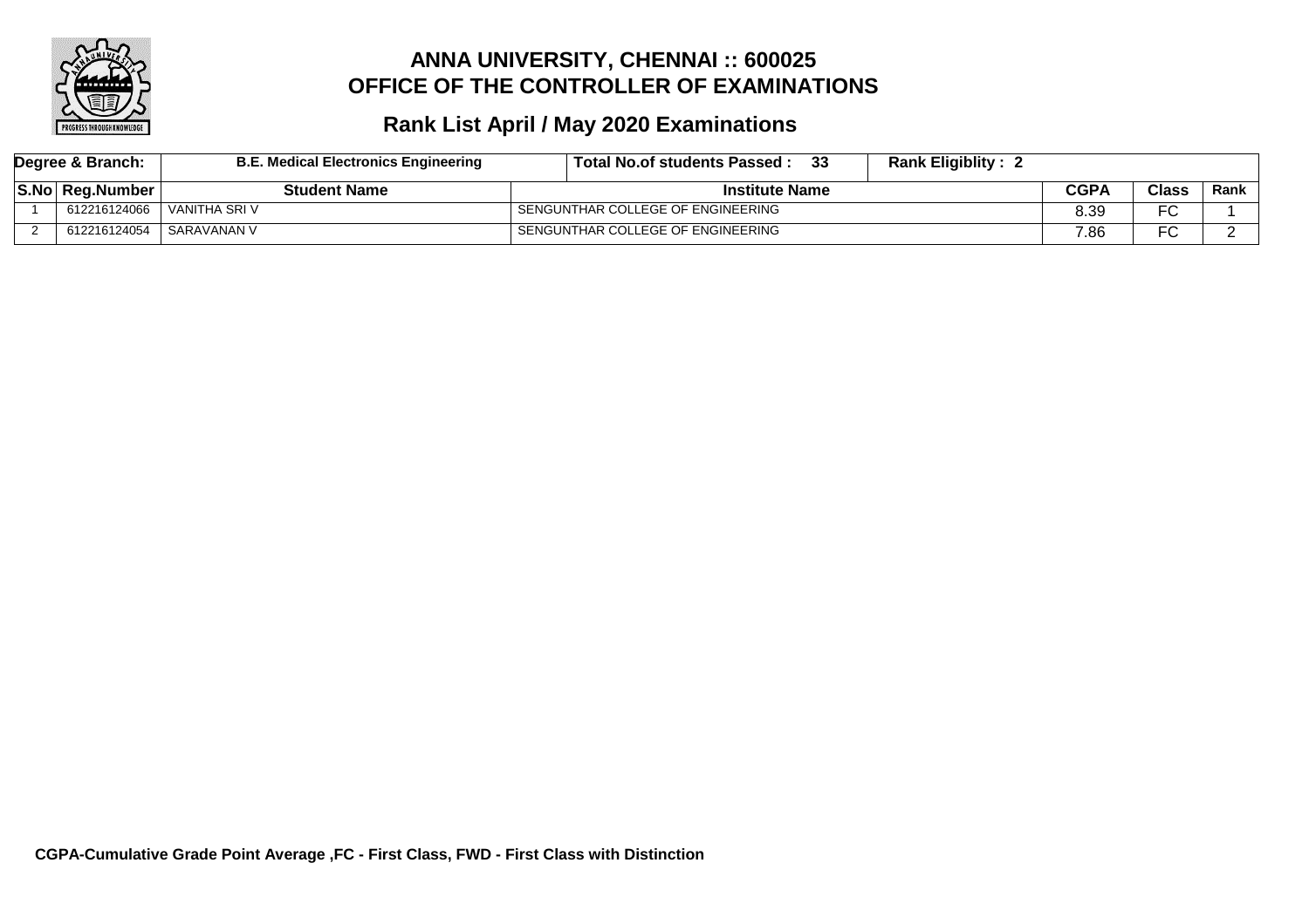# ANNA UNIVERSITY, CHENNAI :: 600025
# OFFICE OF THE CONTROLLER OF EXAMINATIONS

## Rank List April / May 2020 Examinations

| Degree & Branch: | B.E. Medical Electronics Engineering | Total No.of students Passed : 33 | Rank Eligiblity : 2 | | |
|---|---|---|---|---|---|
| **S.No** | **Reg.Number** | **Student Name** | **Institute Name** | **CGPA** | **Class** | **Rank** |
| 1 | 612216124066 | VANITHA SRI V | SENGUNTHAR COLLEGE OF ENGINEERING | 8.39 | FC | 1 |
| 2 | 612216124054 | SARAVANAN V | SENGUNTHAR COLLEGE OF ENGINEERING | 7.86 | FC | 2 |

**CGPA-Cumulative Grade Point Average ,FC - First Class, FWD - First Class with Distinction**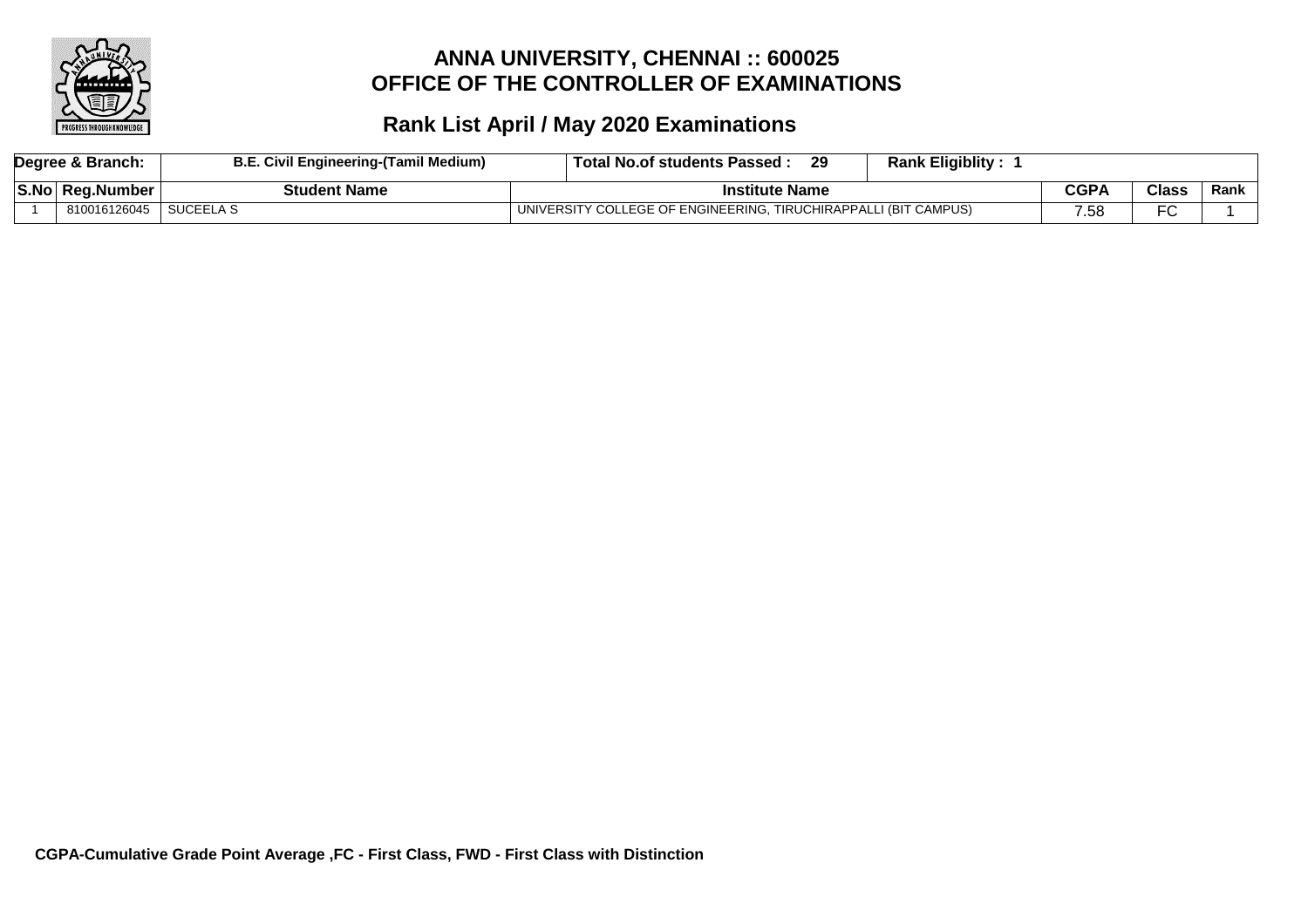# ANNA UNIVERSITY, CHENNAI :: 600025
# OFFICE OF THE CONTROLLER OF EXAMINATIONS

## Rank List April / May 2020 Examinations

| Degree & Branch: | B.E. Civil Engineering-(Tamil Medium) | Total No.of students Passed : 29 | Rank Eligiblity : 1 | | | |
|---|---|---|---|---|---|---|
| **S.No** | **Reg.Number** | **Student Name** | **Institute Name** | **CGPA** | **Class** | **Rank** |
| 1 | 810016126045 | SUCEELA S | UNIVERSITY COLLEGE OF ENGINEERING, TIRUCHIRAPPALLI (BIT CAMPUS) | 7.58 | FC | 1 |

**CGPA-Cumulative Grade Point Average ,FC - First Class, FWD - First Class with Distinction**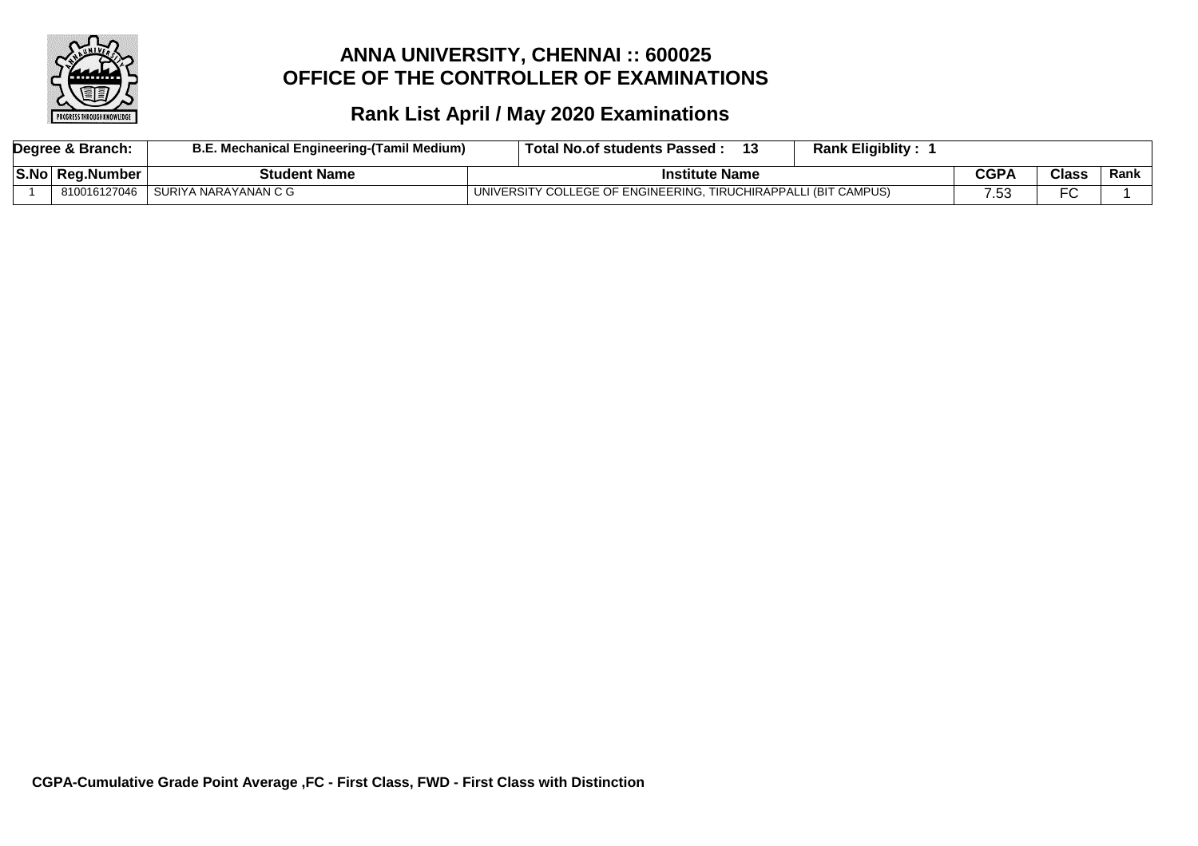# ANNA UNIVERSITY, CHENNAI :: 600025
# OFFICE OF THE CONTROLLER OF EXAMINATIONS

## Rank List April / May 2020 Examinations

| Degree & Branch: | B.E. Mechanical Engineering-(Tamil Medium) | Total No.of students Passed : 13 | Rank Eligiblity : 1 | | |
|---|---|---|---|---|---|
| **S.No** | **Reg.Number** | **Student Name** | **Institute Name** | **CGPA** | **Class** | **Rank** |

| S.No | Reg.Number | Student Name | Institute Name | CGPA | Class | Rank |
|---|---|---|---|---|---|---|
| 1 | 810016127046 | SURIYA NARAYANAN C G | UNIVERSITY COLLEGE OF ENGINEERING, TIRUCHIRAPPALLI (BIT CAMPUS) | 7.53 | FC | 1 |

**CGPA-Cumulative Grade Point Average ,FC - First Class, FWD - First Class with Distinction**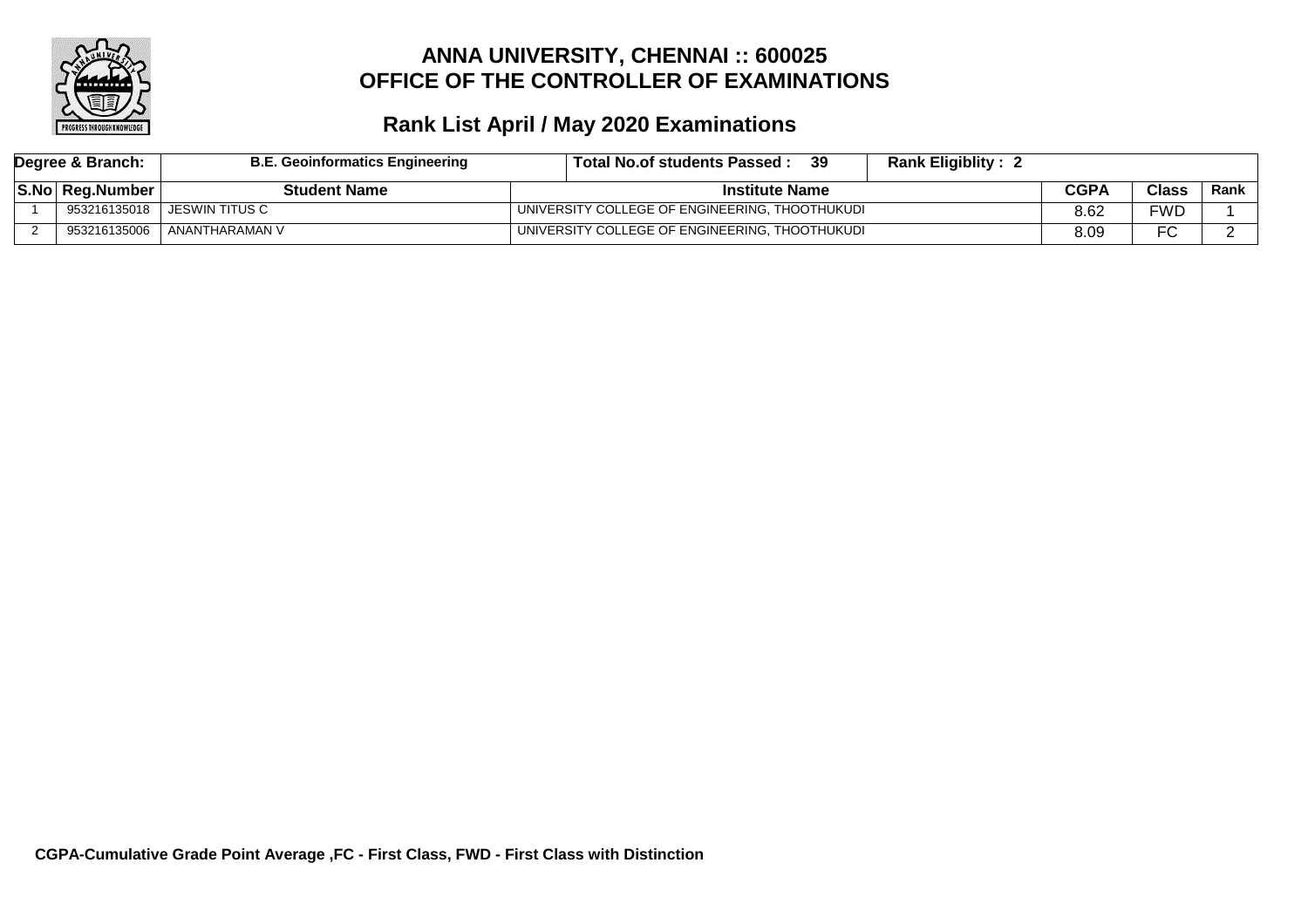# ANNA UNIVERSITY, CHENNAI :: 600025
# OFFICE OF THE CONTROLLER OF EXAMINATIONS

## Rank List April / May 2020 Examinations

| Degree & Branch: | B.E. Geoinformatics Engineering | Total No.of students Passed : 39 | Rank Eligiblity : 2 | | | |
|---|---|---|---|---|---|---|
| **S.No** | **Reg.Number** | **Student Name** | **Institute Name** | **CGPA** | **Class** | **Rank** |
| 1 | 953216135018 | JESWIN TITUS C | UNIVERSITY COLLEGE OF ENGINEERING, THOOTHUKUDI | 8.62 | FWD | 1 |
| 2 | 953216135006 | ANANTHARAMAN V | UNIVERSITY COLLEGE OF ENGINEERING, THOOTHUKUDI | 8.09 | FC | 2 |

**CGPA-Cumulative Grade Point Average ,FC - First Class, FWD - First Class with Distinction**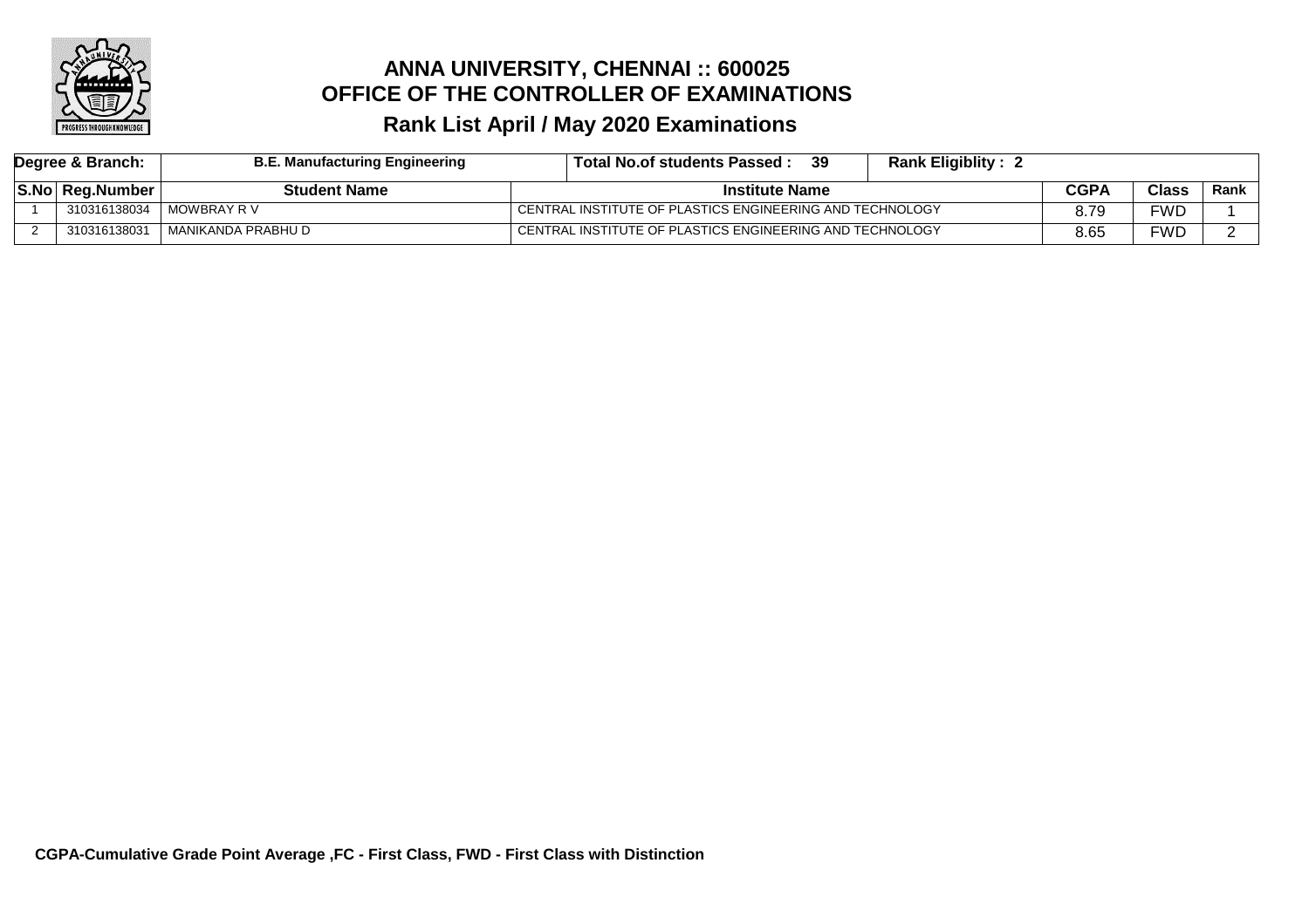# ANNA UNIVERSITY, CHENNAI :: 600025
## OFFICE OF THE CONTROLLER OF EXAMINATIONS
## Rank List April / May 2020 Examinations

| Degree & Branch: | B.E. Manufacturing Engineering | Total No.of students Passed : 39 | Rank Eligiblity : 2 | | | |
|---|---|---|---|---|---|---|
| **S.No** | **Reg.Number** | **Student Name** | **Institute Name** | **CGPA** | **Class** | **Rank** |
| 1 | 310316138034 | MOWBRAY R V | CENTRAL INSTITUTE OF PLASTICS ENGINEERING AND TECHNOLOGY | 8.79 | FWD | 1 |
| 2 | 310316138031 | MANIKANDA PRABHU D | CENTRAL INSTITUTE OF PLASTICS ENGINEERING AND TECHNOLOGY | 8.65 | FWD | 2 |

**CGPA-Cumulative Grade Point Average ,FC - First Class, FWD - First Class with Distinction**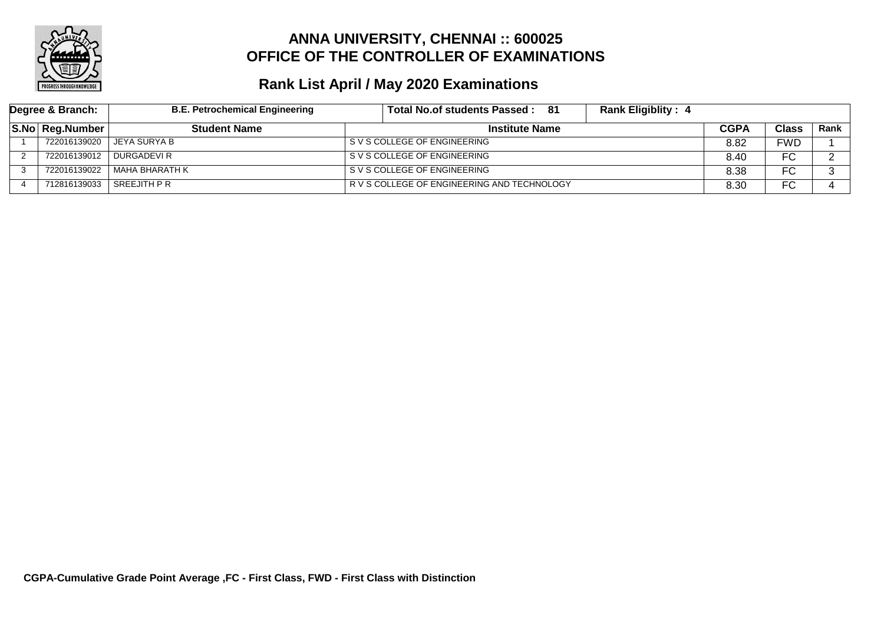# ANNA UNIVERSITY, CHENNAI :: 600025
# OFFICE OF THE CONTROLLER OF EXAMINATIONS

## Rank List April / May 2020 Examinations

| Degree & Branch: | B.E. Petrochemical Engineering | Total No.of students Passed : 81 | Rank Eligiblity : 4 | | | |
|---|---|---|---|---|---|---|
| **S.No** | **Reg.Number** | **Student Name** | **Institute Name** | **CGPA** | **Class** | **Rank** |
| 1 | 722016139020 | JEYA SURYA B | S V S COLLEGE OF ENGINEERING | 8.82 | FWD | 1 |
| 2 | 722016139012 | DURGADEVI R | S V S COLLEGE OF ENGINEERING | 8.40 | FC | 2 |
| 3 | 722016139022 | MAHA BHARATH K | S V S COLLEGE OF ENGINEERING | 8.38 | FC | 3 |
| 4 | 712816139033 | SREEJITH P R | R V S COLLEGE OF ENGINEERING AND TECHNOLOGY | 8.30 | FC | 4 |

**CGPA-Cumulative Grade Point Average ,FC - First Class, FWD - First Class with Distinction**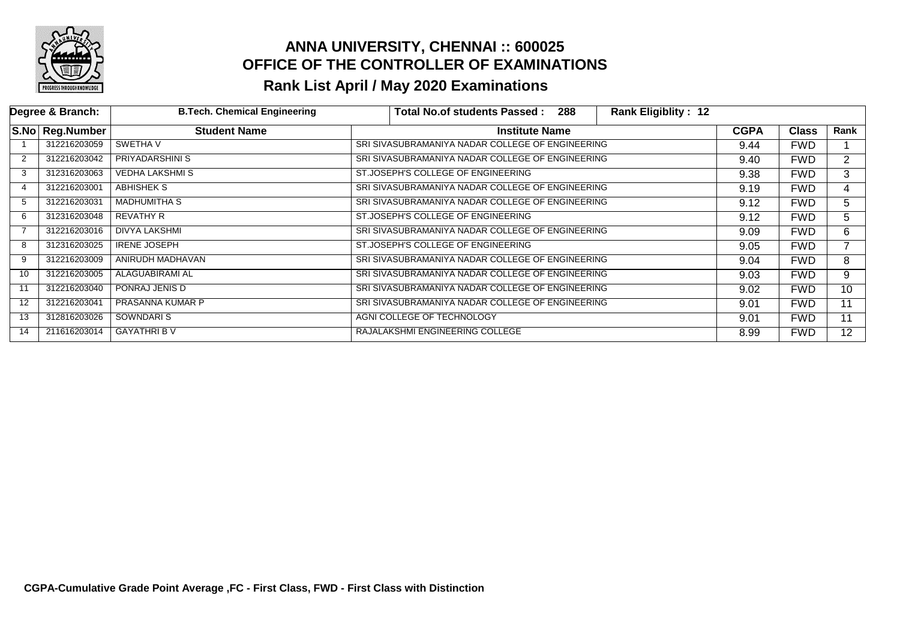# ANNA UNIVERSITY, CHENNAI :: 600025
## OFFICE OF THE CONTROLLER OF EXAMINATIONS
## Rank List April / May 2020 Examinations

| Degree & Branch: | B.Tech. Chemical Engineering | Total No.of students Passed : 288 | Rank Eligiblity : 12 | | | |
|---|---|---|---|---|---|---|
| **S.No** | **Reg.Number** | **Student Name** | **Institute Name** | **CGPA** | **Class** | **Rank** |
| 1 | 312216203059 | SWETHA V | SRI SIVASUBRAMANIYA NADAR COLLEGE OF ENGINEERING | 9.44 | FWD | 1 |
| 2 | 312216203042 | PRIYADARSHINI S | SRI SIVASUBRAMANIYA NADAR COLLEGE OF ENGINEERING | 9.40 | FWD | 2 |
| 3 | 312316203063 | VEDHA LAKSHMI S | ST.JOSEPH'S COLLEGE OF ENGINEERING | 9.38 | FWD | 3 |
| 4 | 312216203001 | ABHISHEK S | SRI SIVASUBRAMANIYA NADAR COLLEGE OF ENGINEERING | 9.19 | FWD | 4 |
| 5 | 312216203031 | MADHUMITHA S | SRI SIVASUBRAMANIYA NADAR COLLEGE OF ENGINEERING | 9.12 | FWD | 5 |
| 6 | 312316203048 | REVATHY R | ST.JOSEPH'S COLLEGE OF ENGINEERING | 9.12 | FWD | 5 |
| 7 | 312216203016 | DIVYA LAKSHMI | SRI SIVASUBRAMANIYA NADAR COLLEGE OF ENGINEERING | 9.09 | FWD | 6 |
| 8 | 312316203025 | IRENE JOSEPH | ST.JOSEPH'S COLLEGE OF ENGINEERING | 9.05 | FWD | 7 |
| 9 | 312216203009 | ANIRUDH MADHAVAN | SRI SIVASUBRAMANIYA NADAR COLLEGE OF ENGINEERING | 9.04 | FWD | 8 |
| 10 | 312216203005 | ALAGUABIRAMI AL | SRI SIVASUBRAMANIYA NADAR COLLEGE OF ENGINEERING | 9.03 | FWD | 9 |
| 11 | 312216203040 | PONRAJ JENIS D | SRI SIVASUBRAMANIYA NADAR COLLEGE OF ENGINEERING | 9.02 | FWD | 10 |
| 12 | 312216203041 | PRASANNA KUMAR P | SRI SIVASUBRAMANIYA NADAR COLLEGE OF ENGINEERING | 9.01 | FWD | 11 |
| 13 | 312816203026 | SOWNDARI S | AGNI COLLEGE OF TECHNOLOGY | 9.01 | FWD | 11 |
| 14 | 211616203014 | GAYATHRI B V | RAJALAKSHMI ENGINEERING COLLEGE | 8.99 | FWD | 12 |

**CGPA-Cumulative Grade Point Average ,FC - First Class, FWD - First Class with Distinction**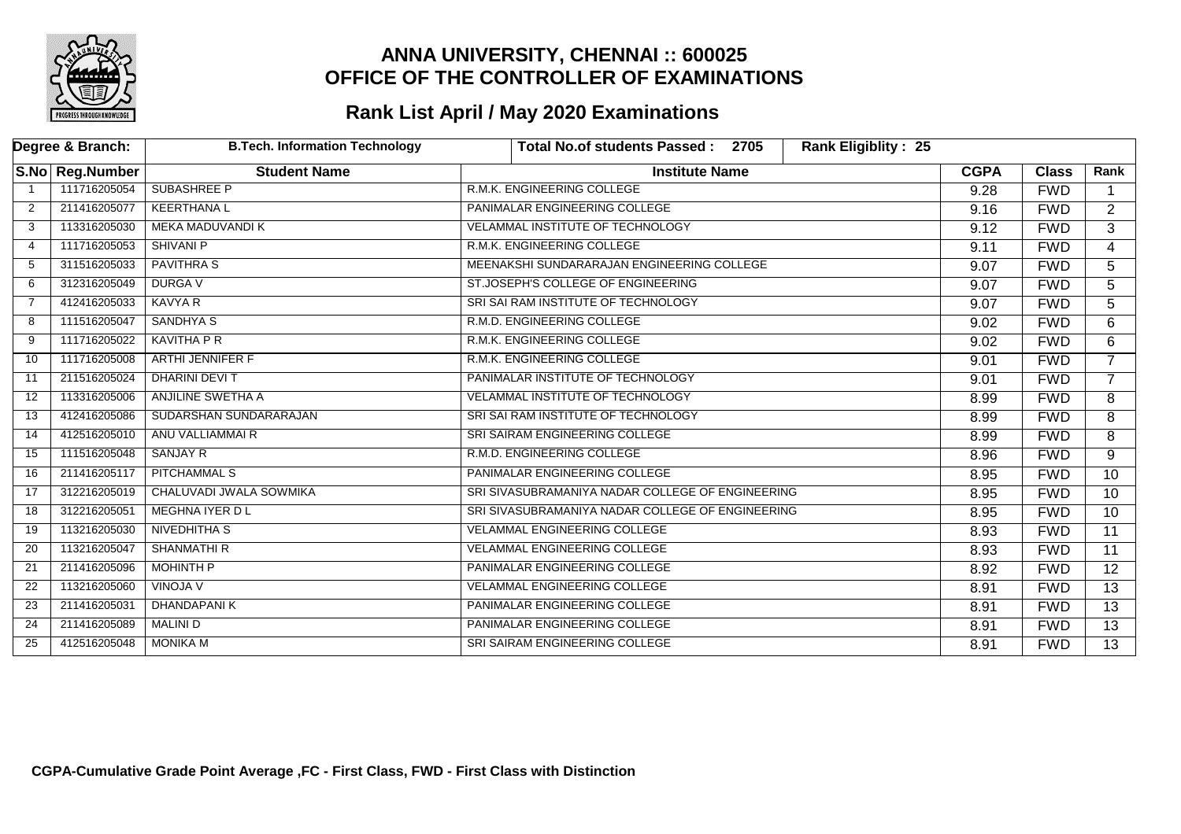# ANNA UNIVERSITY, CHENNAI :: 600025
# OFFICE OF THE CONTROLLER OF EXAMINATIONS

## Rank List April / May 2020 Examinations

| Degree & Branch: | | B.Tech. Information Technology | Total No.of students Passed : 2705 | Rank Eligiblity : 25 | | |
|---|---|---|---|---|---|---|
| **S.No** | **Reg.Number** | **Student Name** | **Institute Name** | **CGPA** | **Class** | **Rank** |
| 1 | 111716205054 | SUBASHREE P | R.M.K. ENGINEERING COLLEGE | 9.28 | FWD | 1 |
| 2 | 211416205077 | KEERTHANA L | PANIMALAR ENGINEERING COLLEGE | 9.16 | FWD | 2 |
| 3 | 113316205030 | MEKA MADUVANDI K | VELAMMAL INSTITUTE OF TECHNOLOGY | 9.12 | FWD | 3 |
| 4 | 111716205053 | SHIVANI P | R.M.K. ENGINEERING COLLEGE | 9.11 | FWD | 4 |
| 5 | 311516205033 | PAVITHRA S | MEENAKSHI SUNDARARAJAN ENGINEERING COLLEGE | 9.07 | FWD | 5 |
| 6 | 312316205049 | DURGA V | ST.JOSEPH'S COLLEGE OF ENGINEERING | 9.07 | FWD | 5 |
| 7 | 412416205033 | KAVYA R | SRI SAI RAM INSTITUTE OF TECHNOLOGY | 9.07 | FWD | 5 |
| 8 | 111516205047 | SANDHYA S | R.M.D. ENGINEERING COLLEGE | 9.02 | FWD | 6 |
| 9 | 111716205022 | KAVITHA P R | R.M.K. ENGINEERING COLLEGE | 9.02 | FWD | 6 |
| 10 | 111716205008 | ARTHI JENNIFER F | R.M.K. ENGINEERING COLLEGE | 9.01 | FWD | 7 |
| 11 | 211516205024 | DHARINI DEVI T | PANIMALAR INSTITUTE OF TECHNOLOGY | 9.01 | FWD | 7 |
| 12 | 113316205006 | ANJILINE SWETHA A | VELAMMAL INSTITUTE OF TECHNOLOGY | 8.99 | FWD | 8 |
| 13 | 412416205086 | SUDARSHAN SUNDARARAJAN | SRI SAI RAM INSTITUTE OF TECHNOLOGY | 8.99 | FWD | 8 |
| 14 | 412516205010 | ANU VALLIAMMAI R | SRI SAIRAM ENGINEERING COLLEGE | 8.99 | FWD | 8 |
| 15 | 111516205048 | SANJAY R | R.M.D. ENGINEERING COLLEGE | 8.96 | FWD | 9 |
| 16 | 211416205117 | PITCHAMMAL S | PANIMALAR ENGINEERING COLLEGE | 8.95 | FWD | 10 |
| 17 | 312216205019 | CHALUVADI JWALA SOWMIKA | SRI SIVASUBRAMANIYA NADAR COLLEGE OF ENGINEERING | 8.95 | FWD | 10 |
| 18 | 312216205051 | MEGHNA IYER D L | SRI SIVASUBRAMANIYA NADAR COLLEGE OF ENGINEERING | 8.95 | FWD | 10 |
| 19 | 113216205030 | NIVEDHITHA S | VELAMMAL ENGINEERING COLLEGE | 8.93 | FWD | 11 |
| 20 | 113216205047 | SHANMATHI R | VELAMMAL ENGINEERING COLLEGE | 8.93 | FWD | 11 |
| 21 | 211416205096 | MOHINTH P | PANIMALAR ENGINEERING COLLEGE | 8.92 | FWD | 12 |
| 22 | 113216205060 | VINOJA V | VELAMMAL ENGINEERING COLLEGE | 8.91 | FWD | 13 |
| 23 | 211416205031 | DHANDAPANI K | PANIMALAR ENGINEERING COLLEGE | 8.91 | FWD | 13 |
| 24 | 211416205089 | MALINI D | PANIMALAR ENGINEERING COLLEGE | 8.91 | FWD | 13 |
| 25 | 412516205048 | MONIKA M | SRI SAIRAM ENGINEERING COLLEGE | 8.91 | FWD | 13 |

**CGPA-Cumulative Grade Point Average ,FC - First Class, FWD - First Class with Distinction**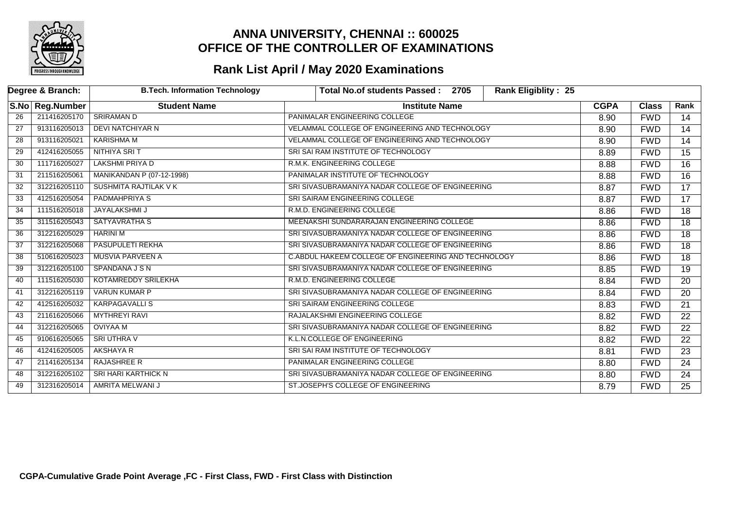# ANNA UNIVERSITY, CHENNAI :: 600025
# OFFICE OF THE CONTROLLER OF EXAMINATIONS

## Rank List April / May 2020 Examinations

| Degree & Branch: | B.Tech. Information Technology | Total No.of students Passed : 2705 | Rank Eligiblity : 25 | | | |
|---|---|---|---|---|---|---|
| **S.No** | **Reg.Number** | **Student Name** | **Institute Name** | **CGPA** | **Class** | **Rank** |
| 26 | 211416205170 | SRIRAMAN D | PANIMALAR ENGINEERING COLLEGE | 8.90 | FWD | 14 |
| 27 | 913116205013 | DEVI NATCHIYAR N | VELAMMAL COLLEGE OF ENGINEERING AND TECHNOLOGY | 8.90 | FWD | 14 |
| 28 | 913116205021 | KARISHMA M | VELAMMAL COLLEGE OF ENGINEERING AND TECHNOLOGY | 8.90 | FWD | 14 |
| 29 | 412416205055 | NITHIYA SRI T | SRI SAI RAM INSTITUTE OF TECHNOLOGY | 8.89 | FWD | 15 |
| 30 | 111716205027 | LAKSHMI PRIYA D | R.M.K. ENGINEERING COLLEGE | 8.88 | FWD | 16 |
| 31 | 211516205061 | MANIKANDAN P (07-12-1998) | PANIMALAR INSTITUTE OF TECHNOLOGY | 8.88 | FWD | 16 |
| 32 | 312216205110 | SUSHMITA RAJTILAK V K | SRI SIVASUBRAMANIYA NADAR COLLEGE OF ENGINEERING | 8.87 | FWD | 17 |
| 33 | 412516205054 | PADMAHPRIYA S | SRI SAIRAM ENGINEERING COLLEGE | 8.87 | FWD | 17 |
| 34 | 111516205018 | JAYALAKSHMI J | R.M.D. ENGINEERING COLLEGE | 8.86 | FWD | 18 |
| 35 | 311516205043 | SATYAVRATHA S | MEENAKSHI SUNDARARAJAN ENGINEERING COLLEGE | 8.86 | FWD | 18 |
| 36 | 312216205029 | HARINI M | SRI SIVASUBRAMANIYA NADAR COLLEGE OF ENGINEERING | 8.86 | FWD | 18 |
| 37 | 312216205068 | PASUPULETI REKHA | SRI SIVASUBRAMANIYA NADAR COLLEGE OF ENGINEERING | 8.86 | FWD | 18 |
| 38 | 510616205023 | MUSVIA PARVEEN A | C.ABDUL HAKEEM COLLEGE OF ENGINEERING AND TECHNOLOGY | 8.86 | FWD | 18 |
| 39 | 312216205100 | SPANDANA J S N | SRI SIVASUBRAMANIYA NADAR COLLEGE OF ENGINEERING | 8.85 | FWD | 19 |
| 40 | 111516205030 | KOTAMREDDY SRILEKHA | R.M.D. ENGINEERING COLLEGE | 8.84 | FWD | 20 |
| 41 | 312216205119 | VARUN KUMAR P | SRI SIVASUBRAMANIYA NADAR COLLEGE OF ENGINEERING | 8.84 | FWD | 20 |
| 42 | 412516205032 | KARPAGAVALLI S | SRI SAIRAM ENGINEERING COLLEGE | 8.83 | FWD | 21 |
| 43 | 211616205066 | MYTHREYI RAVI | RAJALAKSHMI ENGINEERING COLLEGE | 8.82 | FWD | 22 |
| 44 | 312216205065 | OVIYAA M | SRI SIVASUBRAMANIYA NADAR COLLEGE OF ENGINEERING | 8.82 | FWD | 22 |
| 45 | 910616205065 | SRI UTHRA V | K.L.N.COLLEGE OF ENGINEERING | 8.82 | FWD | 22 |
| 46 | 412416205005 | AKSHAYA R | SRI SAI RAM INSTITUTE OF TECHNOLOGY | 8.81 | FWD | 23 |
| 47 | 211416205134 | RAJASHREE R | PANIMALAR ENGINEERING COLLEGE | 8.80 | FWD | 24 |
| 48 | 312216205102 | SRI HARI KARTHICK N | SRI SIVASUBRAMANIYA NADAR COLLEGE OF ENGINEERING | 8.80 | FWD | 24 |
| 49 | 312316205014 | AMRITA MELWANI J | ST.JOSEPH'S COLLEGE OF ENGINEERING | 8.79 | FWD | 25 |

**CGPA-Cumulative Grade Point Average ,FC - First Class, FWD - First Class with Distinction**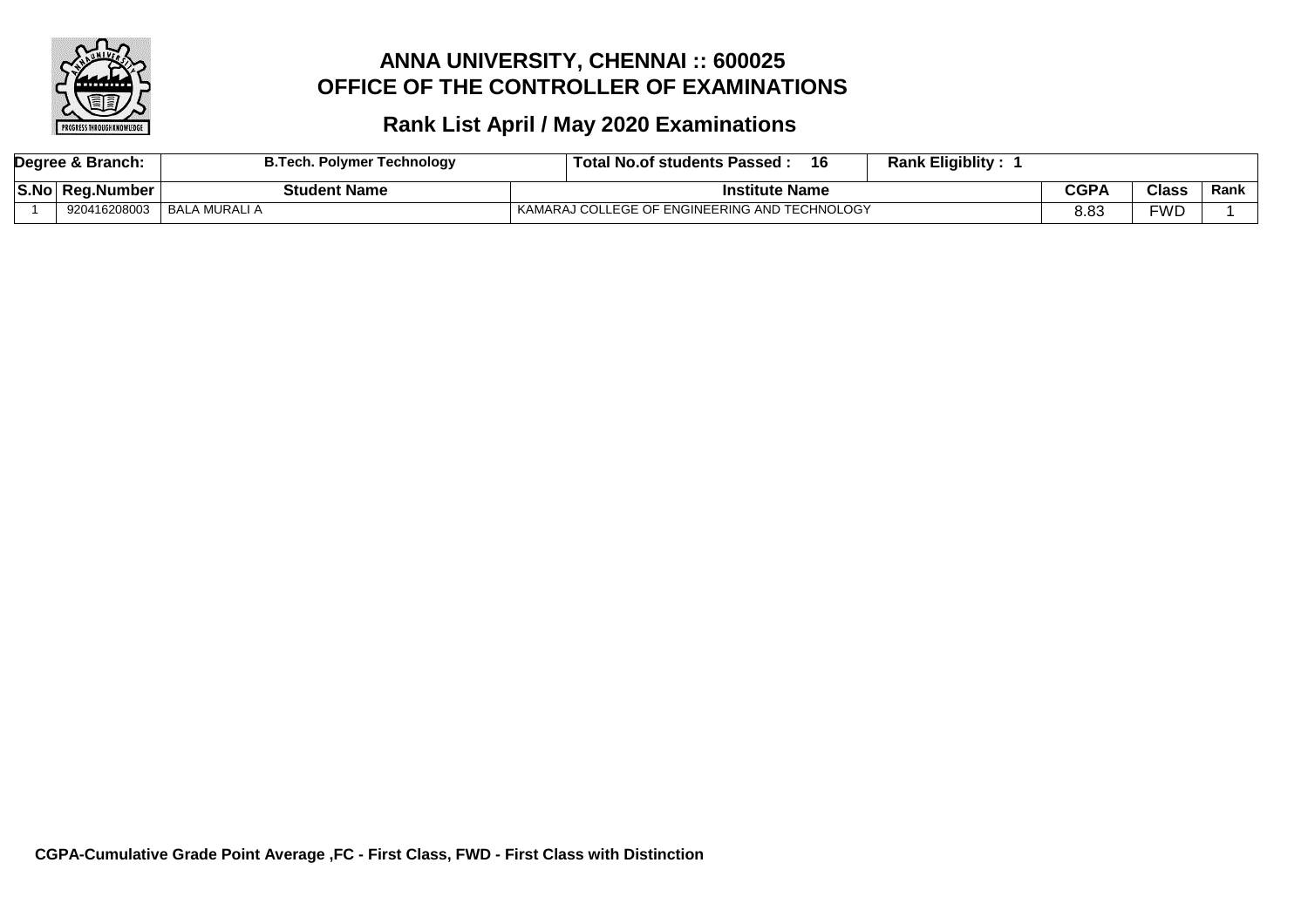# ANNA UNIVERSITY, CHENNAI :: 600025
# OFFICE OF THE CONTROLLER OF EXAMINATIONS

## Rank List April / May 2020 Examinations

| Degree & Branch: | B.Tech. Polymer Technology | Total No.of students Passed : 16 | Rank Eligiblity : 1 | | |
|---|---|---|---|---|---|
| **S.No** | **Reg.Number** | **Student Name** | **Institute Name** | **CGPA** | **Class** | **Rank** |

| S.No | Reg.Number | Student Name | Institute Name | CGPA | Class | Rank |
|---|---|---|---|---|---|---|
| 1 | 920416208003 | BALA MURALI A | KAMARAJ COLLEGE OF ENGINEERING AND TECHNOLOGY | 8.83 | FWD | 1 |

**CGPA-Cumulative Grade Point Average ,FC - First Class, FWD - First Class with Distinction**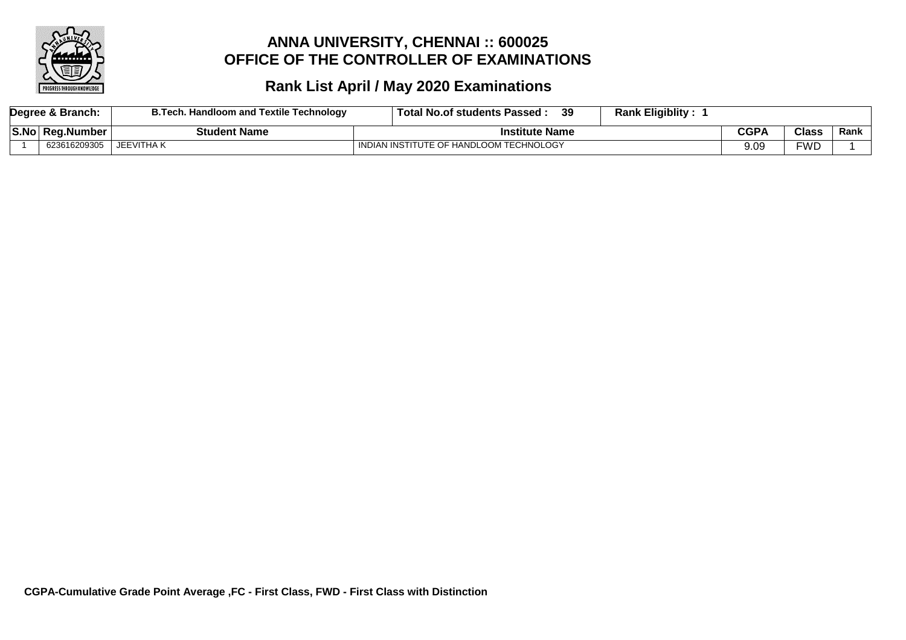# ANNA UNIVERSITY, CHENNAI :: 600025
# OFFICE OF THE CONTROLLER OF EXAMINATIONS

## Rank List April / May 2020 Examinations

| Degree & Branch: | | B.Tech. Handloom and Textile Technology | Total No.of students Passed : 39 | Rank Eligiblity : 1 | | |
|---|---|---|---|---|---|---|
| S.No | Reg.Number | Student Name | Institute Name | CGPA | Class | Rank |
| 1 | 623616209305 | JEEVITHA K | INDIAN INSTITUTE OF HANDLOOM TECHNOLOGY | 9.09 | FWD | 1 |

**CGPA-Cumulative Grade Point Average ,FC - First Class, FWD - First Class with Distinction**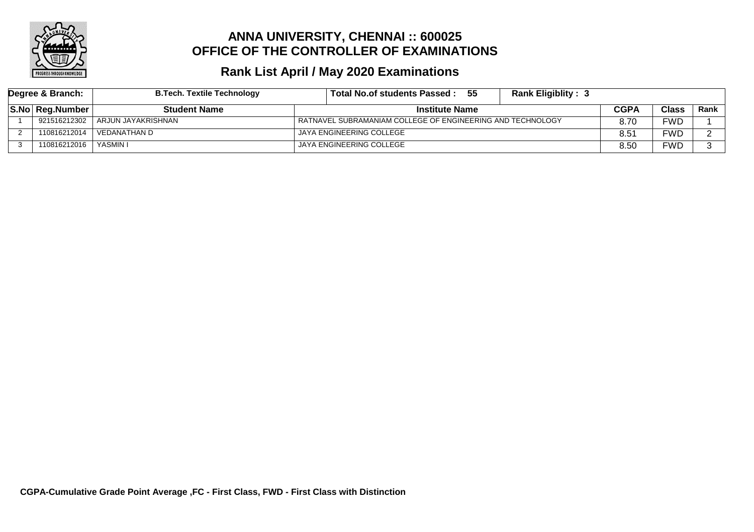# ANNA UNIVERSITY, CHENNAI :: 600025
# OFFICE OF THE CONTROLLER OF EXAMINATIONS

## Rank List April / May 2020 Examinations

| Degree & Branch: | B.Tech. Textile Technology | Total No.of students Passed : 55 | Rank Eligiblity : 3 | | |
|---|---|---|---|---|---|

| S.No | Reg.Number | Student Name | Institute Name | CGPA | Class | Rank |
|---|---|---|---|---|---|---|
| 1 | 921516212302 | ARJUN JAYAKRISHNAN | RATNAVEL SUBRAMANIAM COLLEGE OF ENGINEERING AND TECHNOLOGY | 8.70 | FWD | 1 |
| 2 | 110816212014 | VEDANATHAN D | JAYA ENGINEERING COLLEGE | 8.51 | FWD | 2 |
| 3 | 110816212016 | YASMIN I | JAYA ENGINEERING COLLEGE | 8.50 | FWD | 3 |

**CGPA-Cumulative Grade Point Average ,FC - First Class, FWD - First Class with Distinction**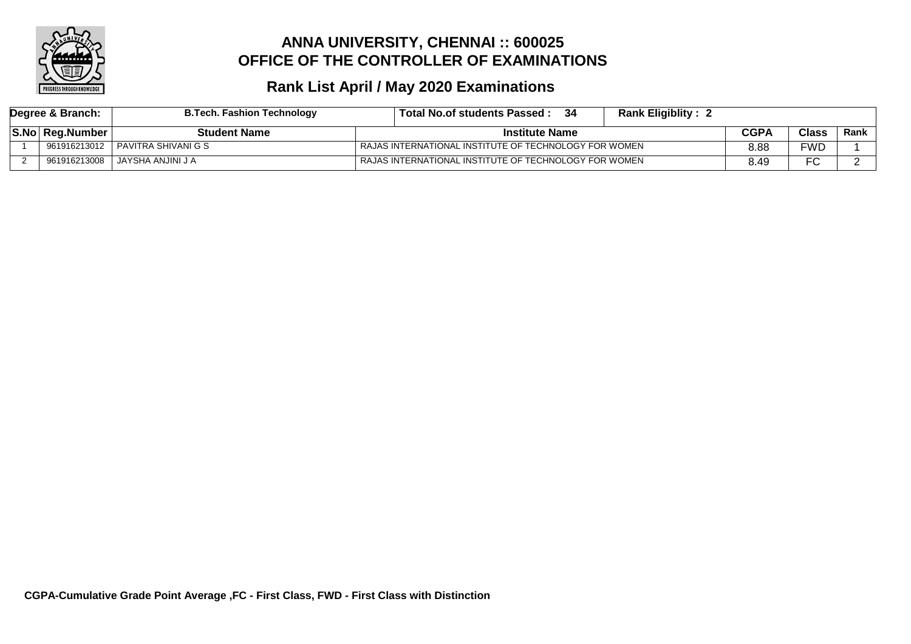# ANNA UNIVERSITY, CHENNAI :: 600025
# OFFICE OF THE CONTROLLER OF EXAMINATIONS

## Rank List April / May 2020 Examinations

| Degree & Branch: | B.Tech. Fashion Technology | Total No.of students Passed : 34 | Rank Eligiblity : 2 | | | |
|---|---|---|---|---|---|---|
| **S.No** | **Reg.Number** | **Student Name** | **Institute Name** | **CGPA** | **Class** | **Rank** |
| 1 | 961916213012 | PAVITRA SHIVANI G S | RAJAS INTERNATIONAL INSTITUTE OF TECHNOLOGY FOR WOMEN | 8.88 | FWD | 1 |
| 2 | 961916213008 | JAYSHA ANJINI J A | RAJAS INTERNATIONAL INSTITUTE OF TECHNOLOGY FOR WOMEN | 8.49 | FC | 2 |

**CGPA-Cumulative Grade Point Average ,FC - First Class, FWD - First Class with Distinction**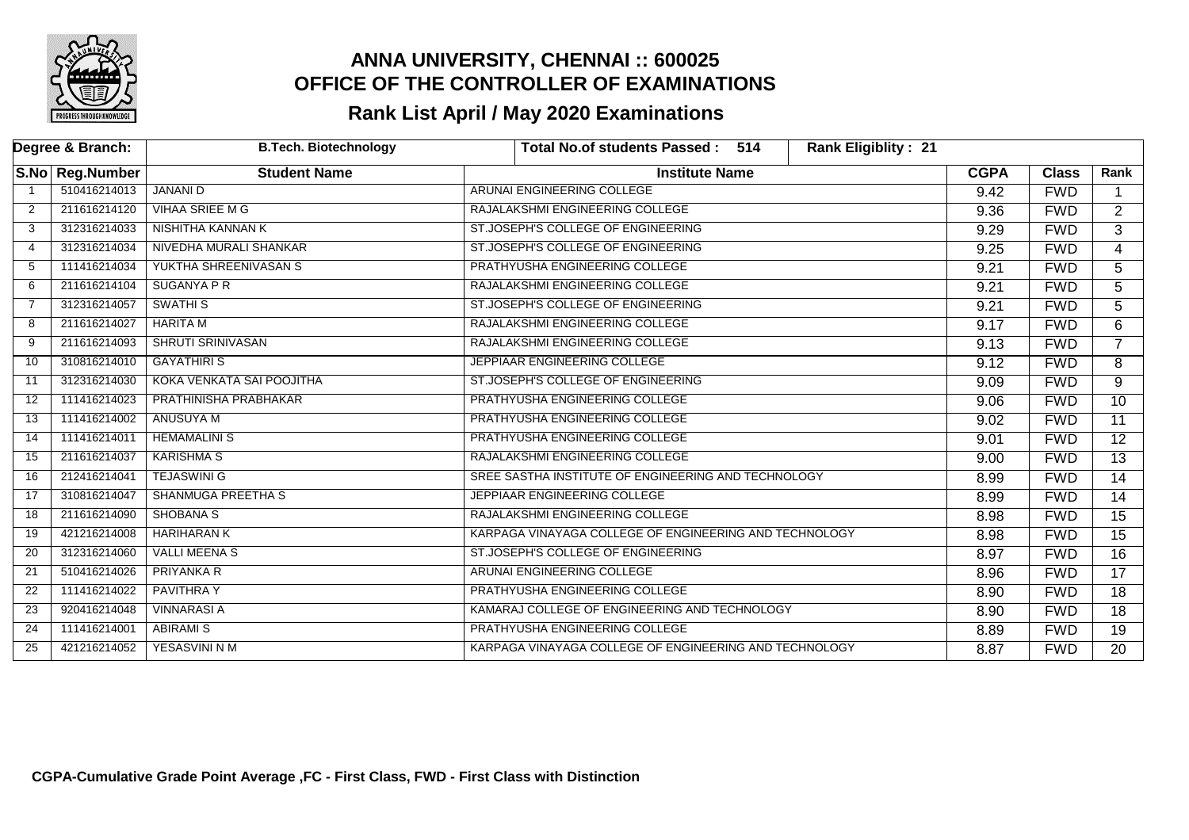# ANNA UNIVERSITY, CHENNAI :: 600025
## OFFICE OF THE CONTROLLER OF EXAMINATIONS
### Rank List April / May 2020 Examinations

| Degree & Branch: | | B.Tech. Biotechnology | Total No.of students Passed : 514 | Rank Eligiblity : 21 | | |
|---|---|---|---|---|---|---|
| **S.No** | **Reg.Number** | **Student Name** | **Institute Name** | **CGPA** | **Class** | **Rank** |
| 1 | 510416214013 | JANANI D | ARUNAI ENGINEERING COLLEGE | 9.42 | FWD | 1 |
| 2 | 211616214120 | VIHAA SRIEE M G | RAJALAKSHMI ENGINEERING COLLEGE | 9.36 | FWD | 2 |
| 3 | 312316214033 | NISHITHA KANNAN K | ST.JOSEPH'S COLLEGE OF ENGINEERING | 9.29 | FWD | 3 |
| 4 | 312316214034 | NIVEDHA MURALI SHANKAR | ST.JOSEPH'S COLLEGE OF ENGINEERING | 9.25 | FWD | 4 |
| 5 | 111416214034 | YUKTHA SHREENIVASAN S | PRATHYUSHA ENGINEERING COLLEGE | 9.21 | FWD | 5 |
| 6 | 211616214104 | SUGANYA P R | RAJALAKSHMI ENGINEERING COLLEGE | 9.21 | FWD | 5 |
| 7 | 312316214057 | SWATHI S | ST.JOSEPH'S COLLEGE OF ENGINEERING | 9.21 | FWD | 5 |
| 8 | 211616214027 | HARITA M | RAJALAKSHMI ENGINEERING COLLEGE | 9.17 | FWD | 6 |
| 9 | 211616214093 | SHRUTI SRINIVASAN | RAJALAKSHMI ENGINEERING COLLEGE | 9.13 | FWD | 7 |
| 10 | 310816214010 | GAYATHIRI S | JEPPIAAR ENGINEERING COLLEGE | 9.12 | FWD | 8 |
| 11 | 312316214030 | KOKA VENKATA SAI POOJITHA | ST.JOSEPH'S COLLEGE OF ENGINEERING | 9.09 | FWD | 9 |
| 12 | 111416214023 | PRATHINISHA PRABHAKAR | PRATHYUSHA ENGINEERING COLLEGE | 9.06 | FWD | 10 |
| 13 | 111416214002 | ANUSUYA M | PRATHYUSHA ENGINEERING COLLEGE | 9.02 | FWD | 11 |
| 14 | 111416214011 | HEMAMALINI S | PRATHYUSHA ENGINEERING COLLEGE | 9.01 | FWD | 12 |
| 15 | 211616214037 | KARISHMA S | RAJALAKSHMI ENGINEERING COLLEGE | 9.00 | FWD | 13 |
| 16 | 212416214041 | TEJASWINI G | SREE SASTHA INSTITUTE OF ENGINEERING AND TECHNOLOGY | 8.99 | FWD | 14 |
| 17 | 310816214047 | SHANMUGA PREETHA S | JEPPIAAR ENGINEERING COLLEGE | 8.99 | FWD | 14 |
| 18 | 211616214090 | SHOBANA S | RAJALAKSHMI ENGINEERING COLLEGE | 8.98 | FWD | 15 |
| 19 | 421216214008 | HARIHARAN K | KARPAGA VINAYAGA COLLEGE OF ENGINEERING AND TECHNOLOGY | 8.98 | FWD | 15 |
| 20 | 312316214060 | VALLI MEENA S | ST.JOSEPH'S COLLEGE OF ENGINEERING | 8.97 | FWD | 16 |
| 21 | 510416214026 | PRIYANKA R | ARUNAI ENGINEERING COLLEGE | 8.96 | FWD | 17 |
| 22 | 111416214022 | PAVITHRA Y | PRATHYUSHA ENGINEERING COLLEGE | 8.90 | FWD | 18 |
| 23 | 920416214048 | VINNARASI A | KAMARAJ COLLEGE OF ENGINEERING AND TECHNOLOGY | 8.90 | FWD | 18 |
| 24 | 111416214001 | ABIRAMI S | PRATHYUSHA ENGINEERING COLLEGE | 8.89 | FWD | 19 |
| 25 | 421216214052 | YESASVINI N M | KARPAGA VINAYAGA COLLEGE OF ENGINEERING AND TECHNOLOGY | 8.87 | FWD | 20 |

**CGPA-Cumulative Grade Point Average ,FC - First Class, FWD - First Class with Distinction**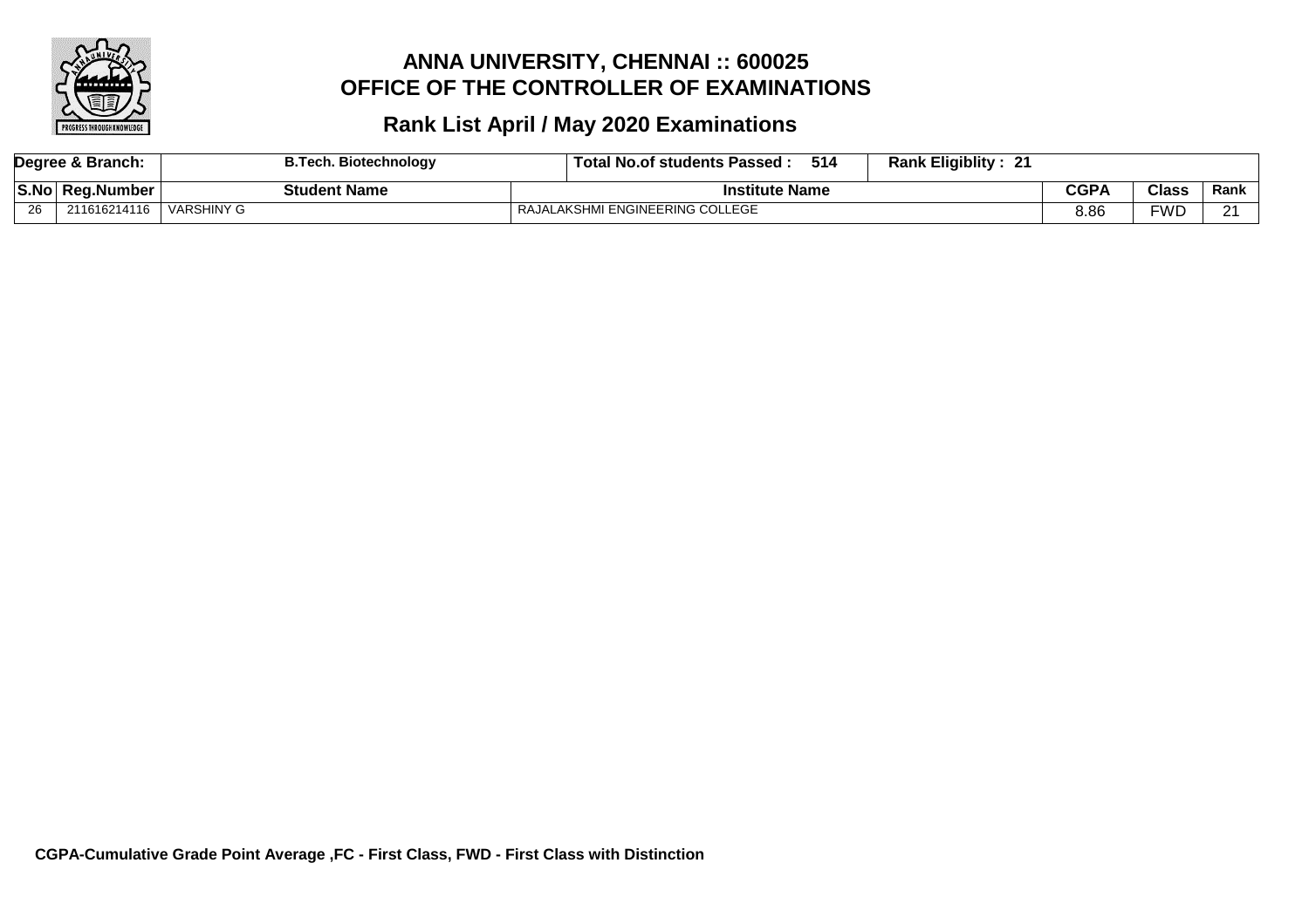# ANNA UNIVERSITY, CHENNAI :: 600025
# OFFICE OF THE CONTROLLER OF EXAMINATIONS

## Rank List April / May 2020 Examinations

| Degree & Branch: | | B.Tech. Biotechnology | Total No.of students Passed : 514 | Rank Eligiblity : 21 | | |
|---|---|---|---|---|---|---|
| S.No | Reg.Number | Student Name | Institute Name | CGPA | Class | Rank |
| 26 | 211616214116 | VARSHINY G | RAJALAKSHMI ENGINEERING COLLEGE | 8.86 | FWD | 21 |

**CGPA-Cumulative Grade Point Average ,FC - First Class, FWD - First Class with Distinction**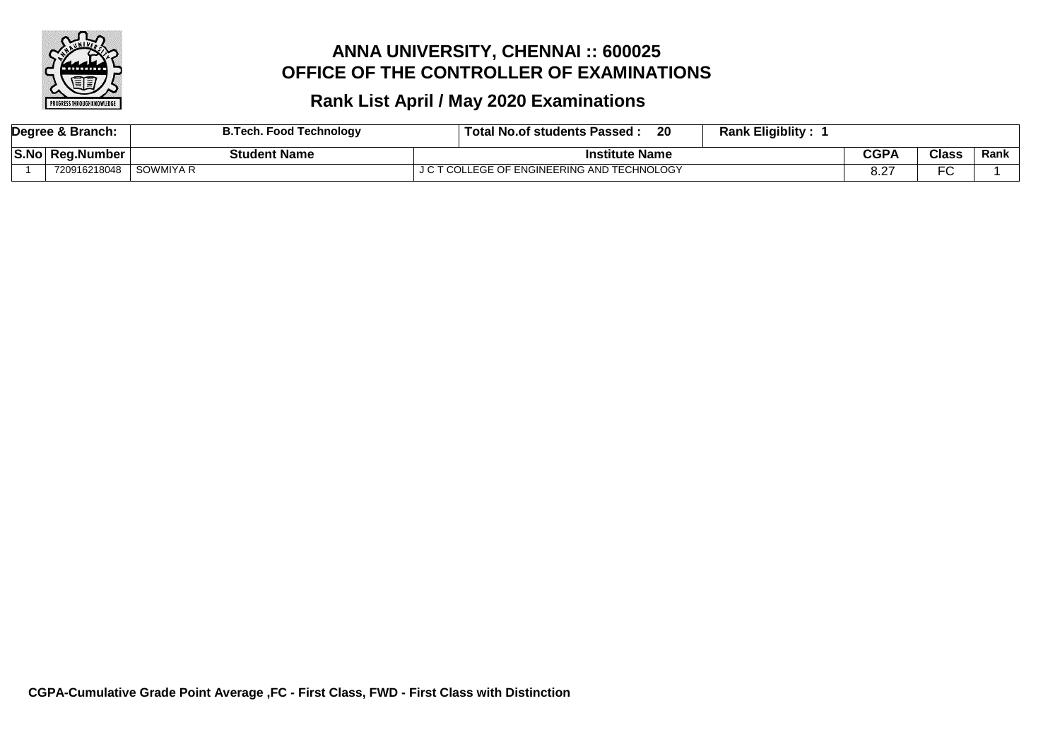# ANNA UNIVERSITY, CHENNAI :: 600025
# OFFICE OF THE CONTROLLER OF EXAMINATIONS

## Rank List April / May 2020 Examinations

| Degree & Branch: | | B.Tech. Food Technology | Total No.of students Passed : 20 | Rank Eligiblity : 1 | | |
|---|---|---|---|---|---|---|
| S.No | Reg.Number | Student Name | Institute Name | CGPA | Class | Rank |
| 1 | 720916218048 | SOWMIYA R | J C T COLLEGE OF ENGINEERING AND TECHNOLOGY | 8.27 | FC | 1 |

**CGPA-Cumulative Grade Point Average ,FC - First Class, FWD - First Class with Distinction**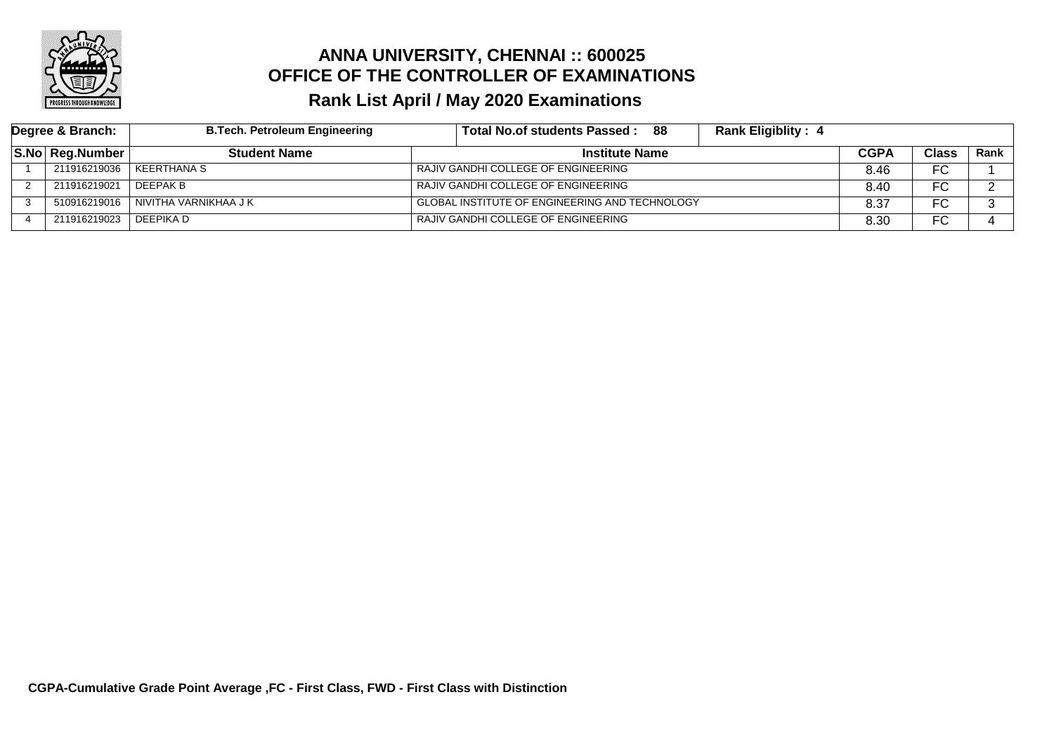# ANNA UNIVERSITY, CHENNAI :: 600025
# OFFICE OF THE CONTROLLER OF EXAMINATIONS
## Rank List April / May 2020 Examinations

| Degree & Branch: | B.Tech. Petroleum Engineering | Total No.of students Passed : 88 | Rank Eligiblity : 4 | | | |
|---|---|---|---|---|---|---|
| **S.No** | **Reg.Number** | **Student Name** | **Institute Name** | **CGPA** | **Class** | **Rank** |
| 1 | 211916219036 | KEERTHANA S | RAJIV GANDHI COLLEGE OF ENGINEERING | 8.46 | FC | 1 |
| 2 | 211916219021 | DEEPAK B | RAJIV GANDHI COLLEGE OF ENGINEERING | 8.40 | FC | 2 |
| 3 | 510916219016 | NIVITHA VARNIKHAA J K | GLOBAL INSTITUTE OF ENGINEERING AND TECHNOLOGY | 8.37 | FC | 3 |
| 4 | 211916219023 | DEEPIKA D | RAJIV GANDHI COLLEGE OF ENGINEERING | 8.30 | FC | 4 |

**CGPA-Cumulative Grade Point Average ,FC - First Class, FWD - First Class with Distinction**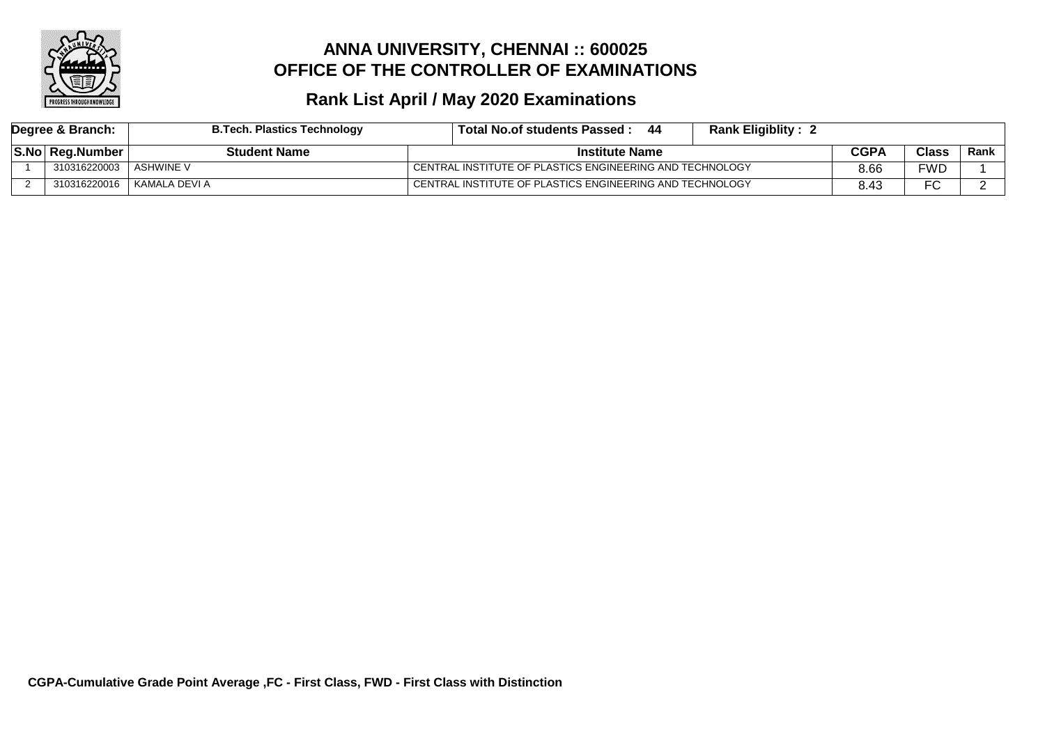# ANNA UNIVERSITY, CHENNAI :: 600025
# OFFICE OF THE CONTROLLER OF EXAMINATIONS

## Rank List April / May 2020 Examinations

| Degree & Branch: | B.Tech. Plastics Technology | Total No.of students Passed : 44 | Rank Eligiblity : 2 | | |
|---|---|---|---|---|---|

| S.No | Reg.Number | Student Name | Institute Name | CGPA | Class | Rank |
|---|---|---|---|---|---|---|
| 1 | 310316220003 | ASHWINE V | CENTRAL INSTITUTE OF PLASTICS ENGINEERING AND TECHNOLOGY | 8.66 | FWD | 1 |
| 2 | 310316220016 | KAMALA DEVI A | CENTRAL INSTITUTE OF PLASTICS ENGINEERING AND TECHNOLOGY | 8.43 | FC | 2 |

**CGPA-Cumulative Grade Point Average ,FC - First Class, FWD - First Class with Distinction**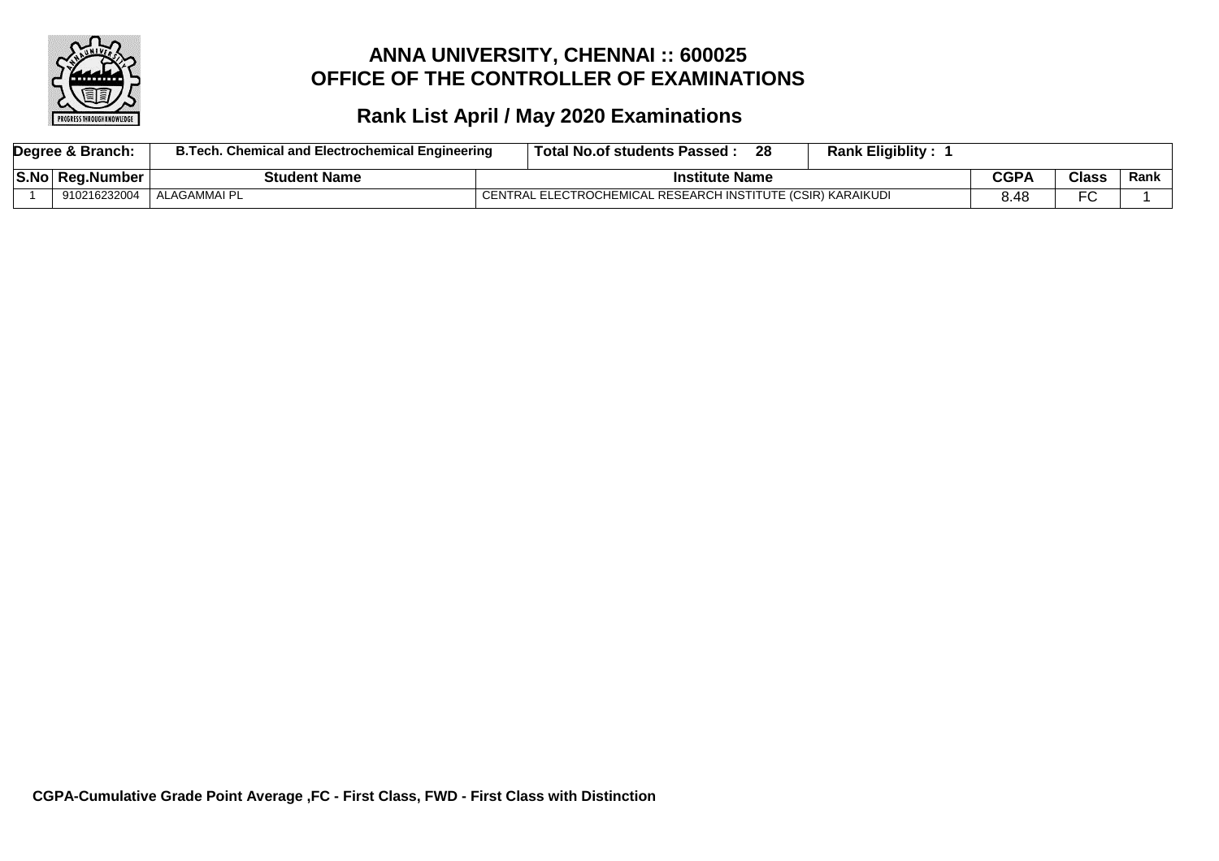# ANNA UNIVERSITY, CHENNAI :: 600025
# OFFICE OF THE CONTROLLER OF EXAMINATIONS

## Rank List April / May 2020 Examinations

| Degree & Branch: | B.Tech. Chemical and Electrochemical Engineering | Total No.of students Passed : 28 | Rank Eligiblity : 1 | | | |
|---|---|---|---|---|---|---|
| **S.No** | **Reg.Number** | **Student Name** | **Institute Name** | **CGPA** | **Class** | **Rank** |
| 1 | 910216232004 | ALAGAMMAI PL | CENTRAL ELECTROCHEMICAL RESEARCH INSTITUTE (CSIR) KARAIKUDI | 8.48 | FC | 1 |

**CGPA-Cumulative Grade Point Average ,FC - First Class, FWD - First Class with Distinction**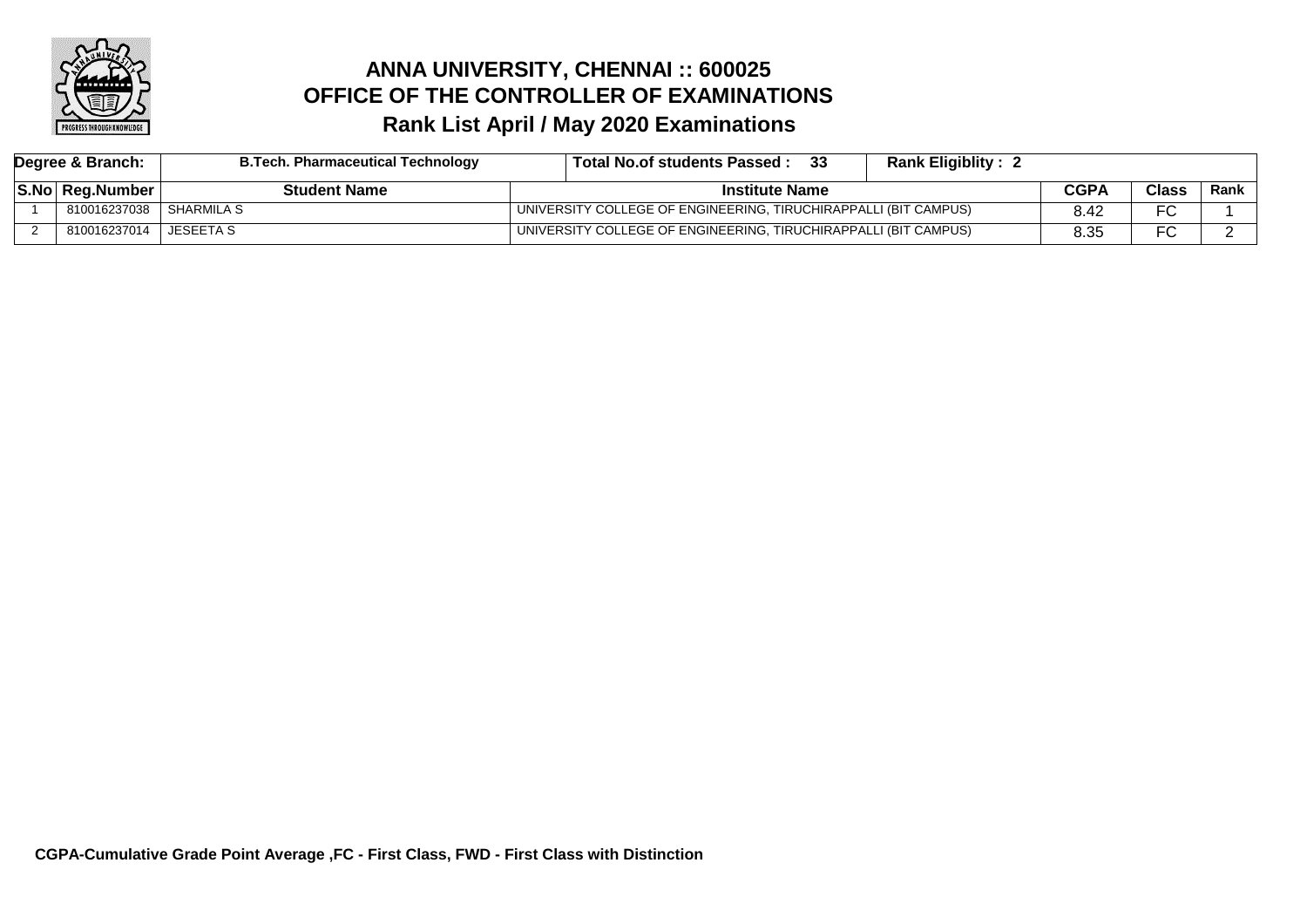# ANNA UNIVERSITY, CHENNAI :: 600025
## OFFICE OF THE CONTROLLER OF EXAMINATIONS
## Rank List April / May 2020 Examinations

| Degree & Branch: | B.Tech. Pharmaceutical Technology | Total No.of students Passed : 33 | Rank Eligiblity : 2 | | | |
|---|---|---|---|---|---|---|
| **S.No** | **Reg.Number** | **Student Name** | **Institute Name** | **CGPA** | **Class** | **Rank** |
| 1 | 810016237038 | SHARMILA S | UNIVERSITY COLLEGE OF ENGINEERING, TIRUCHIRAPPALLI (BIT CAMPUS) | 8.42 | FC | 1 |
| 2 | 810016237014 | JESEETA S | UNIVERSITY COLLEGE OF ENGINEERING, TIRUCHIRAPPALLI (BIT CAMPUS) | 8.35 | FC | 2 |

**CGPA-Cumulative Grade Point Average ,FC - First Class, FWD - First Class with Distinction**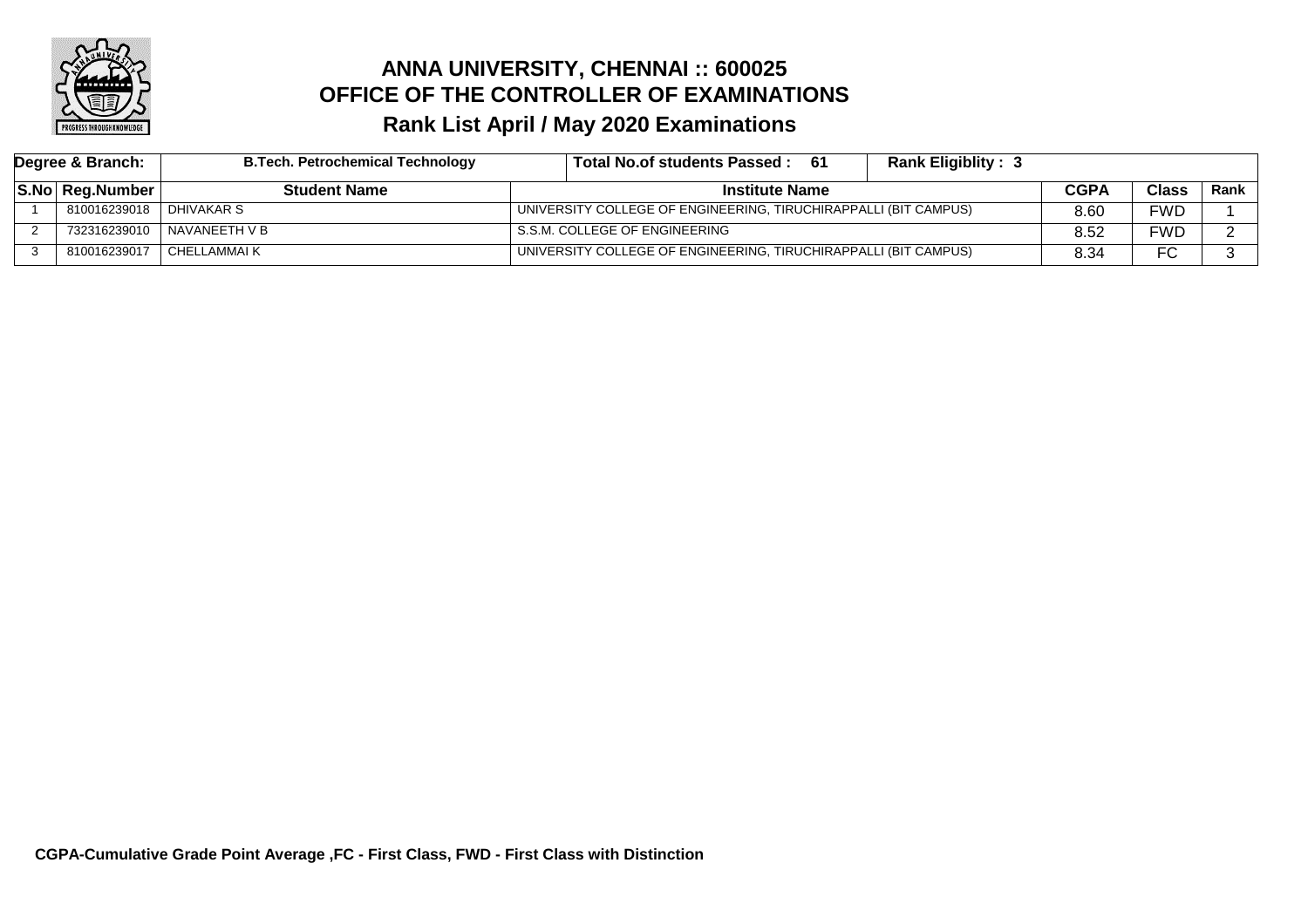# ANNA UNIVERSITY, CHENNAI :: 600025
## OFFICE OF THE CONTROLLER OF EXAMINATIONS
## Rank List April / May 2020 Examinations

| Degree & Branch: | B.Tech. Petrochemical Technology | Total No.of students Passed : 61 | Rank Eligiblity : 3 | | | |
|---|---|---|---|---|---|---|
| **S.No** | **Reg.Number** | **Student Name** | **Institute Name** | **CGPA** | **Class** | **Rank** |
| 1 | 810016239018 | DHIVAKAR S | UNIVERSITY COLLEGE OF ENGINEERING, TIRUCHIRAPPALLI (BIT CAMPUS) | 8.60 | FWD | 1 |
| 2 | 732316239010 | NAVANEETH V B | S.S.M. COLLEGE OF ENGINEERING | 8.52 | FWD | 2 |
| 3 | 810016239017 | CHELLAMMAI K | UNIVERSITY COLLEGE OF ENGINEERING, TIRUCHIRAPPALLI (BIT CAMPUS) | 8.34 | FC | 3 |

**CGPA-Cumulative Grade Point Average ,FC - First Class, FWD - First Class with Distinction**